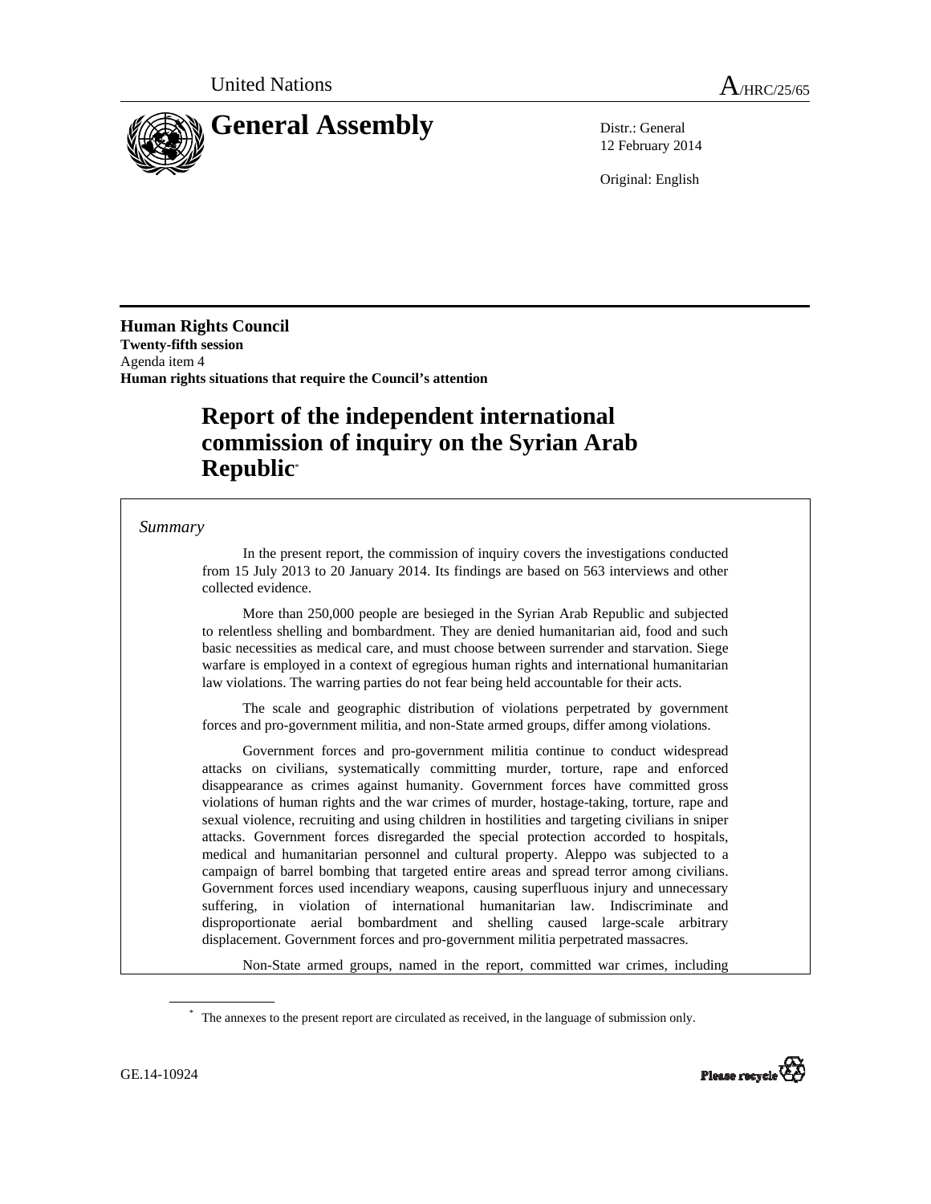United Nations A/HRC/25/65

# General Assembly

Distr.: General
12 February 2014

Original: English

**Human Rights Council**
**Twenty-fifth session**
Agenda item 4
**Human rights situations that require the Council's attention**

# Report of the independent international commission of inquiry on the Syrian Arab Republic*

*Summary*

In the present report, the commission of inquiry covers the investigations conducted from 15 July 2013 to 20 January 2014. Its findings are based on 563 interviews and other collected evidence.

More than 250,000 people are besieged in the Syrian Arab Republic and subjected to relentless shelling and bombardment. They are denied humanitarian aid, food and such basic necessities as medical care, and must choose between surrender and starvation. Siege warfare is employed in a context of egregious human rights and international humanitarian law violations. The warring parties do not fear being held accountable for their acts.

The scale and geographic distribution of violations perpetrated by government forces and pro-government militia, and non-State armed groups, differ among violations.

Government forces and pro-government militia continue to conduct widespread attacks on civilians, systematically committing murder, torture, rape and enforced disappearance as crimes against humanity. Government forces have committed gross violations of human rights and the war crimes of murder, hostage-taking, torture, rape and sexual violence, recruiting and using children in hostilities and targeting civilians in sniper attacks. Government forces disregarded the special protection accorded to hospitals, medical and humanitarian personnel and cultural property. Aleppo was subjected to a campaign of barrel bombing that targeted entire areas and spread terror among civilians. Government forces used incendiary weapons, causing superfluous injury and unnecessary suffering, in violation of international humanitarian law. Indiscriminate and disproportionate aerial bombardment and shelling caused large-scale arbitrary displacement. Government forces and pro-government militia perpetrated massacres.

Non-State armed groups, named in the report, committed war crimes, including

\* The annexes to the present report are circulated as received, in the language of submission only.

GE.14-10924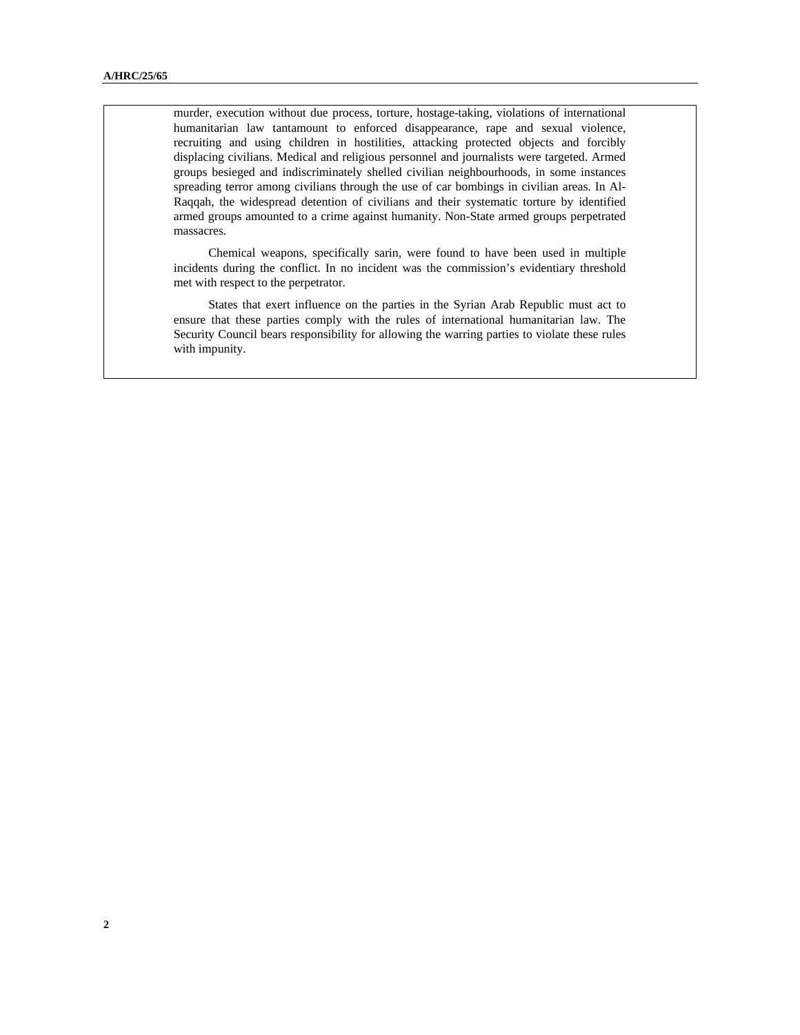murder, execution without due process, torture, hostage-taking, violations of international humanitarian law tantamount to enforced disappearance, rape and sexual violence, recruiting and using children in hostilities, attacking protected objects and forcibly displacing civilians. Medical and religious personnel and journalists were targeted. Armed groups besieged and indiscriminately shelled civilian neighbourhoods, in some instances spreading terror among civilians through the use of car bombings in civilian areas. In Al-Raqqah, the widespread detention of civilians and their systematic torture by identified armed groups amounted to a crime against humanity. Non-State armed groups perpetrated massacres.

Chemical weapons, specifically sarin, were found to have been used in multiple incidents during the conflict. In no incident was the commission's evidentiary threshold met with respect to the perpetrator.

States that exert influence on the parties in the Syrian Arab Republic must act to ensure that these parties comply with the rules of international humanitarian law. The Security Council bears responsibility for allowing the warring parties to violate these rules with impunity.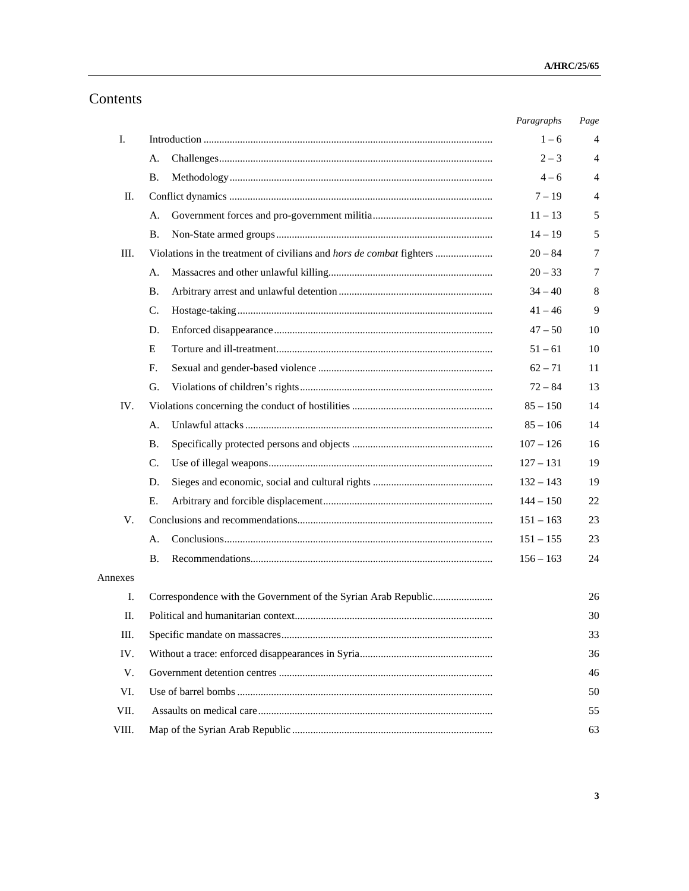# Contents

| | | | Paragraphs | Page |
|---|---|---|---|---|
| I. | Introduction | | 1 – 6 | 4 |
| | A. | Challenges | 2 – 3 | 4 |
| | B. | Methodology | 4 – 6 | 4 |
| II. | Conflict dynamics | | 7 – 19 | 4 |
| | A. | Government forces and pro-government militia | 11 – 13 | 5 |
| | B. | Non-State armed groups | 14 – 19 | 5 |
| III. | Violations in the treatment of civilians and *hors de combat* fighters | | 20 – 84 | 7 |
| | A. | Massacres and other unlawful killing | 20 – 33 | 7 |
| | B. | Arbitrary arrest and unlawful detention | 34 – 40 | 8 |
| | C. | Hostage-taking | 41 – 46 | 9 |
| | D. | Enforced disappearance | 47 – 50 | 10 |
| | E | Torture and ill-treatment | 51 – 61 | 10 |
| | F. | Sexual and gender-based violence | 62 – 71 | 11 |
| | G. | Violations of children's rights | 72 – 84 | 13 |
| IV. | Violations concerning the conduct of hostilities | | 85 – 150 | 14 |
| | A. | Unlawful attacks | 85 – 106 | 14 |
| | B. | Specifically protected persons and objects | 107 – 126 | 16 |
| | C. | Use of illegal weapons | 127 – 131 | 19 |
| | D. | Sieges and economic, social and cultural rights | 132 – 143 | 19 |
| | E. | Arbitrary and forcible displacement | 144 – 150 | 22 |
| V. | Conclusions and recommendations | | 151 – 163 | 23 |
| | A. | Conclusions | 151 – 155 | 23 |
| | B. | Recommendations | 156 – 163 | 24 |
| Annexes | | | | |
| I. | Correspondence with the Government of the Syrian Arab Republic | | | 26 |
| II. | Political and humanitarian context | | | 30 |
| III. | Specific mandate on massacres | | | 33 |
| IV. | Without a trace: enforced disappearances in Syria | | | 36 |
| V. | Government detention centres | | | 46 |
| VI. | Use of barrel bombs | | | 50 |
| VII. | Assaults on medical care | | | 55 |
| VIII. | Map of the Syrian Arab Republic | | | 63 |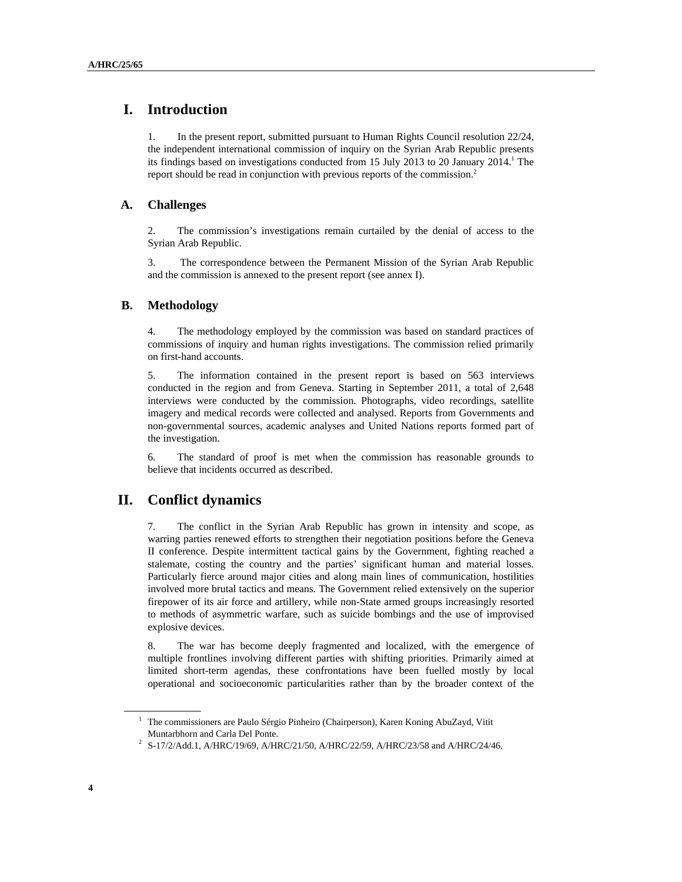# I. Introduction

1. In the present report, submitted pursuant to Human Rights Council resolution 22/24, the independent international commission of inquiry on the Syrian Arab Republic presents its findings based on investigations conducted from 15 July 2013 to 20 January 2014.[1] The report should be read in conjunction with previous reports of the commission.[2]

## A. Challenges

2. The commission's investigations remain curtailed by the denial of access to the Syrian Arab Republic.

3. The correspondence between the Permanent Mission of the Syrian Arab Republic and the commission is annexed to the present report (see annex I).

## B. Methodology

4. The methodology employed by the commission was based on standard practices of commissions of inquiry and human rights investigations. The commission relied primarily on first-hand accounts.

5. The information contained in the present report is based on 563 interviews conducted in the region and from Geneva. Starting in September 2011, a total of 2,648 interviews were conducted by the commission. Photographs, video recordings, satellite imagery and medical records were collected and analysed. Reports from Governments and non-governmental sources, academic analyses and United Nations reports formed part of the investigation.

6. The standard of proof is met when the commission has reasonable grounds to believe that incidents occurred as described.

# II. Conflict dynamics

7. The conflict in the Syrian Arab Republic has grown in intensity and scope, as warring parties renewed efforts to strengthen their negotiation positions before the Geneva II conference. Despite intermittent tactical gains by the Government, fighting reached a stalemate, costing the country and the parties' significant human and material losses. Particularly fierce around major cities and along main lines of communication, hostilities involved more brutal tactics and means. The Government relied extensively on the superior firepower of its air force and artillery, while non-State armed groups increasingly resorted to methods of asymmetric warfare, such as suicide bombings and the use of improvised explosive devices.

8. The war has become deeply fragmented and localized, with the emergence of multiple frontlines involving different parties with shifting priorities. Primarily aimed at limited short-term agendas, these confrontations have been fuelled mostly by local operational and socioeconomic particularities rather than by the broader context of the

---

[1] The commissioners are Paulo Sérgio Pinheiro (Chairperson), Karen Koning AbuZayd, Vitit Muntarbhorn and Carla Del Ponte.

[2] S-17/2/Add.1, A/HRC/19/69, A/HRC/21/50, A/HRC/22/59, A/HRC/23/58 and A/HRC/24/46.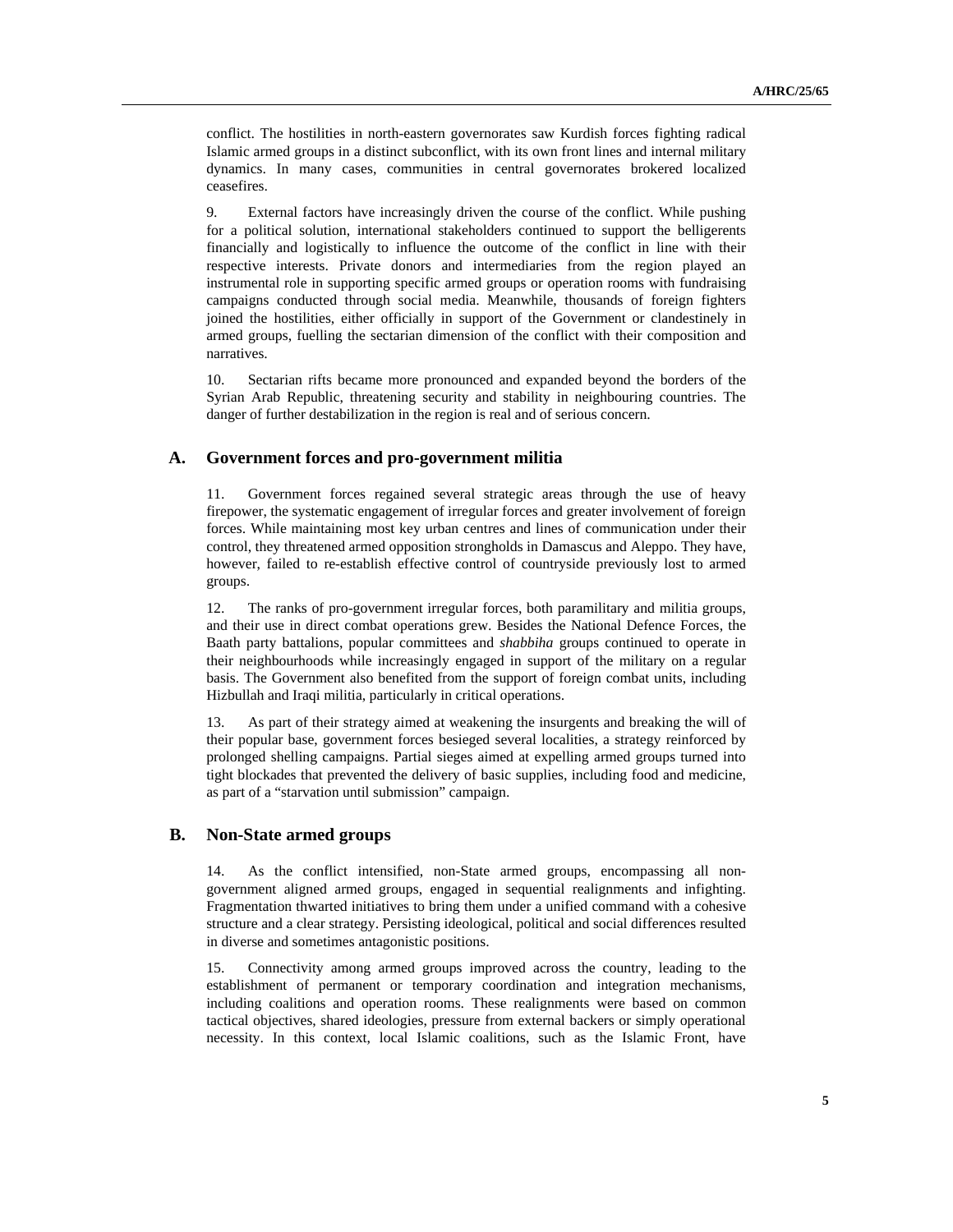conflict. The hostilities in north-eastern governorates saw Kurdish forces fighting radical Islamic armed groups in a distinct subconflict, with its own front lines and internal military dynamics. In many cases, communities in central governorates brokered localized ceasefires.

9. External factors have increasingly driven the course of the conflict. While pushing for a political solution, international stakeholders continued to support the belligerents financially and logistically to influence the outcome of the conflict in line with their respective interests. Private donors and intermediaries from the region played an instrumental role in supporting specific armed groups or operation rooms with fundraising campaigns conducted through social media. Meanwhile, thousands of foreign fighters joined the hostilities, either officially in support of the Government or clandestinely in armed groups, fuelling the sectarian dimension of the conflict with their composition and narratives.

10. Sectarian rifts became more pronounced and expanded beyond the borders of the Syrian Arab Republic, threatening security and stability in neighbouring countries. The danger of further destabilization in the region is real and of serious concern.

## A. Government forces and pro-government militia

11. Government forces regained several strategic areas through the use of heavy firepower, the systematic engagement of irregular forces and greater involvement of foreign forces. While maintaining most key urban centres and lines of communication under their control, they threatened armed opposition strongholds in Damascus and Aleppo. They have, however, failed to re-establish effective control of countryside previously lost to armed groups.

12. The ranks of pro-government irregular forces, both paramilitary and militia groups, and their use in direct combat operations grew. Besides the National Defence Forces, the Baath party battalions, popular committees and *shabbiha* groups continued to operate in their neighbourhoods while increasingly engaged in support of the military on a regular basis. The Government also benefited from the support of foreign combat units, including Hizbullah and Iraqi militia, particularly in critical operations.

13. As part of their strategy aimed at weakening the insurgents and breaking the will of their popular base, government forces besieged several localities, a strategy reinforced by prolonged shelling campaigns. Partial sieges aimed at expelling armed groups turned into tight blockades that prevented the delivery of basic supplies, including food and medicine, as part of a "starvation until submission" campaign.

## B. Non-State armed groups

14. As the conflict intensified, non-State armed groups, encompassing all non-government aligned armed groups, engaged in sequential realignments and infighting. Fragmentation thwarted initiatives to bring them under a unified command with a cohesive structure and a clear strategy. Persisting ideological, political and social differences resulted in diverse and sometimes antagonistic positions.

15. Connectivity among armed groups improved across the country, leading to the establishment of permanent or temporary coordination and integration mechanisms, including coalitions and operation rooms. These realignments were based on common tactical objectives, shared ideologies, pressure from external backers or simply operational necessity. In this context, local Islamic coalitions, such as the Islamic Front, have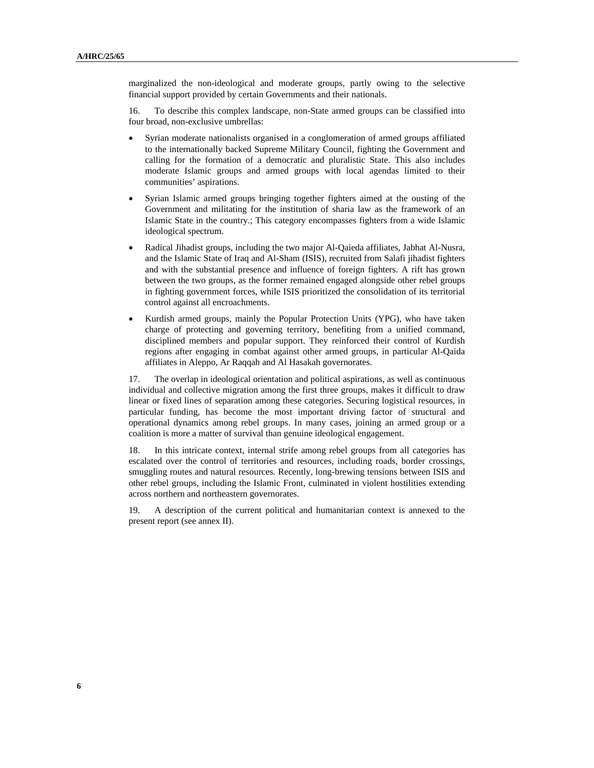marginalized the non-ideological and moderate groups, partly owing to the selective financial support provided by certain Governments and their nationals.

16. To describe this complex landscape, non-State armed groups can be classified into four broad, non-exclusive umbrellas:

- Syrian moderate nationalists organised in a conglomeration of armed groups affiliated to the internationally backed Supreme Military Council, fighting the Government and calling for the formation of a democratic and pluralistic State. This also includes moderate Islamic groups and armed groups with local agendas limited to their communities' aspirations.
- Syrian Islamic armed groups bringing together fighters aimed at the ousting of the Government and militating for the institution of sharia law as the framework of an Islamic State in the country.; This category encompasses fighters from a wide Islamic ideological spectrum.
- Radical Jihadist groups, including the two major Al-Qaieda affiliates, Jabhat Al-Nusra, and the Islamic State of Iraq and Al-Sham (ISIS), recruited from Salafi jihadist fighters and with the substantial presence and influence of foreign fighters. A rift has grown between the two groups, as the former remained engaged alongside other rebel groups in fighting government forces, while ISIS prioritized the consolidation of its territorial control against all encroachments.
- Kurdish armed groups, mainly the Popular Protection Units (YPG), who have taken charge of protecting and governing territory, benefiting from a unified command, disciplined members and popular support. They reinforced their control of Kurdish regions after engaging in combat against other armed groups, in particular Al-Qaida affiliates in Aleppo, Ar Raqqah and Al Hasakah governorates.

17. The overlap in ideological orientation and political aspirations, as well as continuous individual and collective migration among the first three groups, makes it difficult to draw linear or fixed lines of separation among these categories. Securing logistical resources, in particular funding, has become the most important driving factor of structural and operational dynamics among rebel groups. In many cases, joining an armed group or a coalition is more a matter of survival than genuine ideological engagement.

18. In this intricate context, internal strife among rebel groups from all categories has escalated over the control of territories and resources, including roads, border crossings, smuggling routes and natural resources. Recently, long-brewing tensions between ISIS and other rebel groups, including the Islamic Front, culminated in violent hostilities extending across northern and northeastern governorates.

19. A description of the current political and humanitarian context is annexed to the present report (see annex II).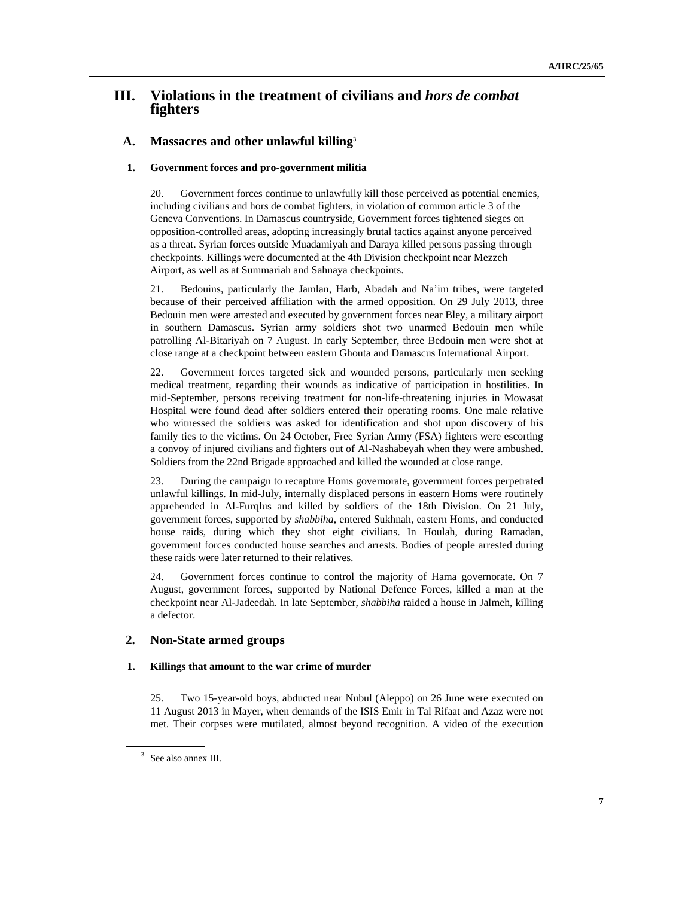# III. Violations in the treatment of civilians and *hors de combat* fighters

## A. Massacres and other unlawful killing[3]

### 1. Government forces and pro-government militia

20. Government forces continue to unlawfully kill those perceived as potential enemies, including civilians and hors de combat fighters, in violation of common article 3 of the Geneva Conventions. In Damascus countryside, Government forces tightened sieges on opposition-controlled areas, adopting increasingly brutal tactics against anyone perceived as a threat. Syrian forces outside Muadamiyah and Daraya killed persons passing through checkpoints. Killings were documented at the 4th Division checkpoint near Mezzeh Airport, as well as at Summariah and Sahnaya checkpoints.

21. Bedouins, particularly the Jamlan, Harb, Abadah and Na'im tribes, were targeted because of their perceived affiliation with the armed opposition. On 29 July 2013, three Bedouin men were arrested and executed by government forces near Bley, a military airport in southern Damascus. Syrian army soldiers shot two unarmed Bedouin men while patrolling Al-Bitariyah on 7 August. In early September, three Bedouin men were shot at close range at a checkpoint between eastern Ghouta and Damascus International Airport.

22. Government forces targeted sick and wounded persons, particularly men seeking medical treatment, regarding their wounds as indicative of participation in hostilities. In mid-September, persons receiving treatment for non-life-threatening injuries in Mowasat Hospital were found dead after soldiers entered their operating rooms. One male relative who witnessed the soldiers was asked for identification and shot upon discovery of his family ties to the victims. On 24 October, Free Syrian Army (FSA) fighters were escorting a convoy of injured civilians and fighters out of Al-Nashabeyah when they were ambushed. Soldiers from the 22nd Brigade approached and killed the wounded at close range.

23. During the campaign to recapture Homs governorate, government forces perpetrated unlawful killings. In mid-July, internally displaced persons in eastern Homs were routinely apprehended in Al-Furqlus and killed by soldiers of the 18th Division. On 21 July, government forces, supported by *shabbiha*, entered Sukhnah, eastern Homs, and conducted house raids, during which they shot eight civilians. In Houlah, during Ramadan, government forces conducted house searches and arrests. Bodies of people arrested during these raids were later returned to their relatives.

24. Government forces continue to control the majority of Hama governorate. On 7 August, government forces, supported by National Defence Forces, killed a man at the checkpoint near Al-Jadeedah. In late September, *shabbiha* raided a house in Jalmeh, killing a defector.

## 2. Non-State armed groups

### 1. Killings that amount to the war crime of murder

25. Two 15-year-old boys, abducted near Nubul (Aleppo) on 26 June were executed on 11 August 2013 in Mayer, when demands of the ISIS Emir in Tal Rifaat and Azaz were not met. Their corpses were mutilated, almost beyond recognition. A video of the execution

[3] See also annex III.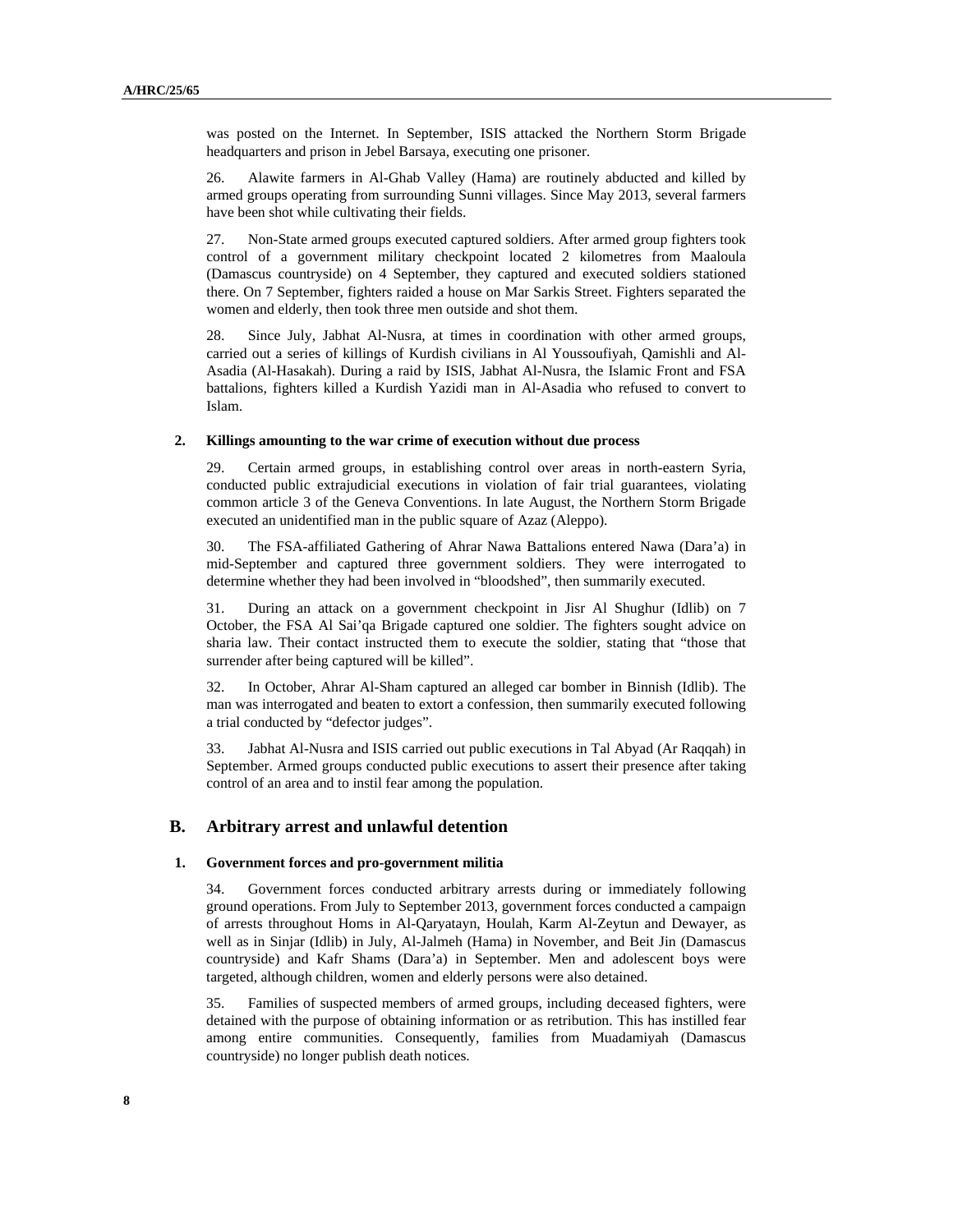was posted on the Internet. In September, ISIS attacked the Northern Storm Brigade headquarters and prison in Jebel Barsaya, executing one prisoner.

26. Alawite farmers in Al-Ghab Valley (Hama) are routinely abducted and killed by armed groups operating from surrounding Sunni villages. Since May 2013, several farmers have been shot while cultivating their fields.

27. Non-State armed groups executed captured soldiers. After armed group fighters took control of a government military checkpoint located 2 kilometres from Maaloula (Damascus countryside) on 4 September, they captured and executed soldiers stationed there. On 7 September, fighters raided a house on Mar Sarkis Street. Fighters separated the women and elderly, then took three men outside and shot them.

28. Since July, Jabhat Al-Nusra, at times in coordination with other armed groups, carried out a series of killings of Kurdish civilians in Al Youssoufiyah, Qamishli and Al-Asadia (Al-Hasakah). During a raid by ISIS, Jabhat Al-Nusra, the Islamic Front and FSA battalions, fighters killed a Kurdish Yazidi man in Al-Asadia who refused to convert to Islam.

#### 2. Killings amounting to the war crime of execution without due process

29. Certain armed groups, in establishing control over areas in north-eastern Syria, conducted public extrajudicial executions in violation of fair trial guarantees, violating common article 3 of the Geneva Conventions. In late August, the Northern Storm Brigade executed an unidentified man in the public square of Azaz (Aleppo).

30. The FSA-affiliated Gathering of Ahrar Nawa Battalions entered Nawa (Dara'a) in mid-September and captured three government soldiers. They were interrogated to determine whether they had been involved in "bloodshed", then summarily executed.

31. During an attack on a government checkpoint in Jisr Al Shughur (Idlib) on 7 October, the FSA Al Sai'qa Brigade captured one soldier. The fighters sought advice on sharia law. Their contact instructed them to execute the soldier, stating that "those that surrender after being captured will be killed".

32. In October, Ahrar Al-Sham captured an alleged car bomber in Binnish (Idlib). The man was interrogated and beaten to extort a confession, then summarily executed following a trial conducted by "defector judges".

33. Jabhat Al-Nusra and ISIS carried out public executions in Tal Abyad (Ar Raqqah) in September. Armed groups conducted public executions to assert their presence after taking control of an area and to instil fear among the population.

### B. Arbitrary arrest and unlawful detention

#### 1. Government forces and pro-government militia

34. Government forces conducted arbitrary arrests during or immediately following ground operations. From July to September 2013, government forces conducted a campaign of arrests throughout Homs in Al-Qaryatayn, Houlah, Karm Al-Zeytun and Dewayer, as well as in Sinjar (Idlib) in July, Al-Jalmeh (Hama) in November, and Beit Jin (Damascus countryside) and Kafr Shams (Dara'a) in September. Men and adolescent boys were targeted, although children, women and elderly persons were also detained.

35. Families of suspected members of armed groups, including deceased fighters, were detained with the purpose of obtaining information or as retribution. This has instilled fear among entire communities. Consequently, families from Muadamiyah (Damascus countryside) no longer publish death notices.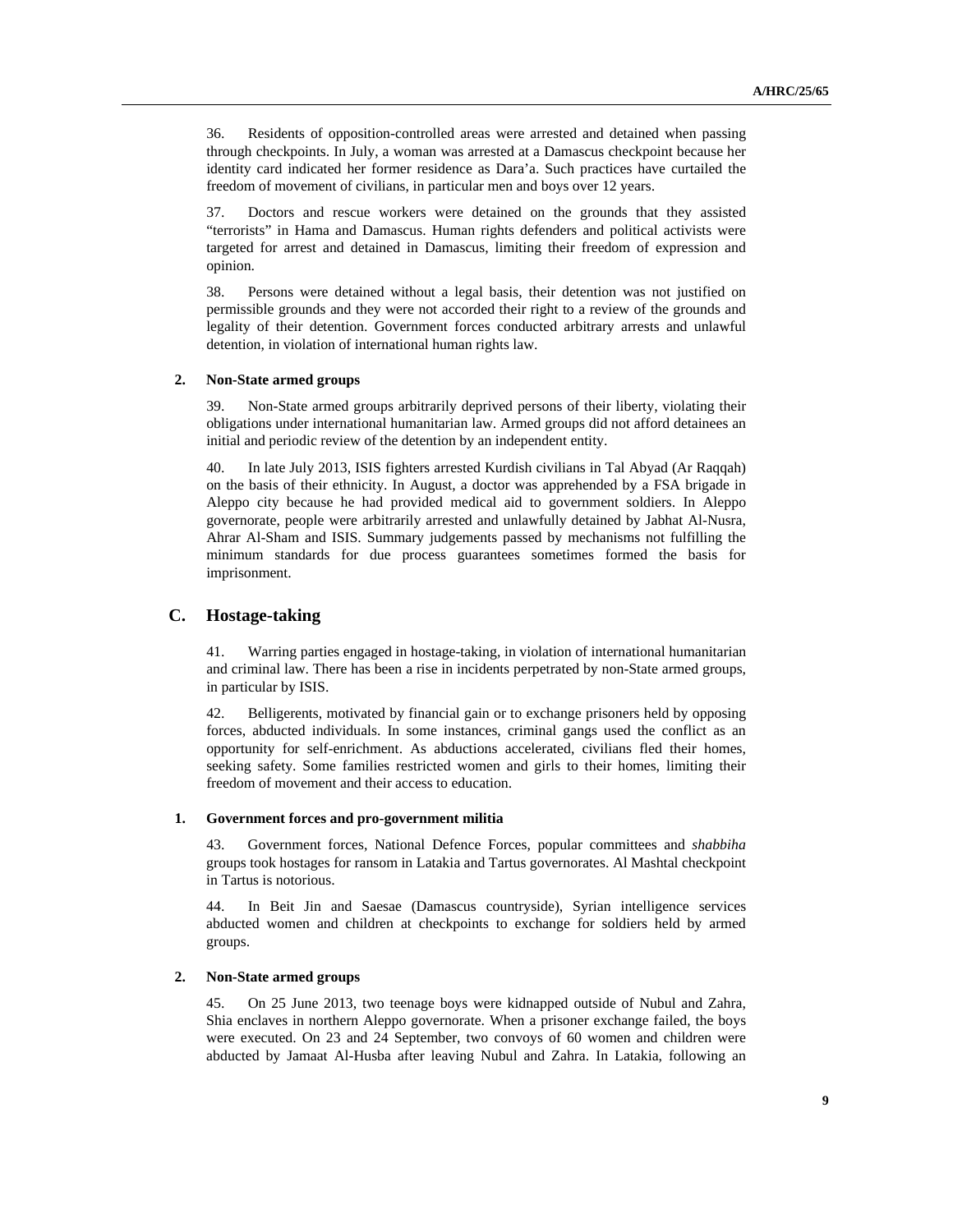36. Residents of opposition-controlled areas were arrested and detained when passing through checkpoints. In July, a woman was arrested at a Damascus checkpoint because her identity card indicated her former residence as Dara'a. Such practices have curtailed the freedom of movement of civilians, in particular men and boys over 12 years.

37. Doctors and rescue workers were detained on the grounds that they assisted "terrorists" in Hama and Damascus. Human rights defenders and political activists were targeted for arrest and detained in Damascus, limiting their freedom of expression and opinion.

38. Persons were detained without a legal basis, their detention was not justified on permissible grounds and they were not accorded their right to a review of the grounds and legality of their detention. Government forces conducted arbitrary arrests and unlawful detention, in violation of international human rights law.

#### 2. Non-State armed groups

39. Non-State armed groups arbitrarily deprived persons of their liberty, violating their obligations under international humanitarian law. Armed groups did not afford detainees an initial and periodic review of the detention by an independent entity.

40. In late July 2013, ISIS fighters arrested Kurdish civilians in Tal Abyad (Ar Raqqah) on the basis of their ethnicity. In August, a doctor was apprehended by a FSA brigade in Aleppo city because he had provided medical aid to government soldiers. In Aleppo governorate, people were arbitrarily arrested and unlawfully detained by Jabhat Al-Nusra, Ahrar Al-Sham and ISIS. Summary judgements passed by mechanisms not fulfilling the minimum standards for due process guarantees sometimes formed the basis for imprisonment.

### C. Hostage-taking

41. Warring parties engaged in hostage-taking, in violation of international humanitarian and criminal law. There has been a rise in incidents perpetrated by non-State armed groups, in particular by ISIS.

42. Belligerents, motivated by financial gain or to exchange prisoners held by opposing forces, abducted individuals. In some instances, criminal gangs used the conflict as an opportunity for self-enrichment. As abductions accelerated, civilians fled their homes, seeking safety. Some families restricted women and girls to their homes, limiting their freedom of movement and their access to education.

#### 1. Government forces and pro-government militia

43. Government forces, National Defence Forces, popular committees and *shabbiha* groups took hostages for ransom in Latakia and Tartus governorates. Al Mashtal checkpoint in Tartus is notorious.

44. In Beit Jin and Saesae (Damascus countryside), Syrian intelligence services abducted women and children at checkpoints to exchange for soldiers held by armed groups.

#### 2. Non-State armed groups

45. On 25 June 2013, two teenage boys were kidnapped outside of Nubul and Zahra, Shia enclaves in northern Aleppo governorate. When a prisoner exchange failed, the boys were executed. On 23 and 24 September, two convoys of 60 women and children were abducted by Jamaat Al-Husba after leaving Nubul and Zahra. In Latakia, following an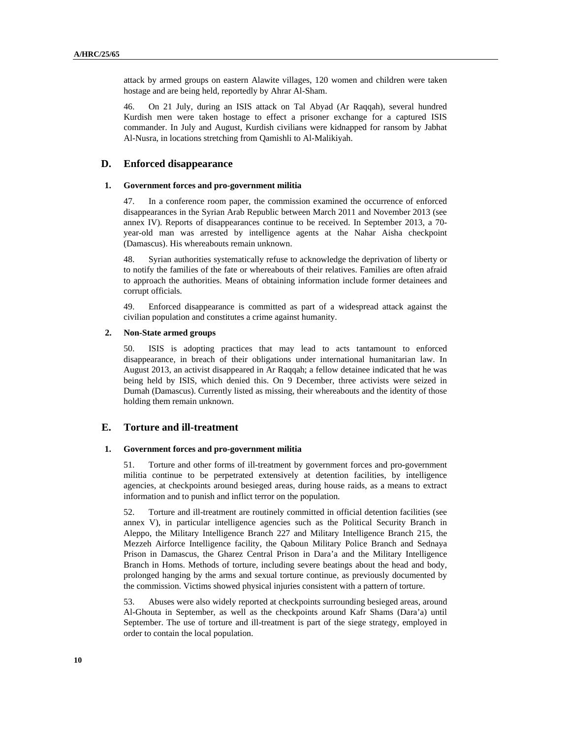attack by armed groups on eastern Alawite villages, 120 women and children were taken hostage and are being held, reportedly by Ahrar Al-Sham.

46. On 21 July, during an ISIS attack on Tal Abyad (Ar Raqqah), several hundred Kurdish men were taken hostage to effect a prisoner exchange for a captured ISIS commander. In July and August, Kurdish civilians were kidnapped for ransom by Jabhat Al-Nusra, in locations stretching from Qamishli to Al-Malikiyah.

## D. Enforced disappearance

### 1. Government forces and pro-government militia

47. In a conference room paper, the commission examined the occurrence of enforced disappearances in the Syrian Arab Republic between March 2011 and November 2013 (see annex IV). Reports of disappearances continue to be received. In September 2013, a 70-year-old man was arrested by intelligence agents at the Nahar Aisha checkpoint (Damascus). His whereabouts remain unknown.

48. Syrian authorities systematically refuse to acknowledge the deprivation of liberty or to notify the families of the fate or whereabouts of their relatives. Families are often afraid to approach the authorities. Means of obtaining information include former detainees and corrupt officials.

49. Enforced disappearance is committed as part of a widespread attack against the civilian population and constitutes a crime against humanity.

### 2. Non-State armed groups

50. ISIS is adopting practices that may lead to acts tantamount to enforced disappearance, in breach of their obligations under international humanitarian law. In August 2013, an activist disappeared in Ar Raqqah; a fellow detainee indicated that he was being held by ISIS, which denied this. On 9 December, three activists were seized in Dumah (Damascus). Currently listed as missing, their whereabouts and the identity of those holding them remain unknown.

## E. Torture and ill-treatment

### 1. Government forces and pro-government militia

51. Torture and other forms of ill-treatment by government forces and pro-government militia continue to be perpetrated extensively at detention facilities, by intelligence agencies, at checkpoints around besieged areas, during house raids, as a means to extract information and to punish and inflict terror on the population.

52. Torture and ill-treatment are routinely committed in official detention facilities (see annex V), in particular intelligence agencies such as the Political Security Branch in Aleppo, the Military Intelligence Branch 227 and Military Intelligence Branch 215, the Mezzeh Airforce Intelligence facility, the Qaboun Military Police Branch and Sednaya Prison in Damascus, the Gharez Central Prison in Dara'a and the Military Intelligence Branch in Homs. Methods of torture, including severe beatings about the head and body, prolonged hanging by the arms and sexual torture continue, as previously documented by the commission. Victims showed physical injuries consistent with a pattern of torture.

53. Abuses were also widely reported at checkpoints surrounding besieged areas, around Al-Ghouta in September, as well as the checkpoints around Kafr Shams (Dara'a) until September. The use of torture and ill-treatment is part of the siege strategy, employed in order to contain the local population.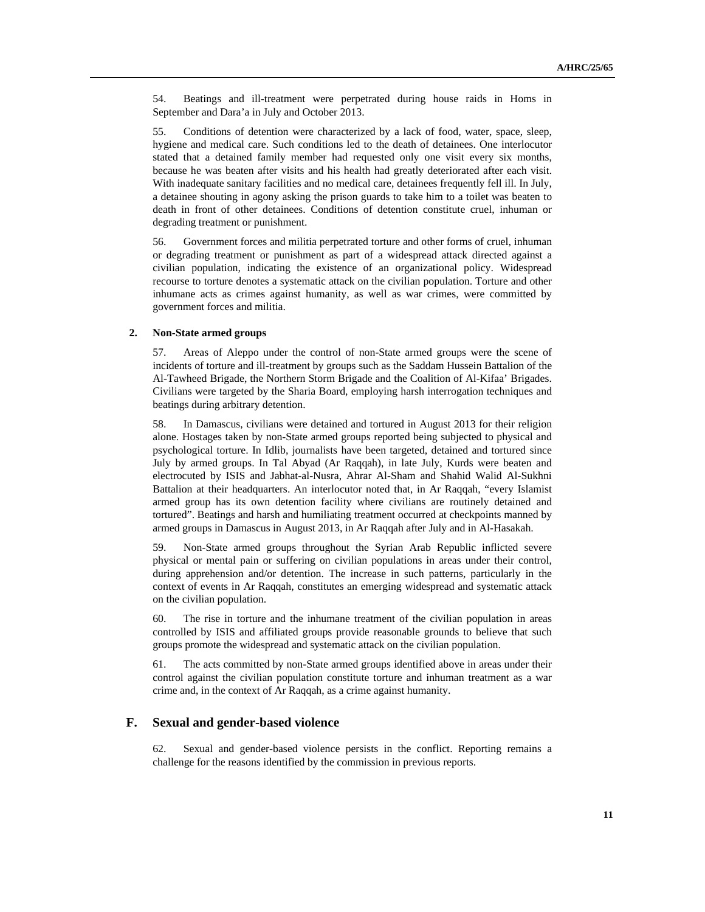54. Beatings and ill-treatment were perpetrated during house raids in Homs in September and Dara'a in July and October 2013.

55. Conditions of detention were characterized by a lack of food, water, space, sleep, hygiene and medical care. Such conditions led to the death of detainees. One interlocutor stated that a detained family member had requested only one visit every six months, because he was beaten after visits and his health had greatly deteriorated after each visit. With inadequate sanitary facilities and no medical care, detainees frequently fell ill. In July, a detainee shouting in agony asking the prison guards to take him to a toilet was beaten to death in front of other detainees. Conditions of detention constitute cruel, inhuman or degrading treatment or punishment.

56. Government forces and militia perpetrated torture and other forms of cruel, inhuman or degrading treatment or punishment as part of a widespread attack directed against a civilian population, indicating the existence of an organizational policy. Widespread recourse to torture denotes a systematic attack on the civilian population. Torture and other inhumane acts as crimes against humanity, as well as war crimes, were committed by government forces and militia.

### 2. Non-State armed groups

57. Areas of Aleppo under the control of non-State armed groups were the scene of incidents of torture and ill-treatment by groups such as the Saddam Hussein Battalion of the Al-Tawheed Brigade, the Northern Storm Brigade and the Coalition of Al-Kifaa' Brigades. Civilians were targeted by the Sharia Board, employing harsh interrogation techniques and beatings during arbitrary detention.

58. In Damascus, civilians were detained and tortured in August 2013 for their religion alone. Hostages taken by non-State armed groups reported being subjected to physical and psychological torture. In Idlib, journalists have been targeted, detained and tortured since July by armed groups. In Tal Abyad (Ar Raqqah), in late July, Kurds were beaten and electrocuted by ISIS and Jabhat-al-Nusra, Ahrar Al-Sham and Shahid Walid Al-Sukhni Battalion at their headquarters. An interlocutor noted that, in Ar Raqqah, "every Islamist armed group has its own detention facility where civilians are routinely detained and tortured". Beatings and harsh and humiliating treatment occurred at checkpoints manned by armed groups in Damascus in August 2013, in Ar Raqqah after July and in Al-Hasakah.

59. Non-State armed groups throughout the Syrian Arab Republic inflicted severe physical or mental pain or suffering on civilian populations in areas under their control, during apprehension and/or detention. The increase in such patterns, particularly in the context of events in Ar Raqqah, constitutes an emerging widespread and systematic attack on the civilian population.

60. The rise in torture and the inhumane treatment of the civilian population in areas controlled by ISIS and affiliated groups provide reasonable grounds to believe that such groups promote the widespread and systematic attack on the civilian population.

61. The acts committed by non-State armed groups identified above in areas under their control against the civilian population constitute torture and inhuman treatment as a war crime and, in the context of Ar Raqqah, as a crime against humanity.

## F. Sexual and gender-based violence

62. Sexual and gender-based violence persists in the conflict. Reporting remains a challenge for the reasons identified by the commission in previous reports.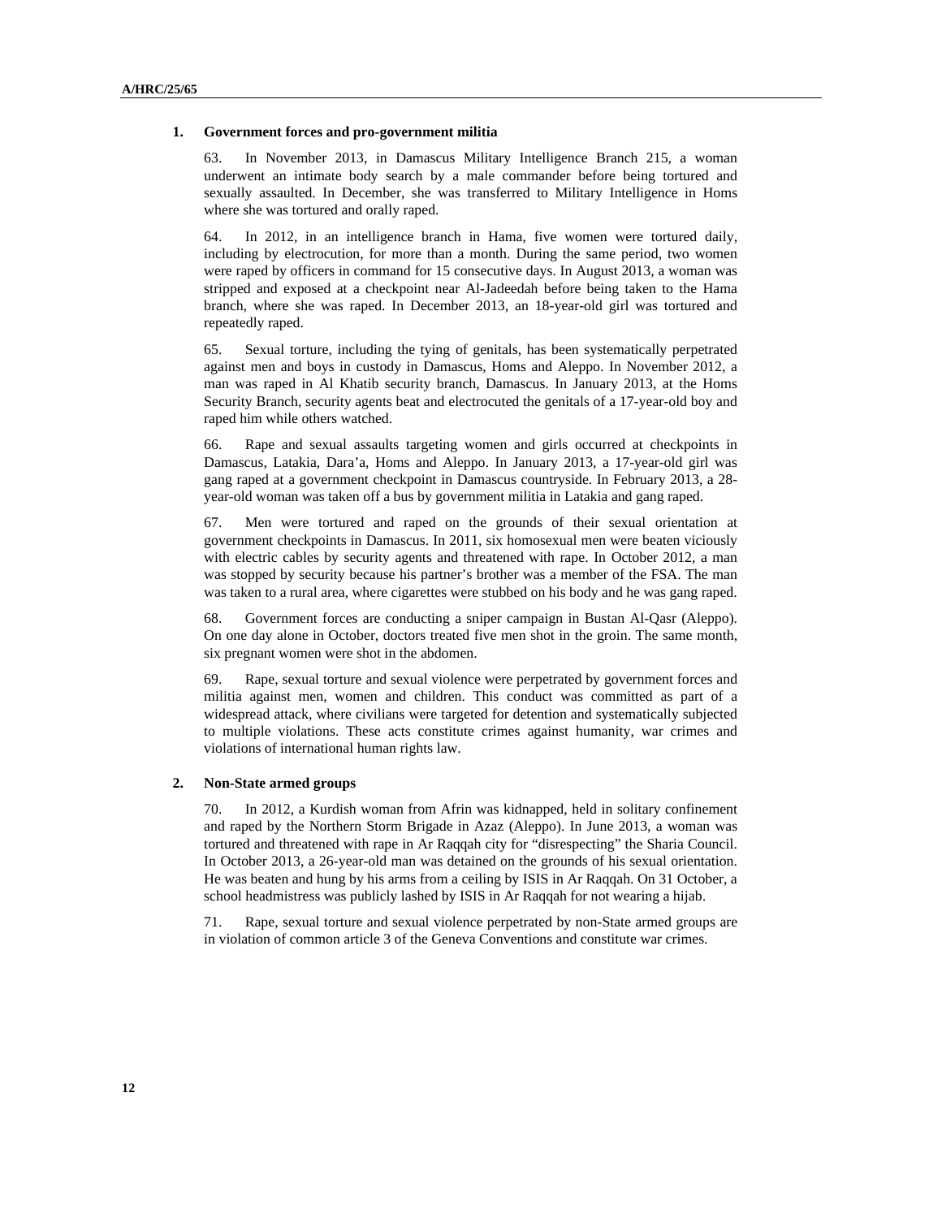### 1. Government forces and pro-government militia

63. In November 2013, in Damascus Military Intelligence Branch 215, a woman underwent an intimate body search by a male commander before being tortured and sexually assaulted. In December, she was transferred to Military Intelligence in Homs where she was tortured and orally raped.

64. In 2012, in an intelligence branch in Hama, five women were tortured daily, including by electrocution, for more than a month. During the same period, two women were raped by officers in command for 15 consecutive days. In August 2013, a woman was stripped and exposed at a checkpoint near Al-Jadeedah before being taken to the Hama branch, where she was raped. In December 2013, an 18-year-old girl was tortured and repeatedly raped.

65. Sexual torture, including the tying of genitals, has been systematically perpetrated against men and boys in custody in Damascus, Homs and Aleppo. In November 2012, a man was raped in Al Khatib security branch, Damascus. In January 2013, at the Homs Security Branch, security agents beat and electrocuted the genitals of a 17-year-old boy and raped him while others watched.

66. Rape and sexual assaults targeting women and girls occurred at checkpoints in Damascus, Latakia, Dara'a, Homs and Aleppo. In January 2013, a 17-year-old girl was gang raped at a government checkpoint in Damascus countryside. In February 2013, a 28-year-old woman was taken off a bus by government militia in Latakia and gang raped.

67. Men were tortured and raped on the grounds of their sexual orientation at government checkpoints in Damascus. In 2011, six homosexual men were beaten viciously with electric cables by security agents and threatened with rape. In October 2012, a man was stopped by security because his partner's brother was a member of the FSA. The man was taken to a rural area, where cigarettes were stubbed on his body and he was gang raped.

68. Government forces are conducting a sniper campaign in Bustan Al-Qasr (Aleppo). On one day alone in October, doctors treated five men shot in the groin. The same month, six pregnant women were shot in the abdomen.

69. Rape, sexual torture and sexual violence were perpetrated by government forces and militia against men, women and children. This conduct was committed as part of a widespread attack, where civilians were targeted for detention and systematically subjected to multiple violations. These acts constitute crimes against humanity, war crimes and violations of international human rights law.

### 2. Non-State armed groups

70. In 2012, a Kurdish woman from Afrin was kidnapped, held in solitary confinement and raped by the Northern Storm Brigade in Azaz (Aleppo). In June 2013, a woman was tortured and threatened with rape in Ar Raqqah city for "disrespecting" the Sharia Council. In October 2013, a 26-year-old man was detained on the grounds of his sexual orientation. He was beaten and hung by his arms from a ceiling by ISIS in Ar Raqqah. On 31 October, a school headmistress was publicly lashed by ISIS in Ar Raqqah for not wearing a hijab.

71. Rape, sexual torture and sexual violence perpetrated by non-State armed groups are in violation of common article 3 of the Geneva Conventions and constitute war crimes.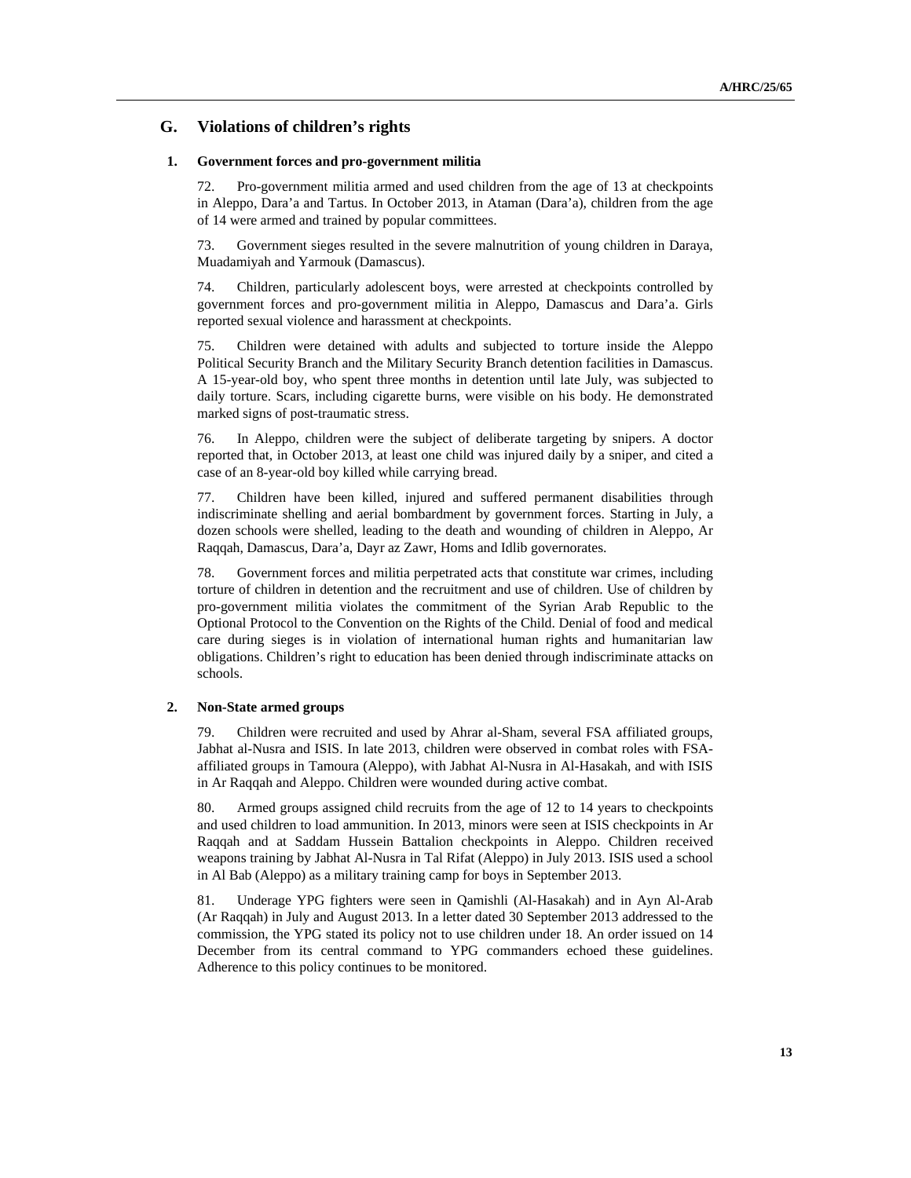## G. Violations of children's rights

### 1. Government forces and pro-government militia

72. Pro-government militia armed and used children from the age of 13 at checkpoints in Aleppo, Dara'a and Tartus. In October 2013, in Ataman (Dara'a), children from the age of 14 were armed and trained by popular committees.

73. Government sieges resulted in the severe malnutrition of young children in Daraya, Muadamiyah and Yarmouk (Damascus).

74. Children, particularly adolescent boys, were arrested at checkpoints controlled by government forces and pro-government militia in Aleppo, Damascus and Dara'a. Girls reported sexual violence and harassment at checkpoints.

75. Children were detained with adults and subjected to torture inside the Aleppo Political Security Branch and the Military Security Branch detention facilities in Damascus. A 15-year-old boy, who spent three months in detention until late July, was subjected to daily torture. Scars, including cigarette burns, were visible on his body. He demonstrated marked signs of post-traumatic stress.

76. In Aleppo, children were the subject of deliberate targeting by snipers. A doctor reported that, in October 2013, at least one child was injured daily by a sniper, and cited a case of an 8-year-old boy killed while carrying bread.

77. Children have been killed, injured and suffered permanent disabilities through indiscriminate shelling and aerial bombardment by government forces. Starting in July, a dozen schools were shelled, leading to the death and wounding of children in Aleppo, Ar Raqqah, Damascus, Dara'a, Dayr az Zawr, Homs and Idlib governorates.

78. Government forces and militia perpetrated acts that constitute war crimes, including torture of children in detention and the recruitment and use of children. Use of children by pro-government militia violates the commitment of the Syrian Arab Republic to the Optional Protocol to the Convention on the Rights of the Child. Denial of food and medical care during sieges is in violation of international human rights and humanitarian law obligations. Children's right to education has been denied through indiscriminate attacks on schools.

### 2. Non-State armed groups

79. Children were recruited and used by Ahrar al-Sham, several FSA affiliated groups, Jabhat al-Nusra and ISIS. In late 2013, children were observed in combat roles with FSA-affiliated groups in Tamoura (Aleppo), with Jabhat Al-Nusra in Al-Hasakah, and with ISIS in Ar Raqqah and Aleppo. Children were wounded during active combat.

80. Armed groups assigned child recruits from the age of 12 to 14 years to checkpoints and used children to load ammunition. In 2013, minors were seen at ISIS checkpoints in Ar Raqqah and at Saddam Hussein Battalion checkpoints in Aleppo. Children received weapons training by Jabhat Al-Nusra in Tal Rifat (Aleppo) in July 2013. ISIS used a school in Al Bab (Aleppo) as a military training camp for boys in September 2013.

81. Underage YPG fighters were seen in Qamishli (Al-Hasakah) and in Ayn Al-Arab (Ar Raqqah) in July and August 2013. In a letter dated 30 September 2013 addressed to the commission, the YPG stated its policy not to use children under 18. An order issued on 14 December from its central command to YPG commanders echoed these guidelines. Adherence to this policy continues to be monitored.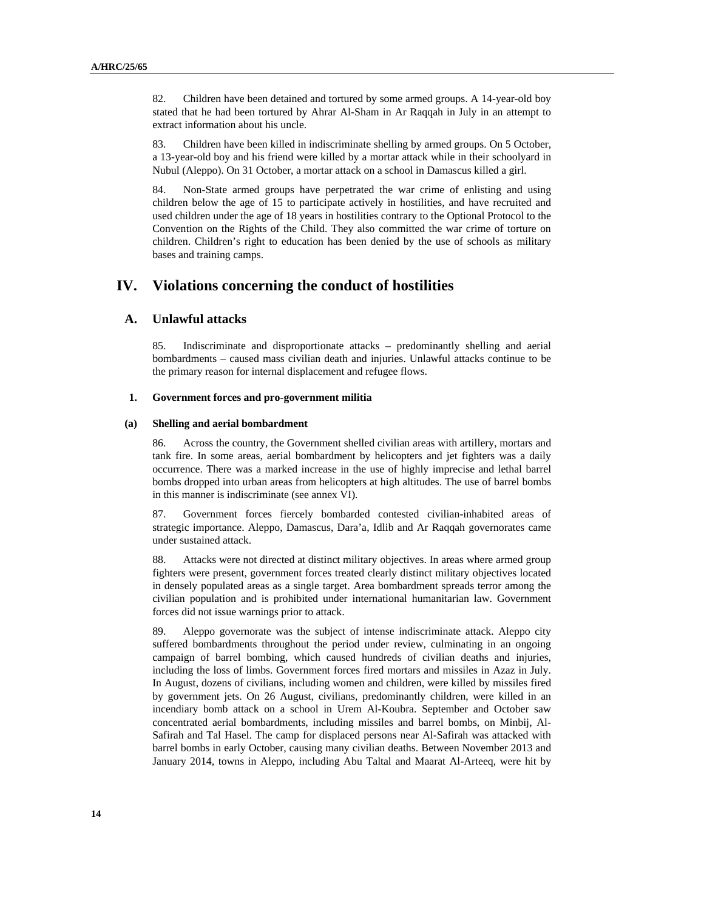82. Children have been detained and tortured by some armed groups. A 14-year-old boy stated that he had been tortured by Ahrar Al-Sham in Ar Raqqah in July in an attempt to extract information about his uncle.

83. Children have been killed in indiscriminate shelling by armed groups. On 5 October, a 13-year-old boy and his friend were killed by a mortar attack while in their schoolyard in Nubul (Aleppo). On 31 October, a mortar attack on a school in Damascus killed a girl.

84. Non-State armed groups have perpetrated the war crime of enlisting and using children below the age of 15 to participate actively in hostilities, and have recruited and used children under the age of 18 years in hostilities contrary to the Optional Protocol to the Convention on the Rights of the Child. They also committed the war crime of torture on children. Children's right to education has been denied by the use of schools as military bases and training camps.

# IV. Violations concerning the conduct of hostilities

## A. Unlawful attacks

85. Indiscriminate and disproportionate attacks – predominantly shelling and aerial bombardments – caused mass civilian death and injuries. Unlawful attacks continue to be the primary reason for internal displacement and refugee flows.

### 1. Government forces and pro-government militia

#### (a) Shelling and aerial bombardment

86. Across the country, the Government shelled civilian areas with artillery, mortars and tank fire. In some areas, aerial bombardment by helicopters and jet fighters was a daily occurrence. There was a marked increase in the use of highly imprecise and lethal barrel bombs dropped into urban areas from helicopters at high altitudes. The use of barrel bombs in this manner is indiscriminate (see annex VI).

87. Government forces fiercely bombarded contested civilian-inhabited areas of strategic importance. Aleppo, Damascus, Dara'a, Idlib and Ar Raqqah governorates came under sustained attack.

88. Attacks were not directed at distinct military objectives. In areas where armed group fighters were present, government forces treated clearly distinct military objectives located in densely populated areas as a single target. Area bombardment spreads terror among the civilian population and is prohibited under international humanitarian law. Government forces did not issue warnings prior to attack.

89. Aleppo governorate was the subject of intense indiscriminate attack. Aleppo city suffered bombardments throughout the period under review, culminating in an ongoing campaign of barrel bombing, which caused hundreds of civilian deaths and injuries, including the loss of limbs. Government forces fired mortars and missiles in Azaz in July. In August, dozens of civilians, including women and children, were killed by missiles fired by government jets. On 26 August, civilians, predominantly children, were killed in an incendiary bomb attack on a school in Urem Al-Koubra. September and October saw concentrated aerial bombardments, including missiles and barrel bombs, on Minbij, Al-Safirah and Tal Hasel. The camp for displaced persons near Al-Safirah was attacked with barrel bombs in early October, causing many civilian deaths. Between November 2013 and January 2014, towns in Aleppo, including Abu Taltal and Maarat Al-Arteeq, were hit by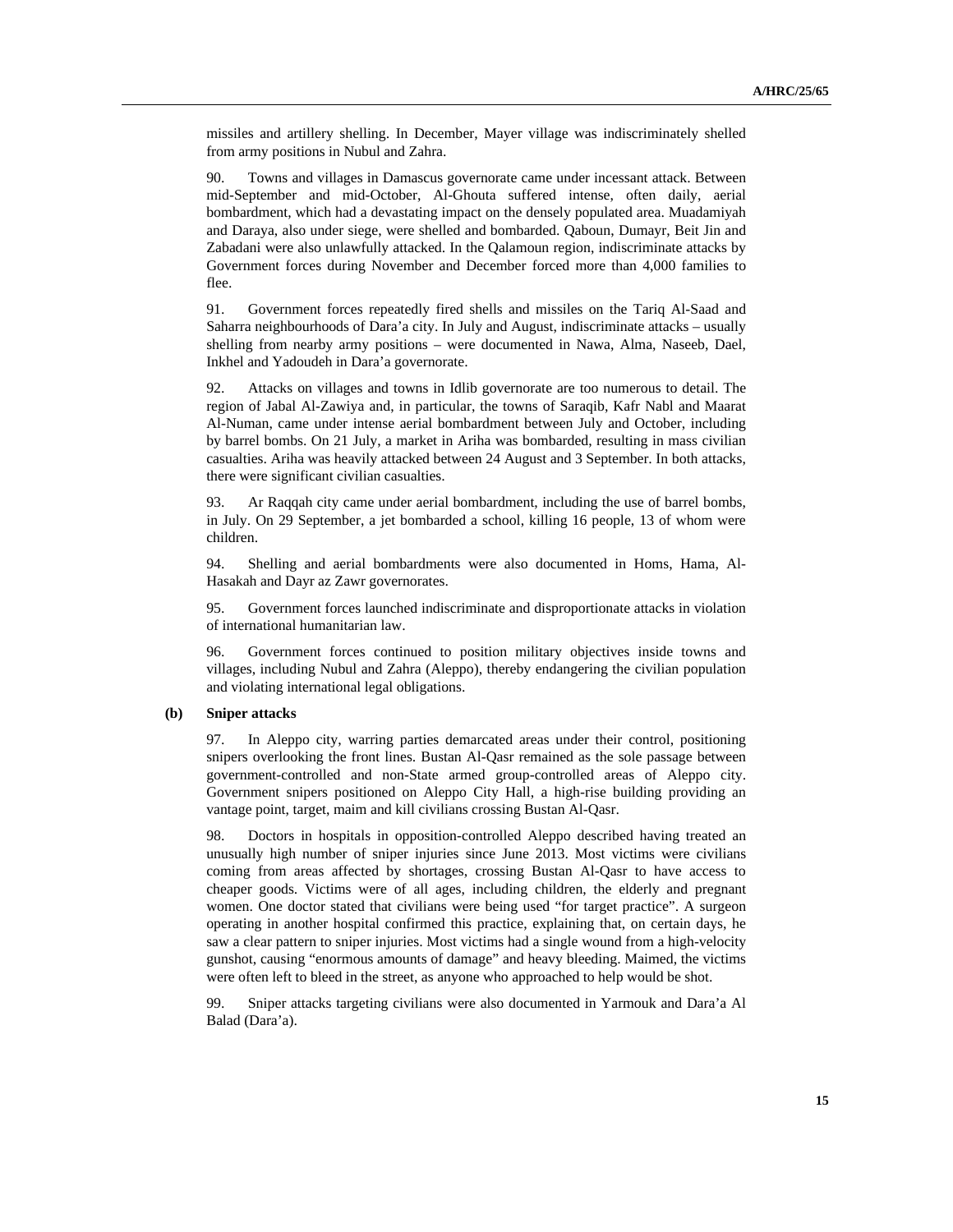missiles and artillery shelling. In December, Mayer village was indiscriminately shelled from army positions in Nubul and Zahra.

90. Towns and villages in Damascus governorate came under incessant attack. Between mid-September and mid-October, Al-Ghouta suffered intense, often daily, aerial bombardment, which had a devastating impact on the densely populated area. Muadamiyah and Daraya, also under siege, were shelled and bombarded. Qaboun, Dumayr, Beit Jin and Zabadani were also unlawfully attacked. In the Qalamoun region, indiscriminate attacks by Government forces during November and December forced more than 4,000 families to flee.

91. Government forces repeatedly fired shells and missiles on the Tariq Al-Saad and Saharra neighbourhoods of Dara'a city. In July and August, indiscriminate attacks – usually shelling from nearby army positions – were documented in Nawa, Alma, Naseeb, Dael, Inkhel and Yadoudeh in Dara'a governorate.

92. Attacks on villages and towns in Idlib governorate are too numerous to detail. The region of Jabal Al-Zawiya and, in particular, the towns of Saraqib, Kafr Nabl and Maarat Al-Numan, came under intense aerial bombardment between July and October, including by barrel bombs. On 21 July, a market in Ariha was bombarded, resulting in mass civilian casualties. Ariha was heavily attacked between 24 August and 3 September. In both attacks, there were significant civilian casualties.

93. Ar Raqqah city came under aerial bombardment, including the use of barrel bombs, in July. On 29 September, a jet bombarded a school, killing 16 people, 13 of whom were children.

94. Shelling and aerial bombardments were also documented in Homs, Hama, Al-Hasakah and Dayr az Zawr governorates.

95. Government forces launched indiscriminate and disproportionate attacks in violation of international humanitarian law.

96. Government forces continued to position military objectives inside towns and villages, including Nubul and Zahra (Aleppo), thereby endangering the civilian population and violating international legal obligations.

### (b) Sniper attacks

97. In Aleppo city, warring parties demarcated areas under their control, positioning snipers overlooking the front lines. Bustan Al-Qasr remained as the sole passage between government-controlled and non-State armed group-controlled areas of Aleppo city. Government snipers positioned on Aleppo City Hall, a high-rise building providing an vantage point, target, maim and kill civilians crossing Bustan Al-Qasr.

98. Doctors in hospitals in opposition-controlled Aleppo described having treated an unusually high number of sniper injuries since June 2013. Most victims were civilians coming from areas affected by shortages, crossing Bustan Al-Qasr to have access to cheaper goods. Victims were of all ages, including children, the elderly and pregnant women. One doctor stated that civilians were being used "for target practice". A surgeon operating in another hospital confirmed this practice, explaining that, on certain days, he saw a clear pattern to sniper injuries. Most victims had a single wound from a high-velocity gunshot, causing "enormous amounts of damage" and heavy bleeding. Maimed, the victims were often left to bleed in the street, as anyone who approached to help would be shot.

99. Sniper attacks targeting civilians were also documented in Yarmouk and Dara'a Al Balad (Dara'a).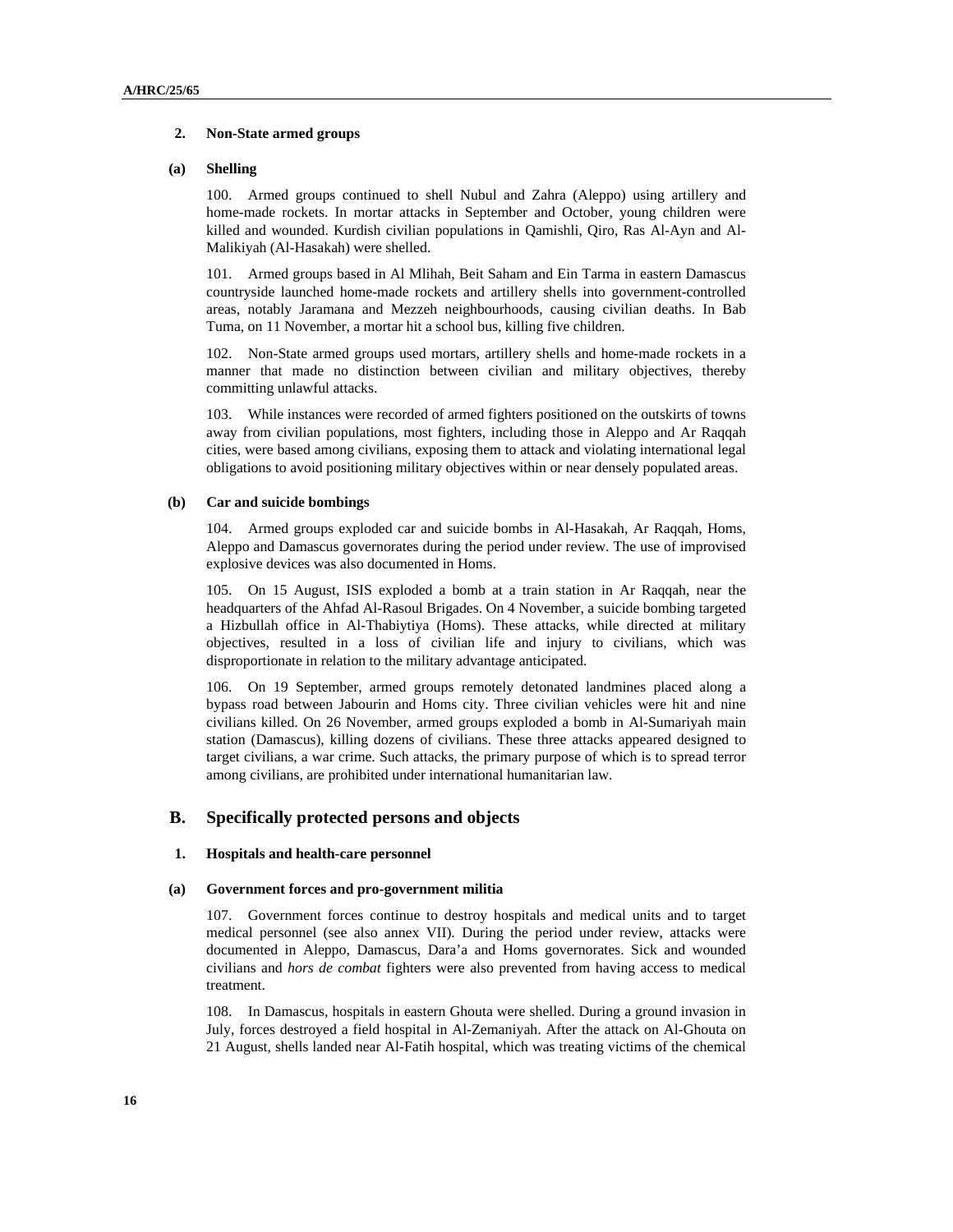### 2. Non-State armed groups

#### (a) Shelling

100. Armed groups continued to shell Nubul and Zahra (Aleppo) using artillery and home-made rockets. In mortar attacks in September and October, young children were killed and wounded. Kurdish civilian populations in Qamishli, Qiro, Ras Al-Ayn and Al-Malikiyah (Al-Hasakah) were shelled.

101. Armed groups based in Al Mlihah, Beit Saham and Ein Tarma in eastern Damascus countryside launched home-made rockets and artillery shells into government-controlled areas, notably Jaramana and Mezzeh neighbourhoods, causing civilian deaths. In Bab Tuma, on 11 November, a mortar hit a school bus, killing five children.

102. Non-State armed groups used mortars, artillery shells and home-made rockets in a manner that made no distinction between civilian and military objectives, thereby committing unlawful attacks.

103. While instances were recorded of armed fighters positioned on the outskirts of towns away from civilian populations, most fighters, including those in Aleppo and Ar Raqqah cities, were based among civilians, exposing them to attack and violating international legal obligations to avoid positioning military objectives within or near densely populated areas.

#### (b) Car and suicide bombings

104. Armed groups exploded car and suicide bombs in Al-Hasakah, Ar Raqqah, Homs, Aleppo and Damascus governorates during the period under review. The use of improvised explosive devices was also documented in Homs.

105. On 15 August, ISIS exploded a bomb at a train station in Ar Raqqah, near the headquarters of the Ahfad Al-Rasoul Brigades. On 4 November, a suicide bombing targeted a Hizbullah office in Al-Thabiytiya (Homs). These attacks, while directed at military objectives, resulted in a loss of civilian life and injury to civilians, which was disproportionate in relation to the military advantage anticipated.

106. On 19 September, armed groups remotely detonated landmines placed along a bypass road between Jabourin and Homs city. Three civilian vehicles were hit and nine civilians killed. On 26 November, armed groups exploded a bomb in Al-Sumariyah main station (Damascus), killing dozens of civilians. These three attacks appeared designed to target civilians, a war crime. Such attacks, the primary purpose of which is to spread terror among civilians, are prohibited under international humanitarian law.

## B. Specifically protected persons and objects

### 1. Hospitals and health-care personnel

#### (a) Government forces and pro-government militia

107. Government forces continue to destroy hospitals and medical units and to target medical personnel (see also annex VII). During the period under review, attacks were documented in Aleppo, Damascus, Dara'a and Homs governorates. Sick and wounded civilians and *hors de combat* fighters were also prevented from having access to medical treatment.

108. In Damascus, hospitals in eastern Ghouta were shelled. During a ground invasion in July, forces destroyed a field hospital in Al-Zemaniyah. After the attack on Al-Ghouta on 21 August, shells landed near Al-Fatih hospital, which was treating victims of the chemical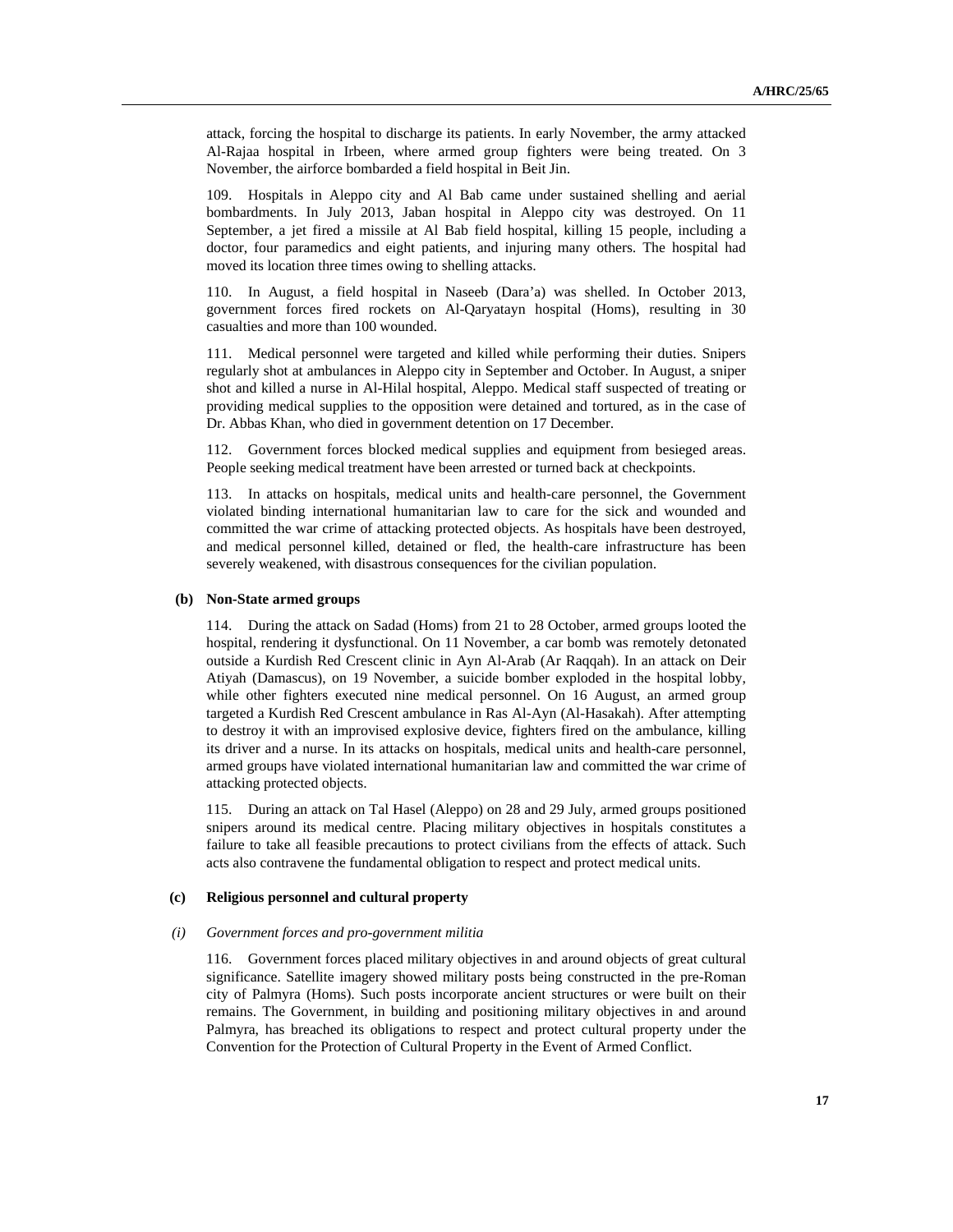attack, forcing the hospital to discharge its patients. In early November, the army attacked Al-Rajaa hospital in Irbeen, where armed group fighters were being treated. On 3 November, the airforce bombarded a field hospital in Beit Jin.

109. Hospitals in Aleppo city and Al Bab came under sustained shelling and aerial bombardments. In July 2013, Jaban hospital in Aleppo city was destroyed. On 11 September, a jet fired a missile at Al Bab field hospital, killing 15 people, including a doctor, four paramedics and eight patients, and injuring many others. The hospital had moved its location three times owing to shelling attacks.

110. In August, a field hospital in Naseeb (Dara'a) was shelled. In October 2013, government forces fired rockets on Al-Qaryatayn hospital (Homs), resulting in 30 casualties and more than 100 wounded.

111. Medical personnel were targeted and killed while performing their duties. Snipers regularly shot at ambulances in Aleppo city in September and October. In August, a sniper shot and killed a nurse in Al-Hilal hospital, Aleppo. Medical staff suspected of treating or providing medical supplies to the opposition were detained and tortured, as in the case of Dr. Abbas Khan, who died in government detention on 17 December.

112. Government forces blocked medical supplies and equipment from besieged areas. People seeking medical treatment have been arrested or turned back at checkpoints.

113. In attacks on hospitals, medical units and health-care personnel, the Government violated binding international humanitarian law to care for the sick and wounded and committed the war crime of attacking protected objects. As hospitals have been destroyed, and medical personnel killed, detained or fled, the health-care infrastructure has been severely weakened, with disastrous consequences for the civilian population.

### (b) Non-State armed groups

114. During the attack on Sadad (Homs) from 21 to 28 October, armed groups looted the hospital, rendering it dysfunctional. On 11 November, a car bomb was remotely detonated outside a Kurdish Red Crescent clinic in Ayn Al-Arab (Ar Raqqah). In an attack on Deir Atiyah (Damascus), on 19 November, a suicide bomber exploded in the hospital lobby, while other fighters executed nine medical personnel. On 16 August, an armed group targeted a Kurdish Red Crescent ambulance in Ras Al-Ayn (Al-Hasakah). After attempting to destroy it with an improvised explosive device, fighters fired on the ambulance, killing its driver and a nurse. In its attacks on hospitals, medical units and health-care personnel, armed groups have violated international humanitarian law and committed the war crime of attacking protected objects.

115. During an attack on Tal Hasel (Aleppo) on 28 and 29 July, armed groups positioned snipers around its medical centre. Placing military objectives in hospitals constitutes a failure to take all feasible precautions to protect civilians from the effects of attack. Such acts also contravene the fundamental obligation to respect and protect medical units.

### (c) Religious personnel and cultural property

#### *(i) Government forces and pro-government militia*

116. Government forces placed military objectives in and around objects of great cultural significance. Satellite imagery showed military posts being constructed in the pre-Roman city of Palmyra (Homs). Such posts incorporate ancient structures or were built on their remains. The Government, in building and positioning military objectives in and around Palmyra, has breached its obligations to respect and protect cultural property under the Convention for the Protection of Cultural Property in the Event of Armed Conflict.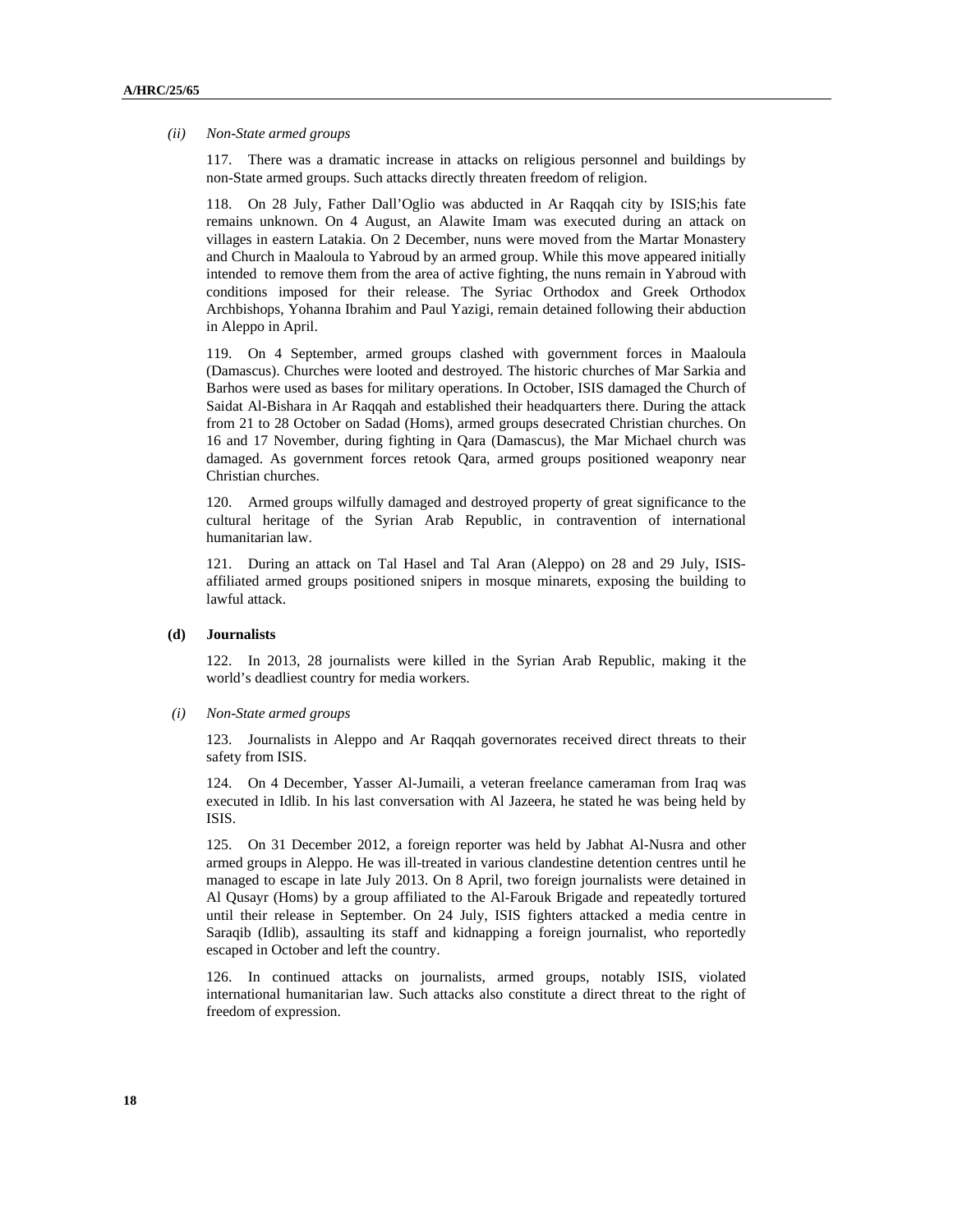*(ii) Non-State armed groups*

117. There was a dramatic increase in attacks on religious personnel and buildings by non-State armed groups. Such attacks directly threaten freedom of religion.

118. On 28 July, Father Dall'Oglio was abducted in Ar Raqqah city by ISIS;his fate remains unknown. On 4 August, an Alawite Imam was executed during an attack on villages in eastern Latakia. On 2 December, nuns were moved from the Martar Monastery and Church in Maaloula to Yabroud by an armed group. While this move appeared initially intended to remove them from the area of active fighting, the nuns remain in Yabroud with conditions imposed for their release. The Syriac Orthodox and Greek Orthodox Archbishops, Yohanna Ibrahim and Paul Yazigi, remain detained following their abduction in Aleppo in April.

119. On 4 September, armed groups clashed with government forces in Maaloula (Damascus). Churches were looted and destroyed. The historic churches of Mar Sarkia and Barhos were used as bases for military operations. In October, ISIS damaged the Church of Saidat Al-Bishara in Ar Raqqah and established their headquarters there. During the attack from 21 to 28 October on Sadad (Homs), armed groups desecrated Christian churches. On 16 and 17 November, during fighting in Qara (Damascus), the Mar Michael church was damaged. As government forces retook Qara, armed groups positioned weaponry near Christian churches.

120. Armed groups wilfully damaged and destroyed property of great significance to the cultural heritage of the Syrian Arab Republic, in contravention of international humanitarian law.

121. During an attack on Tal Hasel and Tal Aran (Aleppo) on 28 and 29 July, ISIS-affiliated armed groups positioned snipers in mosque minarets, exposing the building to lawful attack.

**(d) Journalists**

122. In 2013, 28 journalists were killed in the Syrian Arab Republic, making it the world's deadliest country for media workers.

*(i) Non-State armed groups*

123. Journalists in Aleppo and Ar Raqqah governorates received direct threats to their safety from ISIS.

124. On 4 December, Yasser Al-Jumaili, a veteran freelance cameraman from Iraq was executed in Idlib. In his last conversation with Al Jazeera, he stated he was being held by ISIS.

125. On 31 December 2012, a foreign reporter was held by Jabhat Al-Nusra and other armed groups in Aleppo. He was ill-treated in various clandestine detention centres until he managed to escape in late July 2013. On 8 April, two foreign journalists were detained in Al Qusayr (Homs) by a group affiliated to the Al-Farouk Brigade and repeatedly tortured until their release in September. On 24 July, ISIS fighters attacked a media centre in Saraqib (Idlib), assaulting its staff and kidnapping a foreign journalist, who reportedly escaped in October and left the country.

126. In continued attacks on journalists, armed groups, notably ISIS, violated international humanitarian law. Such attacks also constitute a direct threat to the right of freedom of expression.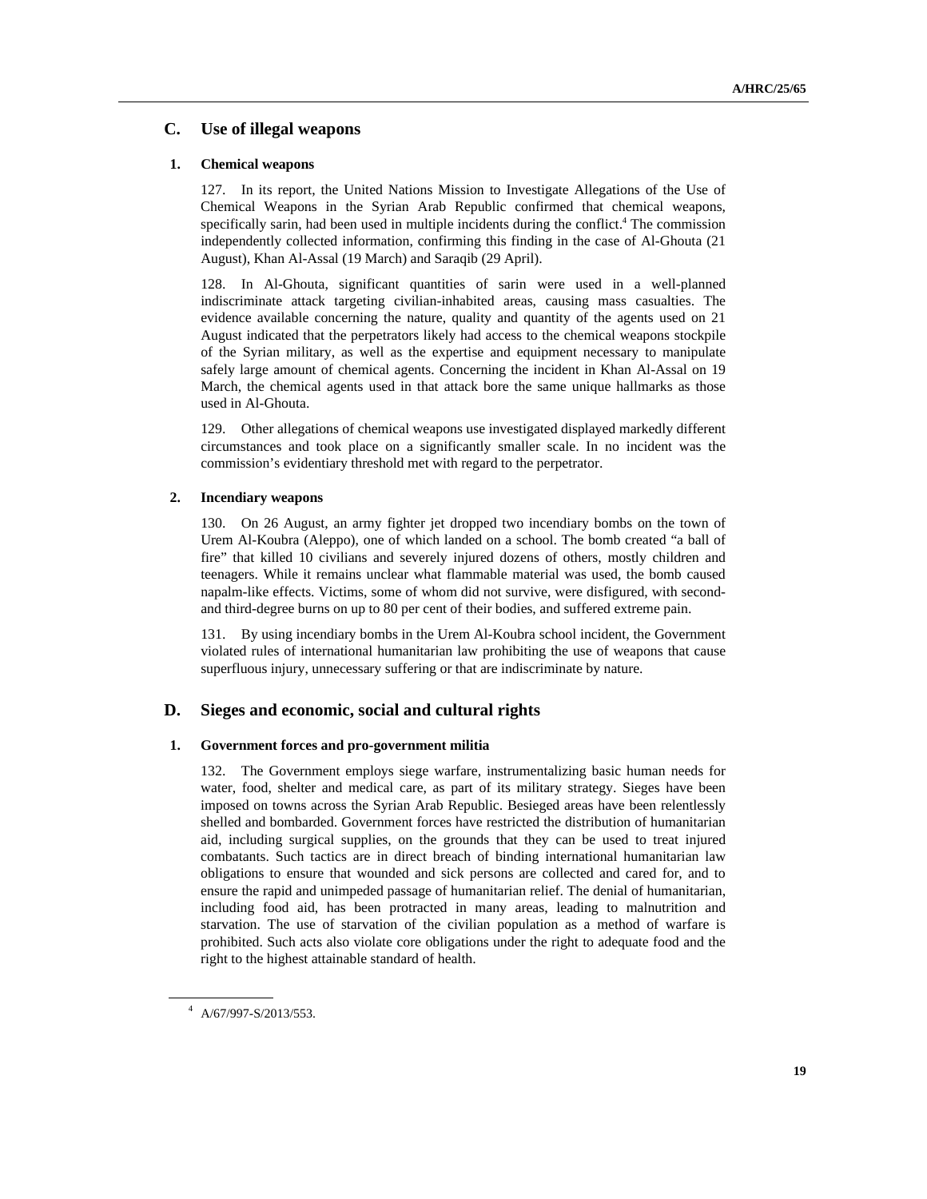## C. Use of illegal weapons

### 1. Chemical weapons

127. In its report, the United Nations Mission to Investigate Allegations of the Use of Chemical Weapons in the Syrian Arab Republic confirmed that chemical weapons, specifically sarin, had been used in multiple incidents during the conflict.[4] The commission independently collected information, confirming this finding in the case of Al-Ghouta (21 August), Khan Al-Assal (19 March) and Saraqib (29 April).

128. In Al-Ghouta, significant quantities of sarin were used in a well-planned indiscriminate attack targeting civilian-inhabited areas, causing mass casualties. The evidence available concerning the nature, quality and quantity of the agents used on 21 August indicated that the perpetrators likely had access to the chemical weapons stockpile of the Syrian military, as well as the expertise and equipment necessary to manipulate safely large amount of chemical agents. Concerning the incident in Khan Al-Assal on 19 March, the chemical agents used in that attack bore the same unique hallmarks as those used in Al-Ghouta.

129. Other allegations of chemical weapons use investigated displayed markedly different circumstances and took place on a significantly smaller scale. In no incident was the commission's evidentiary threshold met with regard to the perpetrator.

### 2. Incendiary weapons

130. On 26 August, an army fighter jet dropped two incendiary bombs on the town of Urem Al-Koubra (Aleppo), one of which landed on a school. The bomb created "a ball of fire" that killed 10 civilians and severely injured dozens of others, mostly children and teenagers. While it remains unclear what flammable material was used, the bomb caused napalm-like effects. Victims, some of whom did not survive, were disfigured, with second- and third-degree burns on up to 80 per cent of their bodies, and suffered extreme pain.

131. By using incendiary bombs in the Urem Al-Koubra school incident, the Government violated rules of international humanitarian law prohibiting the use of weapons that cause superfluous injury, unnecessary suffering or that are indiscriminate by nature.

## D. Sieges and economic, social and cultural rights

### 1. Government forces and pro-government militia

132. The Government employs siege warfare, instrumentalizing basic human needs for water, food, shelter and medical care, as part of its military strategy. Sieges have been imposed on towns across the Syrian Arab Republic. Besieged areas have been relentlessly shelled and bombarded. Government forces have restricted the distribution of humanitarian aid, including surgical supplies, on the grounds that they can be used to treat injured combatants. Such tactics are in direct breach of binding international humanitarian law obligations to ensure that wounded and sick persons are collected and cared for, and to ensure the rapid and unimpeded passage of humanitarian relief. The denial of humanitarian, including food aid, has been protracted in many areas, leading to malnutrition and starvation. The use of starvation of the civilian population as a method of warfare is prohibited. Such acts also violate core obligations under the right to adequate food and the right to the highest attainable standard of health.

---

[4] A/67/997-S/2013/553.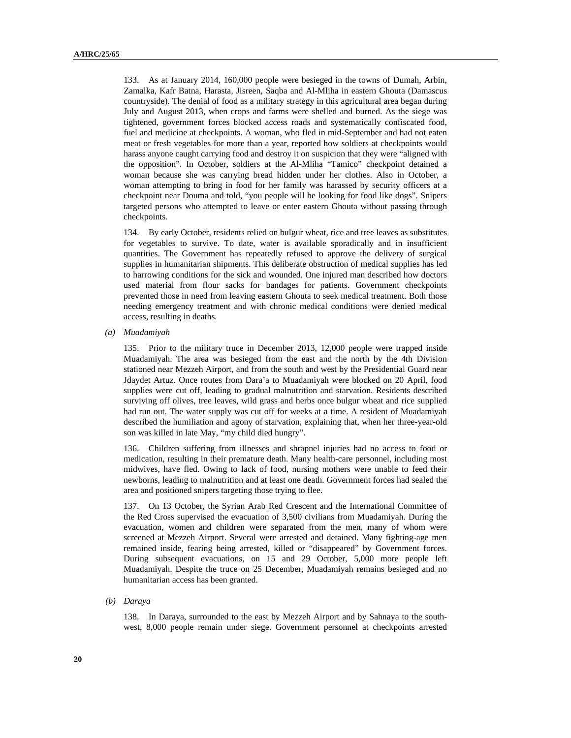133. As at January 2014, 160,000 people were besieged in the towns of Dumah, Arbin, Zamalka, Kafr Batna, Harasta, Jisreen, Saqba and Al-Mliha in eastern Ghouta (Damascus countryside). The denial of food as a military strategy in this agricultural area began during July and August 2013, when crops and farms were shelled and burned. As the siege was tightened, government forces blocked access roads and systematically confiscated food, fuel and medicine at checkpoints. A woman, who fled in mid-September and had not eaten meat or fresh vegetables for more than a year, reported how soldiers at checkpoints would harass anyone caught carrying food and destroy it on suspicion that they were "aligned with the opposition". In October, soldiers at the Al-Mliha "Tamico" checkpoint detained a woman because she was carrying bread hidden under her clothes. Also in October, a woman attempting to bring in food for her family was harassed by security officers at a checkpoint near Douma and told, "you people will be looking for food like dogs". Snipers targeted persons who attempted to leave or enter eastern Ghouta without passing through checkpoints.

134. By early October, residents relied on bulgur wheat, rice and tree leaves as substitutes for vegetables to survive. To date, water is available sporadically and in insufficient quantities. The Government has repeatedly refused to approve the delivery of surgical supplies in humanitarian shipments. This deliberate obstruction of medical supplies has led to harrowing conditions for the sick and wounded. One injured man described how doctors used material from flour sacks for bandages for patients. Government checkpoints prevented those in need from leaving eastern Ghouta to seek medical treatment. Both those needing emergency treatment and with chronic medical conditions were denied medical access, resulting in deaths.

*(a) Muadamiyah*

135. Prior to the military truce in December 2013, 12,000 people were trapped inside Muadamiyah. The area was besieged from the east and the north by the 4th Division stationed near Mezzeh Airport, and from the south and west by the Presidential Guard near Jdaydet Artuz. Once routes from Dara'a to Muadamiyah were blocked on 20 April, food supplies were cut off, leading to gradual malnutrition and starvation. Residents described surviving off olives, tree leaves, wild grass and herbs once bulgur wheat and rice supplied had run out. The water supply was cut off for weeks at a time. A resident of Muadamiyah described the humiliation and agony of starvation, explaining that, when her three-year-old son was killed in late May, "my child died hungry".

136. Children suffering from illnesses and shrapnel injuries had no access to food or medication, resulting in their premature death. Many health-care personnel, including most midwives, have fled. Owing to lack of food, nursing mothers were unable to feed their newborns, leading to malnutrition and at least one death. Government forces had sealed the area and positioned snipers targeting those trying to flee.

137. On 13 October, the Syrian Arab Red Crescent and the International Committee of the Red Cross supervised the evacuation of 3,500 civilians from Muadamiyah. During the evacuation, women and children were separated from the men, many of whom were screened at Mezzeh Airport. Several were arrested and detained. Many fighting-age men remained inside, fearing being arrested, killed or "disappeared" by Government forces. During subsequent evacuations, on 15 and 29 October, 5,000 more people left Muadamiyah. Despite the truce on 25 December, Muadamiyah remains besieged and no humanitarian access has been granted.

*(b) Daraya*

138. In Daraya, surrounded to the east by Mezzeh Airport and by Sahnaya to the south-west, 8,000 people remain under siege. Government personnel at checkpoints arrested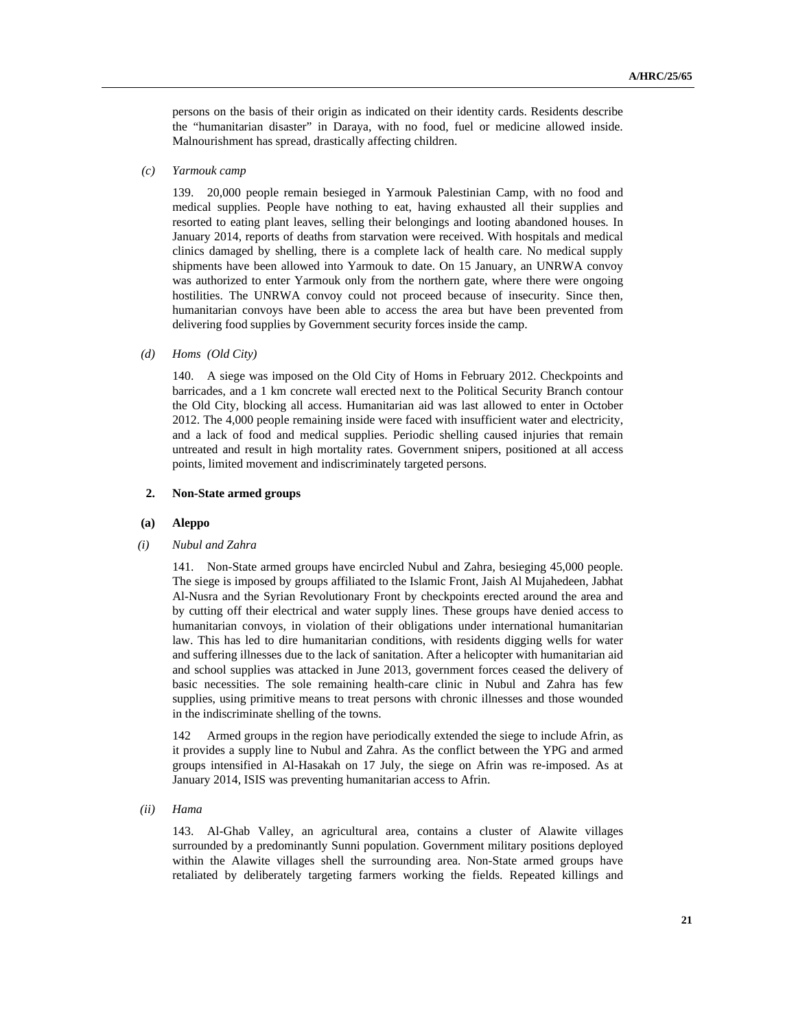persons on the basis of their origin as indicated on their identity cards. Residents describe the "humanitarian disaster" in Daraya, with no food, fuel or medicine allowed inside. Malnourishment has spread, drastically affecting children.

*(c) Yarmouk camp*

139. 20,000 people remain besieged in Yarmouk Palestinian Camp, with no food and medical supplies. People have nothing to eat, having exhausted all their supplies and resorted to eating plant leaves, selling their belongings and looting abandoned houses. In January 2014, reports of deaths from starvation were received. With hospitals and medical clinics damaged by shelling, there is a complete lack of health care. No medical supply shipments have been allowed into Yarmouk to date. On 15 January, an UNRWA convoy was authorized to enter Yarmouk only from the northern gate, where there were ongoing hostilities. The UNRWA convoy could not proceed because of insecurity. Since then, humanitarian convoys have been able to access the area but have been prevented from delivering food supplies by Government security forces inside the camp.

*(d) Homs (Old City)*

140. A siege was imposed on the Old City of Homs in February 2012. Checkpoints and barricades, and a 1 km concrete wall erected next to the Political Security Branch contour the Old City, blocking all access. Humanitarian aid was last allowed to enter in October 2012. The 4,000 people remaining inside were faced with insufficient water and electricity, and a lack of food and medical supplies. Periodic shelling caused injuries that remain untreated and result in high mortality rates. Government snipers, positioned at all access points, limited movement and indiscriminately targeted persons.

**2. Non-State armed groups**

**(a) Aleppo**

*(i) Nubul and Zahra*

141. Non-State armed groups have encircled Nubul and Zahra, besieging 45,000 people. The siege is imposed by groups affiliated to the Islamic Front, Jaish Al Mujahedeen, Jabhat Al-Nusra and the Syrian Revolutionary Front by checkpoints erected around the area and by cutting off their electrical and water supply lines. These groups have denied access to humanitarian convoys, in violation of their obligations under international humanitarian law. This has led to dire humanitarian conditions, with residents digging wells for water and suffering illnesses due to the lack of sanitation. After a helicopter with humanitarian aid and school supplies was attacked in June 2013, government forces ceased the delivery of basic necessities. The sole remaining health-care clinic in Nubul and Zahra has few supplies, using primitive means to treat persons with chronic illnesses and those wounded in the indiscriminate shelling of the towns.

142 Armed groups in the region have periodically extended the siege to include Afrin, as it provides a supply line to Nubul and Zahra. As the conflict between the YPG and armed groups intensified in Al-Hasakah on 17 July, the siege on Afrin was re-imposed. As at January 2014, ISIS was preventing humanitarian access to Afrin.

*(ii) Hama*

143. Al-Ghab Valley, an agricultural area, contains a cluster of Alawite villages surrounded by a predominantly Sunni population. Government military positions deployed within the Alawite villages shell the surrounding area. Non-State armed groups have retaliated by deliberately targeting farmers working the fields. Repeated killings and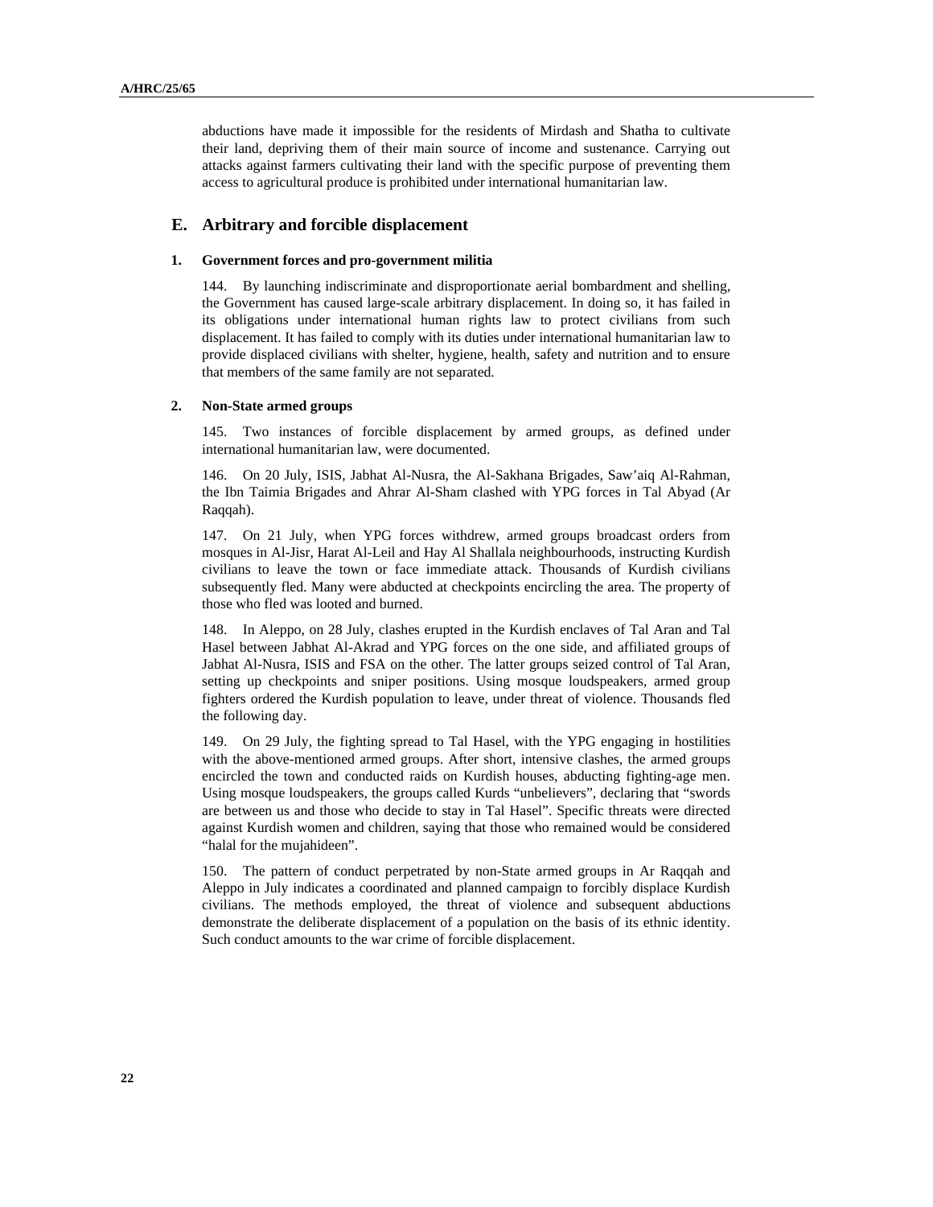abductions have made it impossible for the residents of Mirdash and Shatha to cultivate their land, depriving them of their main source of income and sustenance. Carrying out attacks against farmers cultivating their land with the specific purpose of preventing them access to agricultural produce is prohibited under international humanitarian law.

## E. Arbitrary and forcible displacement

### 1. Government forces and pro-government militia

144. By launching indiscriminate and disproportionate aerial bombardment and shelling, the Government has caused large-scale arbitrary displacement. In doing so, it has failed in its obligations under international human rights law to protect civilians from such displacement. It has failed to comply with its duties under international humanitarian law to provide displaced civilians with shelter, hygiene, health, safety and nutrition and to ensure that members of the same family are not separated.

### 2. Non-State armed groups

145. Two instances of forcible displacement by armed groups, as defined under international humanitarian law, were documented.

146. On 20 July, ISIS, Jabhat Al-Nusra, the Al-Sakhana Brigades, Saw'aiq Al-Rahman, the Ibn Taimia Brigades and Ahrar Al-Sham clashed with YPG forces in Tal Abyad (Ar Raqqah).

147. On 21 July, when YPG forces withdrew, armed groups broadcast orders from mosques in Al-Jisr, Harat Al-Leil and Hay Al Shallala neighbourhoods, instructing Kurdish civilians to leave the town or face immediate attack. Thousands of Kurdish civilians subsequently fled. Many were abducted at checkpoints encircling the area. The property of those who fled was looted and burned.

148. In Aleppo, on 28 July, clashes erupted in the Kurdish enclaves of Tal Aran and Tal Hasel between Jabhat Al-Akrad and YPG forces on the one side, and affiliated groups of Jabhat Al-Nusra, ISIS and FSA on the other. The latter groups seized control of Tal Aran, setting up checkpoints and sniper positions. Using mosque loudspeakers, armed group fighters ordered the Kurdish population to leave, under threat of violence. Thousands fled the following day.

149. On 29 July, the fighting spread to Tal Hasel, with the YPG engaging in hostilities with the above-mentioned armed groups. After short, intensive clashes, the armed groups encircled the town and conducted raids on Kurdish houses, abducting fighting-age men. Using mosque loudspeakers, the groups called Kurds "unbelievers", declaring that "swords are between us and those who decide to stay in Tal Hasel". Specific threats were directed against Kurdish women and children, saying that those who remained would be considered "halal for the mujahideen".

150. The pattern of conduct perpetrated by non-State armed groups in Ar Raqqah and Aleppo in July indicates a coordinated and planned campaign to forcibly displace Kurdish civilians. The methods employed, the threat of violence and subsequent abductions demonstrate the deliberate displacement of a population on the basis of its ethnic identity. Such conduct amounts to the war crime of forcible displacement.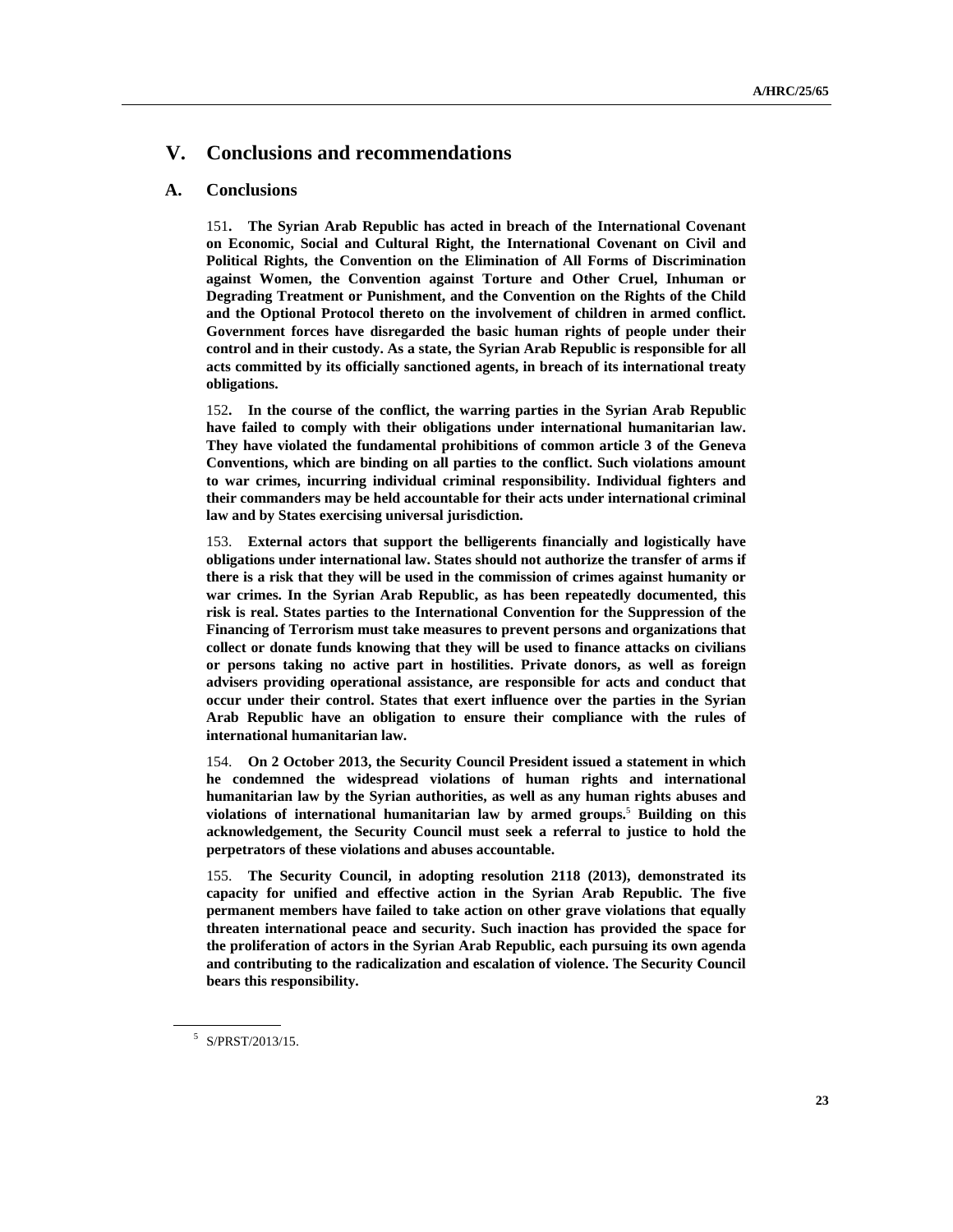# V. Conclusions and recommendations

## A. Conclusions

151. **The Syrian Arab Republic has acted in breach of the International Covenant on Economic, Social and Cultural Right, the International Covenant on Civil and Political Rights, the Convention on the Elimination of All Forms of Discrimination against Women, the Convention against Torture and Other Cruel, Inhuman or Degrading Treatment or Punishment, and the Convention on the Rights of the Child and the Optional Protocol thereto on the involvement of children in armed conflict. Government forces have disregarded the basic human rights of people under their control and in their custody. As a state, the Syrian Arab Republic is responsible for all acts committed by its officially sanctioned agents, in breach of its international treaty obligations.**

152. **In the course of the conflict, the warring parties in the Syrian Arab Republic have failed to comply with their obligations under international humanitarian law. They have violated the fundamental prohibitions of common article 3 of the Geneva Conventions, which are binding on all parties to the conflict. Such violations amount to war crimes, incurring individual criminal responsibility. Individual fighters and their commanders may be held accountable for their acts under international criminal law and by States exercising universal jurisdiction.**

153. **External actors that support the belligerents financially and logistically have obligations under international law. States should not authorize the transfer of arms if there is a risk that they will be used in the commission of crimes against humanity or war crimes. In the Syrian Arab Republic, as has been repeatedly documented, this risk is real. States parties to the International Convention for the Suppression of the Financing of Terrorism must take measures to prevent persons and organizations that collect or donate funds knowing that they will be used to finance attacks on civilians or persons taking no active part in hostilities. Private donors, as well as foreign advisers providing operational assistance, are responsible for acts and conduct that occur under their control. States that exert influence over the parties in the Syrian Arab Republic have an obligation to ensure their compliance with the rules of international humanitarian law.**

154. **On 2 October 2013, the Security Council President issued a statement in which he condemned the widespread violations of human rights and international humanitarian law by the Syrian authorities, as well as any human rights abuses and violations of international humanitarian law by armed groups.[5] Building on this acknowledgement, the Security Council must seek a referral to justice to hold the perpetrators of these violations and abuses accountable.**

155. **The Security Council, in adopting resolution 2118 (2013), demonstrated its capacity for unified and effective action in the Syrian Arab Republic. The five permanent members have failed to take action on other grave violations that equally threaten international peace and security. Such inaction has provided the space for the proliferation of actors in the Syrian Arab Republic, each pursuing its own agenda and contributing to the radicalization and escalation of violence. The Security Council bears this responsibility.**

[5] S/PRST/2013/15.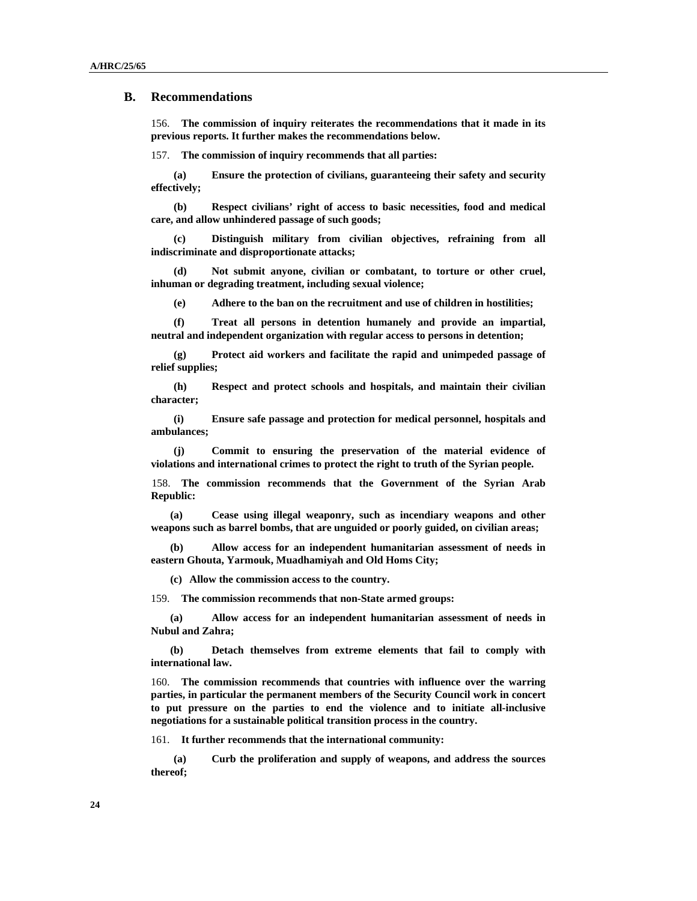## B. Recommendations

156. **The commission of inquiry reiterates the recommendations that it made in its previous reports. It further makes the recommendations below.**

157. **The commission of inquiry recommends that all parties:**

**(a) Ensure the protection of civilians, guaranteeing their safety and security effectively;**

**(b) Respect civilians' right of access to basic necessities, food and medical care, and allow unhindered passage of such goods;**

**(c) Distinguish military from civilian objectives, refraining from all indiscriminate and disproportionate attacks;**

**(d) Not submit anyone, civilian or combatant, to torture or other cruel, inhuman or degrading treatment, including sexual violence;**

**(e) Adhere to the ban on the recruitment and use of children in hostilities;**

**(f) Treat all persons in detention humanely and provide an impartial, neutral and independent organization with regular access to persons in detention;**

**(g) Protect aid workers and facilitate the rapid and unimpeded passage of relief supplies;**

**(h) Respect and protect schools and hospitals, and maintain their civilian character;**

**(i) Ensure safe passage and protection for medical personnel, hospitals and ambulances;**

**(j) Commit to ensuring the preservation of the material evidence of violations and international crimes to protect the right to truth of the Syrian people.**

158. **The commission recommends that the Government of the Syrian Arab Republic:**

**(a) Cease using illegal weaponry, such as incendiary weapons and other weapons such as barrel bombs, that are unguided or poorly guided, on civilian areas;**

**(b) Allow access for an independent humanitarian assessment of needs in eastern Ghouta, Yarmouk, Muadhamiyah and Old Homs City;**

**(c) Allow the commission access to the country.**

159. **The commission recommends that non-State armed groups:**

**(a) Allow access for an independent humanitarian assessment of needs in Nubul and Zahra;**

**(b) Detach themselves from extreme elements that fail to comply with international law.**

160. **The commission recommends that countries with influence over the warring parties, in particular the permanent members of the Security Council work in concert to put pressure on the parties to end the violence and to initiate all-inclusive negotiations for a sustainable political transition process in the country.**

161. **It further recommends that the international community:**

**(a) Curb the proliferation and supply of weapons, and address the sources thereof;**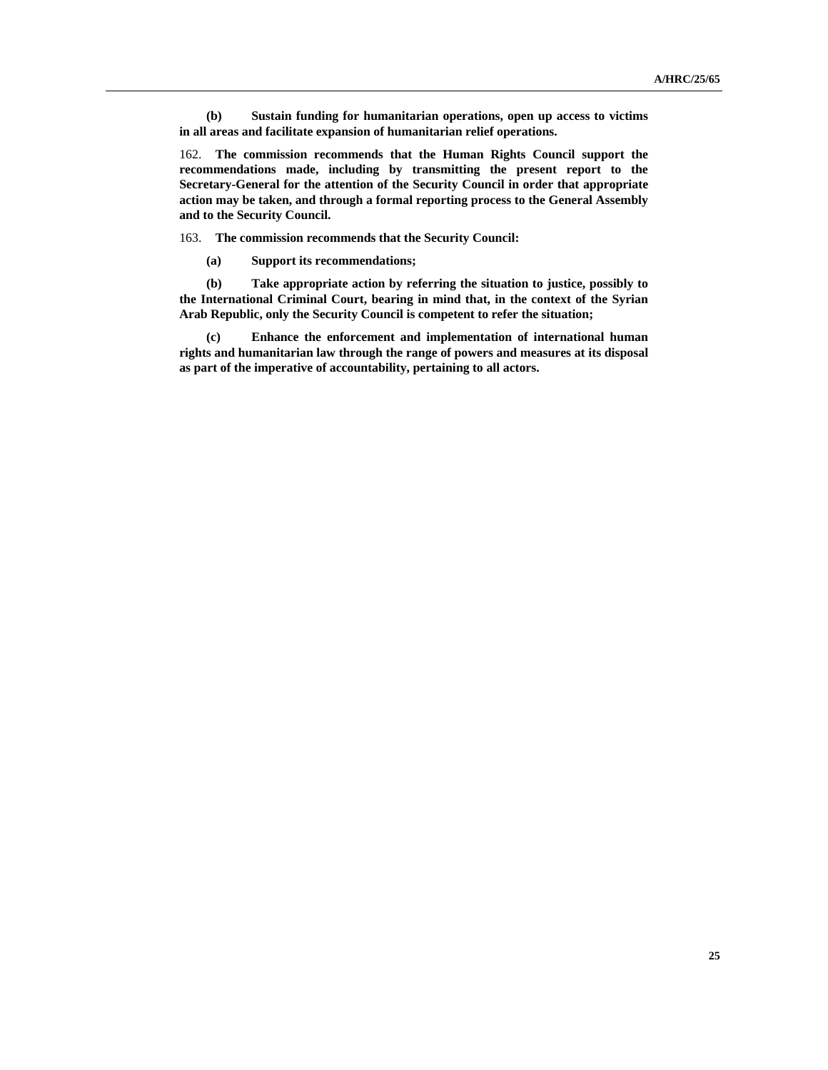**(b) Sustain funding for humanitarian operations, open up access to victims in all areas and facilitate expansion of humanitarian relief operations.**

162. **The commission recommends that the Human Rights Council support the recommendations made, including by transmitting the present report to the Secretary-General for the attention of the Security Council in order that appropriate action may be taken, and through a formal reporting process to the General Assembly and to the Security Council.**

163. **The commission recommends that the Security Council:**

**(a) Support its recommendations;**

**(b) Take appropriate action by referring the situation to justice, possibly to the International Criminal Court, bearing in mind that, in the context of the Syrian Arab Republic, only the Security Council is competent to refer the situation;**

**(c) Enhance the enforcement and implementation of international human rights and humanitarian law through the range of powers and measures at its disposal as part of the imperative of accountability, pertaining to all actors.**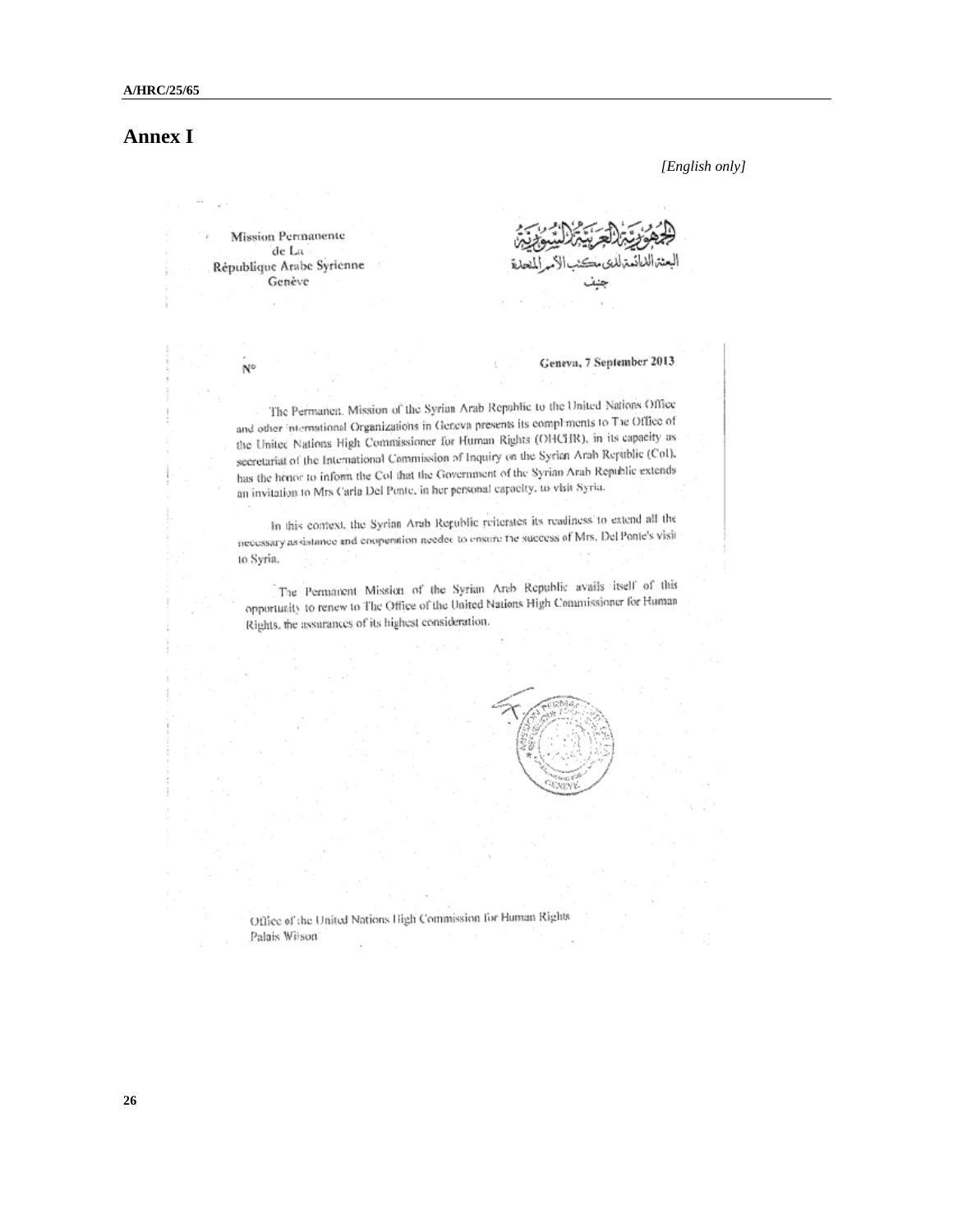# Annex I

*[English only]*

Mission Permanente
de La
République Arabe Syrienne
Genève

الجمهورية العربية السورية
البعثة الدائمة لدى مكتب الأمم المتحدة
جنيف

N°

Geneva, 7 September 2013

The Permanent Mission of the Syrian Arab Republic to the United Nations Office and other International Organizations in Geneva presents its compliments to The Office of the United Nations High Commissioner for Human Rights (OHCHR), in its capacity as secretariat of the International Commission of Inquiry on the Syrian Arab Republic (CoI), has the honor to inform the CoI that the Government of the Syrian Arab Republic extends an invitation to Mrs Carla Del Ponte, in her personal capacity, to visit Syria.

In this context, the Syrian Arab Republic reiterates its readiness to extend all the necessary assistance and cooperation needed to ensure the success of Mrs. Del Ponte's visit to Syria.

The Permanent Mission of the Syrian Arab Republic avails itself of this opportunity to renew to The Office of the United Nations High Commissioner for Human Rights, the assurances of its highest consideration.

Office of the United Nations High Commission for Human Rights
Palais Wilson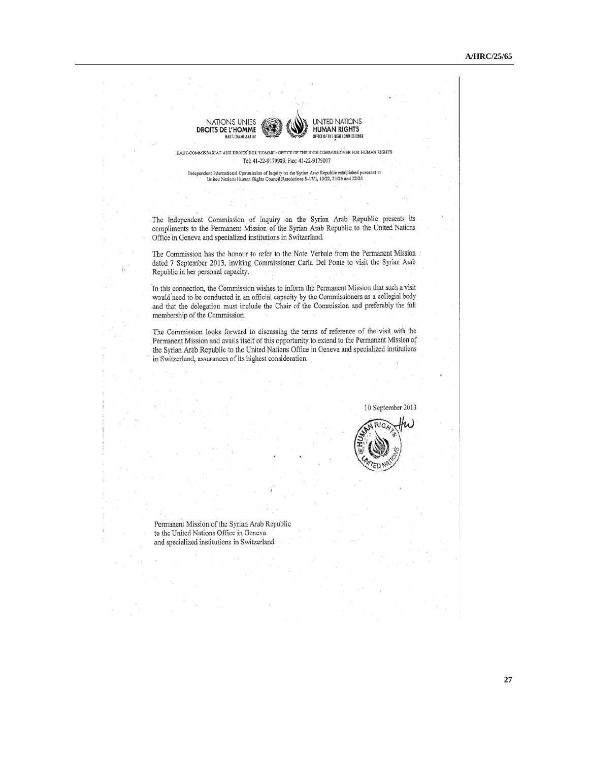NATIONS UNIES
**DROITS DE L'HOMME**
HAUT-COMMISSARIAT

UNITED NATIONS
**HUMAN RIGHTS**
OFFICE OF THE HIGH COMMISSIONER

HAUT-COMMISSARIAT AUX DROITS DE L'HOMME • OFFICE OF THE HIGH COMMISSIONER FOR HUMAN RIGHTS
Tel: 41-22-9179989, Fax: 41-22-9179007

Independent International Commission of Inquiry on the Syrian Arab Republic established pursuant to United Nations Human Rights Council Resolutions S-17/1, 19/22, 21/26 and 22/24

The Independent Commission of Inquiry on the Syrian Arab Republic presents its compliments to the Permanent Mission of the Syrian Arab Republic to the United Nations Office in Geneva and specialized institutions in Switzerland.

The Commission has the honour to refer to the Note Verbale from the Permanent Mission dated 7 September 2013, inviting Commissioner Carla Del Ponte to visit the Syrian Arab Republic in her personal capacity.

In this connection, the Commission wishes to inform the Permanent Mission that such a visit would need to be conducted in an official capacity by the Commissioners as a collegial body and that the delegation must include the Chair of the Commission and preferably the full membership of the Commission.

The Commission looks forward to discussing the terms of reference of the visit with the Permanent Mission and avails itself of this opportunity to extend to the Permanent Mission of the Syrian Arab Republic to the United Nations Office in Geneva and specialized institutions in Switzerland, assurances of its highest consideration.

10 September 2013

Permanent Mission of the Syrian Arab Republic
to the United Nations Office in Geneva
and specialized institutions in Switzerland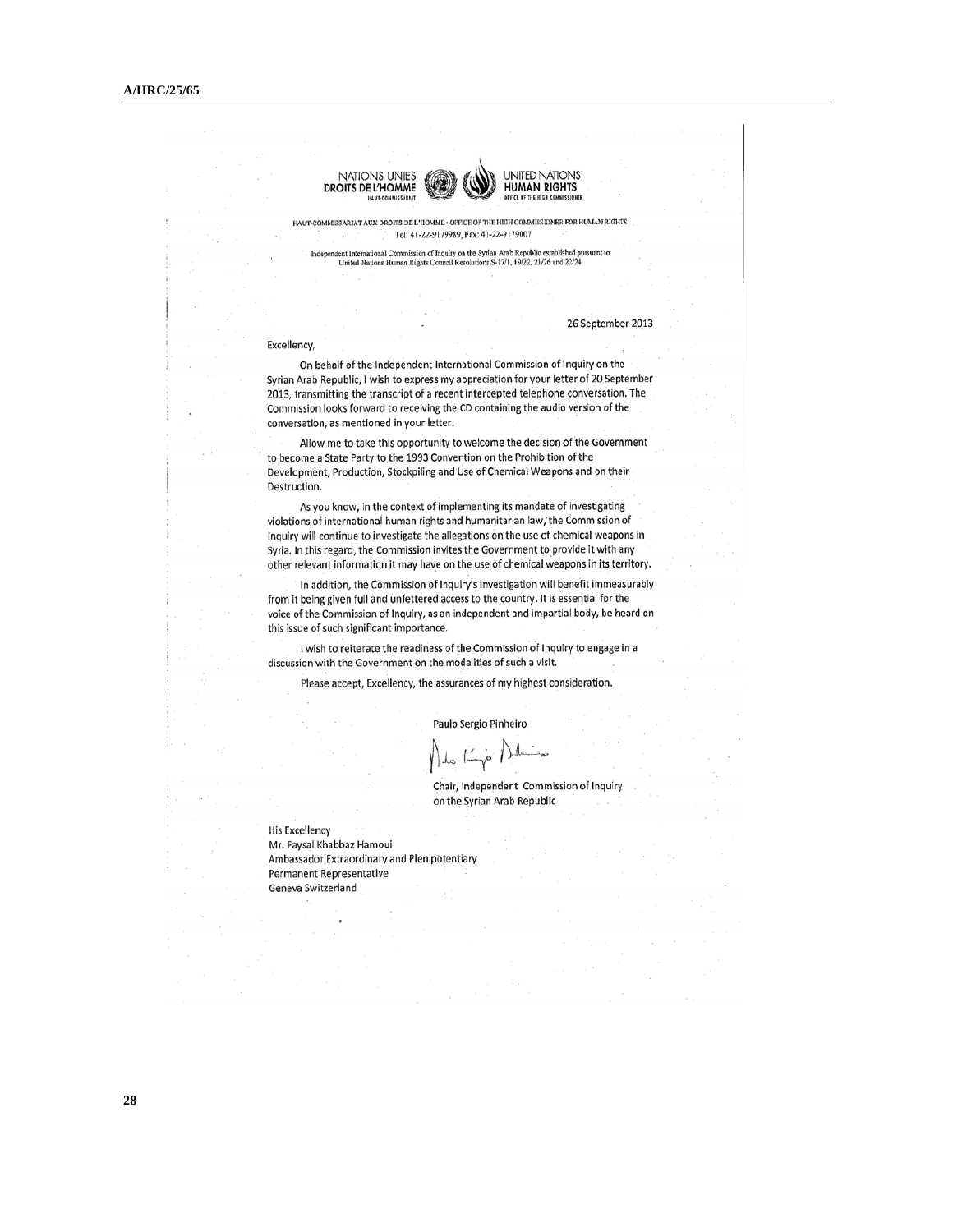NATIONS UNIES
**DROITS DE L'HOMME**
HAUT-COMMISSARIAT

UNITED NATIONS
**HUMAN RIGHTS**
OFFICE OF THE HIGH COMMISSIONER

HAUT-COMMISSARIAT AUX DROITS DE L'HOMME • OFFICE OF THE HIGH COMMISSIONER FOR HUMAN RIGHTS
Tel: 41-22-9179989, Fax: 41-22-9179007

Independent International Commission of Inquiry on the Syrian Arab Republic established pursuant to United Nations Human Rights Council Resolutions S-17/1, 19/22, 21/26 and 22/24

26 September 2013

Excellency,

On behalf of the Independent International Commission of Inquiry on the Syrian Arab Republic, I wish to express my appreciation for your letter of 20 September 2013, transmitting the transcript of a recent intercepted telephone conversation. The Commission looks forward to receiving the CD containing the audio version of the conversation, as mentioned in your letter.

Allow me to take this opportunity to welcome the decision of the Government to become a State Party to the 1993 Convention on the Prohibition of the Development, Production, Stockpiling and Use of Chemical Weapons and on their Destruction.

As you know, in the context of implementing its mandate of investigating violations of international human rights and humanitarian law, the Commission of Inquiry will continue to investigate the allegations on the use of chemical weapons in Syria. In this regard, the Commission invites the Government to provide it with any other relevant information it may have on the use of chemical weapons in its territory.

In addition, the Commission of Inquiry's investigation will benefit immeasurably from it being given full and unfettered access to the country. It is essential for the voice of the Commission of Inquiry, as an independent and impartial body, be heard on this issue of such significant importance.

I wish to reiterate the readiness of the Commission of Inquiry to engage in a discussion with the Government on the modalities of such a visit.

Please accept, Excellency, the assurances of my highest consideration.

Paulo Sergio Pinheiro

Chair, Independent Commission of Inquiry
on the Syrian Arab Republic

His Excellency
Mr. Faysal Khabbaz Hamoui
Ambassador Extraordinary and Plenipotentiary
Permanent Representative
Geneva Switzerland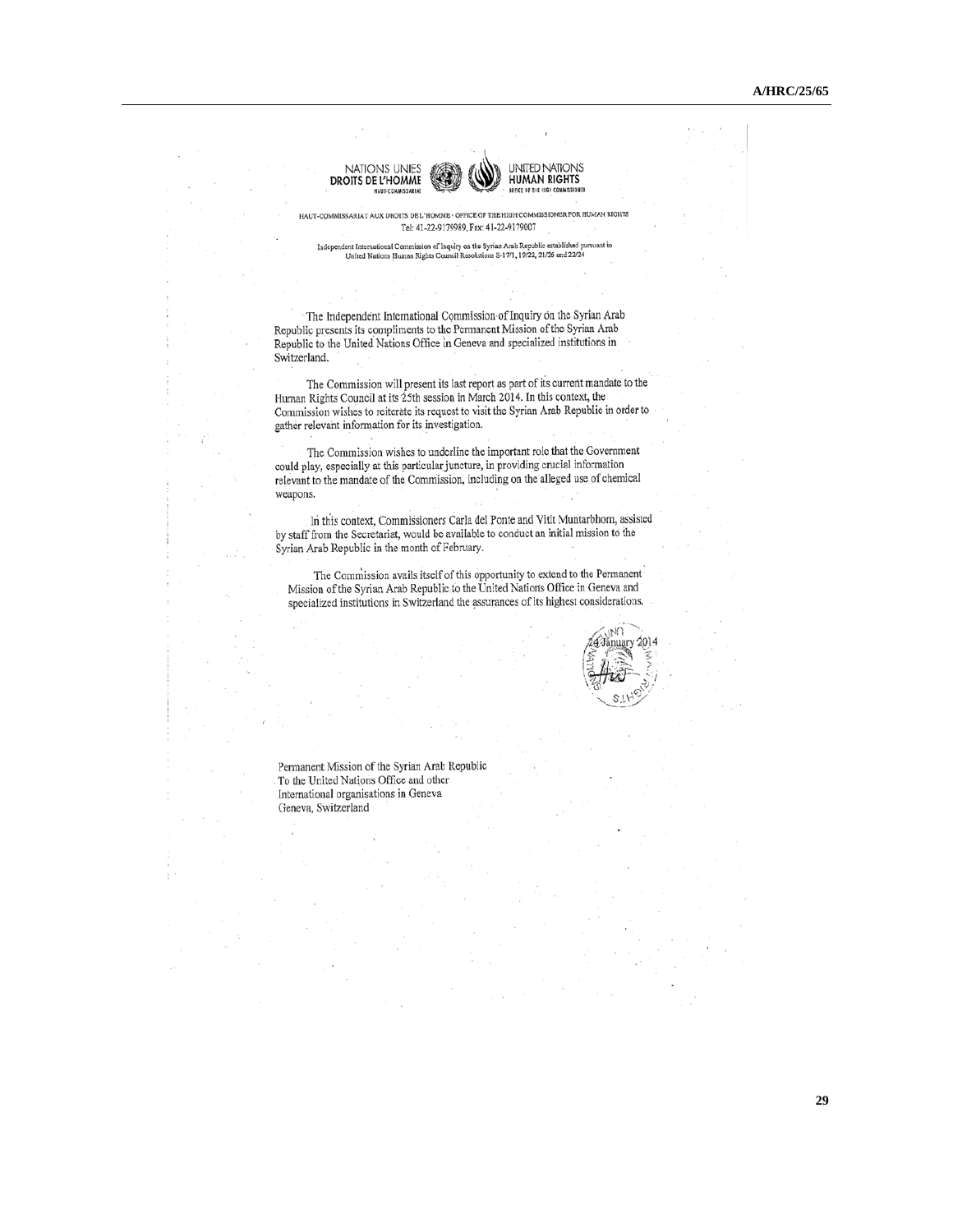NATIONS UNIES
DROITS DE L'HOMME
HAUT-COMMISSARIAT

UNITED NATIONS
HUMAN RIGHTS
OFFICE OF THE HIGH COMMISSIONER

HAUT-COMMISSARIAT AUX DROITS DE L'HOMME • OFFICE OF THE HIGH COMMISSIONER FOR HUMAN RIGHTS
Tel: 41-22-9179989, Fax: 41-22-9179007

Independent International Commission of Inquiry on the Syrian Arab Republic established pursuant to United Nations Human Rights Council Resolutions S-17/1, 19/22, 21/26 and 22/24

The Independent International Commission of Inquiry on the Syrian Arab Republic presents its compliments to the Permanent Mission of the Syrian Arab Republic to the United Nations Office in Geneva and specialized institutions in Switzerland.

The Commission will present its last report as part of its current mandate to the Human Rights Council at its 25th session in March 2014. In this context, the Commission wishes to reiterate its request to visit the Syrian Arab Republic in order to gather relevant information for its investigation.

The Commission wishes to underline the important role that the Government could play, especially at this particular juncture, in providing crucial information relevant to the mandate of the Commission, including on the alleged use of chemical weapons.

In this context, Commissioners Carla del Ponte and Vitit Muntarbhorn, assisted by staff from the Secretariat, would be available to conduct an initial mission to the Syrian Arab Republic in the month of February.

The Commission avails itself of this opportunity to extend to the Permanent Mission of the Syrian Arab Republic to the United Nations Office in Geneva and specialized institutions in Switzerland the assurances of its highest considerations.

24 January 2014

Permanent Mission of the Syrian Arab Republic
To the United Nations Office and other
International organisations in Geneva
Geneva, Switzerland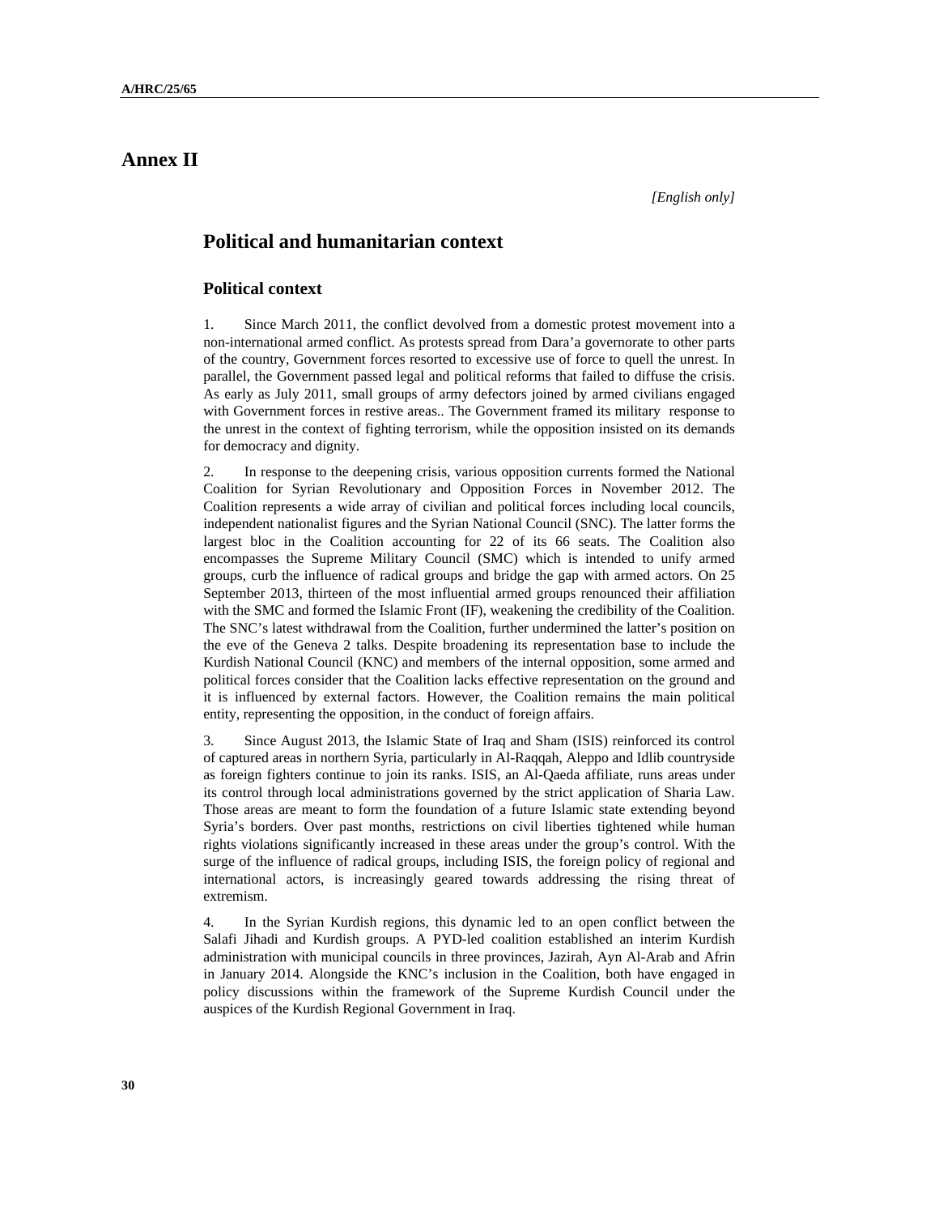# Annex II

*[English only]*

## Political and humanitarian context

### Political context

1. Since March 2011, the conflict devolved from a domestic protest movement into a non-international armed conflict. As protests spread from Dara'a governorate to other parts of the country, Government forces resorted to excessive use of force to quell the unrest. In parallel, the Government passed legal and political reforms that failed to diffuse the crisis. As early as July 2011, small groups of army defectors joined by armed civilians engaged with Government forces in restive areas.. The Government framed its military response to the unrest in the context of fighting terrorism, while the opposition insisted on its demands for democracy and dignity.

2. In response to the deepening crisis, various opposition currents formed the National Coalition for Syrian Revolutionary and Opposition Forces in November 2012. The Coalition represents a wide array of civilian and political forces including local councils, independent nationalist figures and the Syrian National Council (SNC). The latter forms the largest bloc in the Coalition accounting for 22 of its 66 seats. The Coalition also encompasses the Supreme Military Council (SMC) which is intended to unify armed groups, curb the influence of radical groups and bridge the gap with armed actors. On 25 September 2013, thirteen of the most influential armed groups renounced their affiliation with the SMC and formed the Islamic Front (IF), weakening the credibility of the Coalition. The SNC's latest withdrawal from the Coalition, further undermined the latter's position on the eve of the Geneva 2 talks. Despite broadening its representation base to include the Kurdish National Council (KNC) and members of the internal opposition, some armed and political forces consider that the Coalition lacks effective representation on the ground and it is influenced by external factors. However, the Coalition remains the main political entity, representing the opposition, in the conduct of foreign affairs.

3. Since August 2013, the Islamic State of Iraq and Sham (ISIS) reinforced its control of captured areas in northern Syria, particularly in Al-Raqqah, Aleppo and Idlib countryside as foreign fighters continue to join its ranks. ISIS, an Al-Qaeda affiliate, runs areas under its control through local administrations governed by the strict application of Sharia Law. Those areas are meant to form the foundation of a future Islamic state extending beyond Syria's borders. Over past months, restrictions on civil liberties tightened while human rights violations significantly increased in these areas under the group's control. With the surge of the influence of radical groups, including ISIS, the foreign policy of regional and international actors, is increasingly geared towards addressing the rising threat of extremism.

4. In the Syrian Kurdish regions, this dynamic led to an open conflict between the Salafi Jihadi and Kurdish groups. A PYD-led coalition established an interim Kurdish administration with municipal councils in three provinces, Jazirah, Ayn Al-Arab and Afrin in January 2014. Alongside the KNC's inclusion in the Coalition, both have engaged in policy discussions within the framework of the Supreme Kurdish Council under the auspices of the Kurdish Regional Government in Iraq.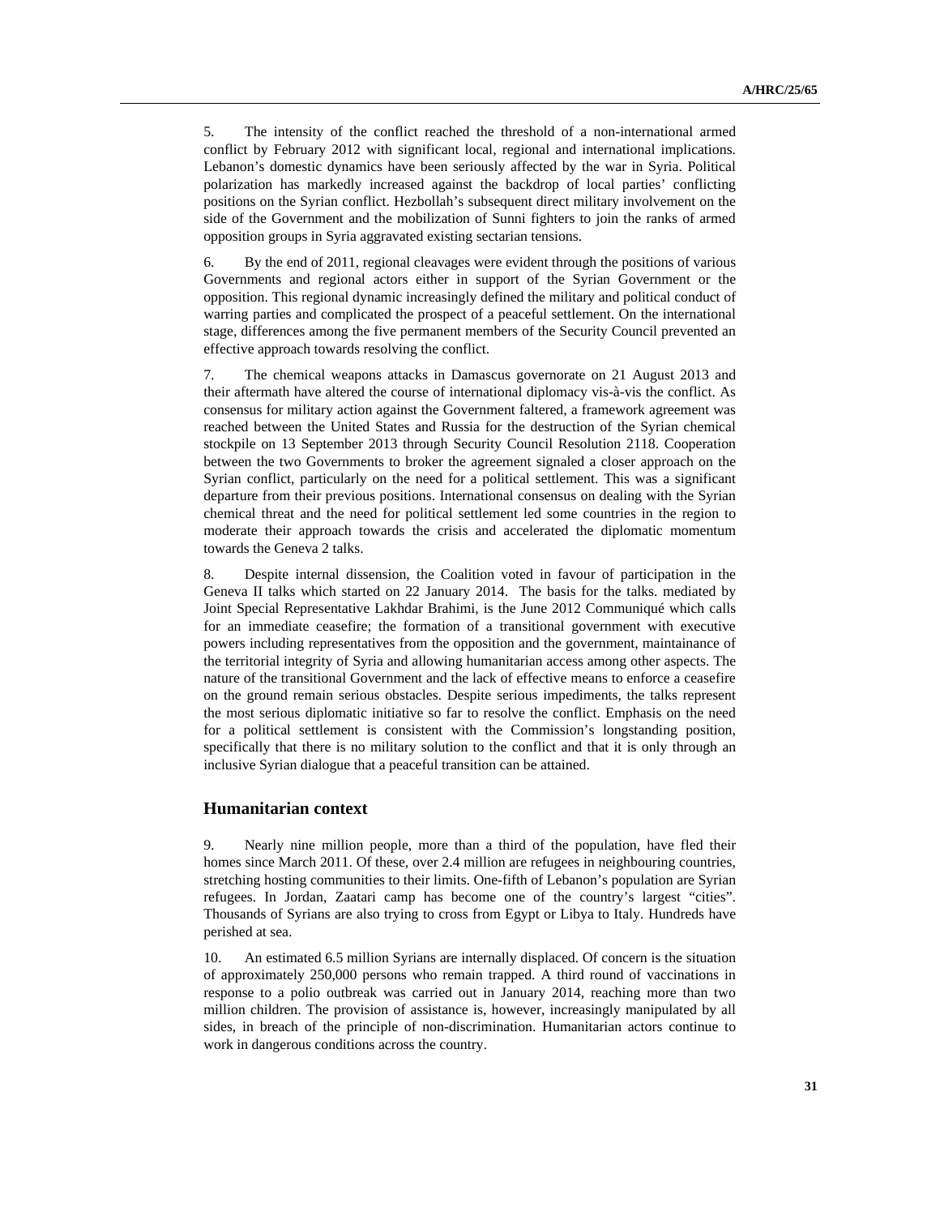5. The intensity of the conflict reached the threshold of a non-international armed conflict by February 2012 with significant local, regional and international implications. Lebanon's domestic dynamics have been seriously affected by the war in Syria. Political polarization has markedly increased against the backdrop of local parties' conflicting positions on the Syrian conflict. Hezbollah's subsequent direct military involvement on the side of the Government and the mobilization of Sunni fighters to join the ranks of armed opposition groups in Syria aggravated existing sectarian tensions.

6. By the end of 2011, regional cleavages were evident through the positions of various Governments and regional actors either in support of the Syrian Government or the opposition. This regional dynamic increasingly defined the military and political conduct of warring parties and complicated the prospect of a peaceful settlement. On the international stage, differences among the five permanent members of the Security Council prevented an effective approach towards resolving the conflict.

7. The chemical weapons attacks in Damascus governorate on 21 August 2013 and their aftermath have altered the course of international diplomacy vis-à-vis the conflict. As consensus for military action against the Government faltered, a framework agreement was reached between the United States and Russia for the destruction of the Syrian chemical stockpile on 13 September 2013 through Security Council Resolution 2118. Cooperation between the two Governments to broker the agreement signaled a closer approach on the Syrian conflict, particularly on the need for a political settlement. This was a significant departure from their previous positions. International consensus on dealing with the Syrian chemical threat and the need for political settlement led some countries in the region to moderate their approach towards the crisis and accelerated the diplomatic momentum towards the Geneva 2 talks.

8. Despite internal dissension, the Coalition voted in favour of participation in the Geneva II talks which started on 22 January 2014. The basis for the talks. mediated by Joint Special Representative Lakhdar Brahimi, is the June 2012 Communiqué which calls for an immediate ceasefire; the formation of a transitional government with executive powers including representatives from the opposition and the government, maintainance of the territorial integrity of Syria and allowing humanitarian access among other aspects. The nature of the transitional Government and the lack of effective means to enforce a ceasefire on the ground remain serious obstacles. Despite serious impediments, the talks represent the most serious diplomatic initiative so far to resolve the conflict. Emphasis on the need for a political settlement is consistent with the Commission's longstanding position, specifically that there is no military solution to the conflict and that it is only through an inclusive Syrian dialogue that a peaceful transition can be attained.

## Humanitarian context

9. Nearly nine million people, more than a third of the population, have fled their homes since March 2011. Of these, over 2.4 million are refugees in neighbouring countries, stretching hosting communities to their limits. One-fifth of Lebanon's population are Syrian refugees. In Jordan, Zaatari camp has become one of the country's largest "cities". Thousands of Syrians are also trying to cross from Egypt or Libya to Italy. Hundreds have perished at sea.

10. An estimated 6.5 million Syrians are internally displaced. Of concern is the situation of approximately 250,000 persons who remain trapped. A third round of vaccinations in response to a polio outbreak was carried out in January 2014, reaching more than two million children. The provision of assistance is, however, increasingly manipulated by all sides, in breach of the principle of non-discrimination. Humanitarian actors continue to work in dangerous conditions across the country.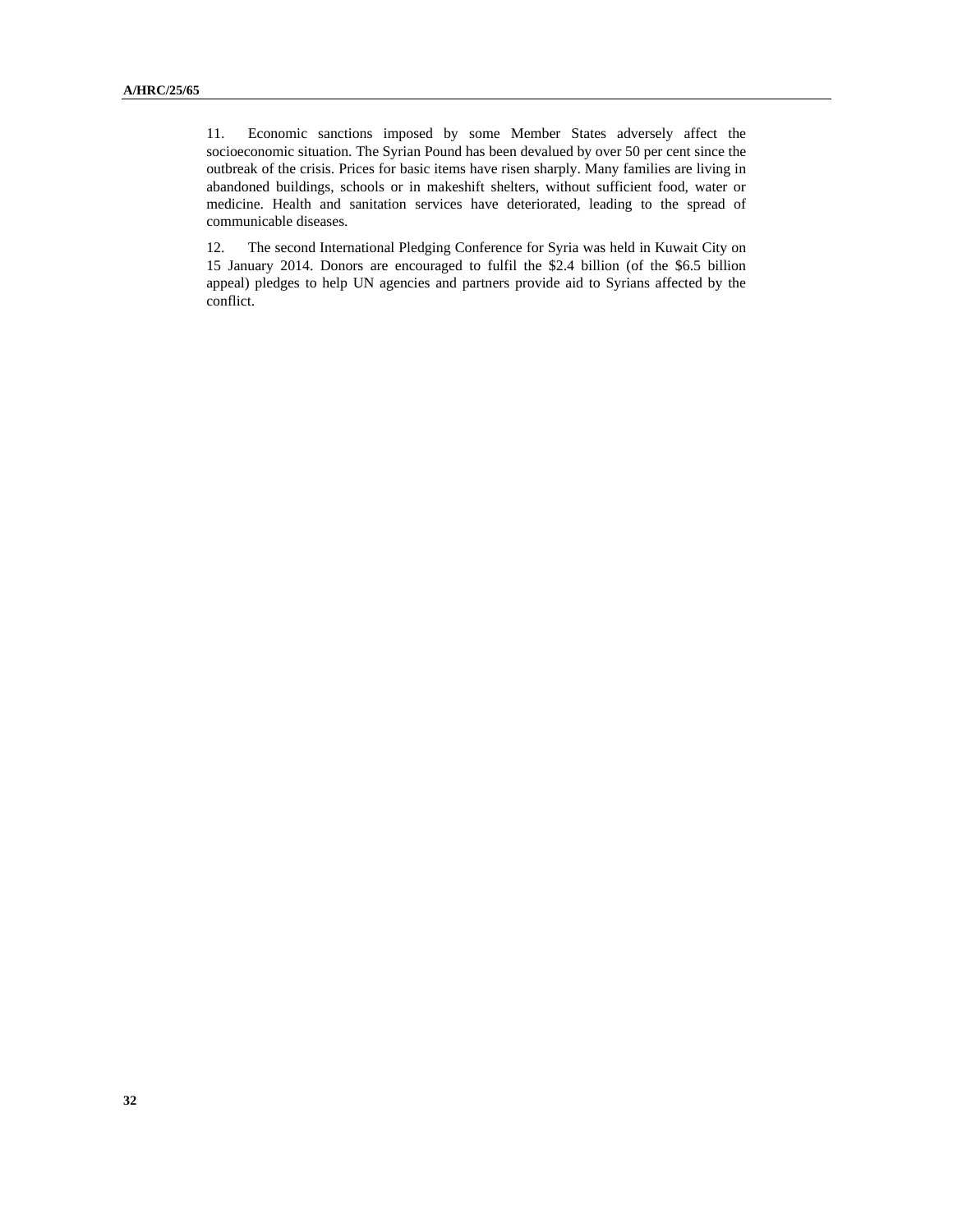11. Economic sanctions imposed by some Member States adversely affect the socioeconomic situation. The Syrian Pound has been devalued by over 50 per cent since the outbreak of the crisis. Prices for basic items have risen sharply. Many families are living in abandoned buildings, schools or in makeshift shelters, without sufficient food, water or medicine. Health and sanitation services have deteriorated, leading to the spread of communicable diseases.

12. The second International Pledging Conference for Syria was held in Kuwait City on 15 January 2014. Donors are encouraged to fulfil the $2.4 billion (of the $6.5 billion appeal) pledges to help UN agencies and partners provide aid to Syrians affected by the conflict.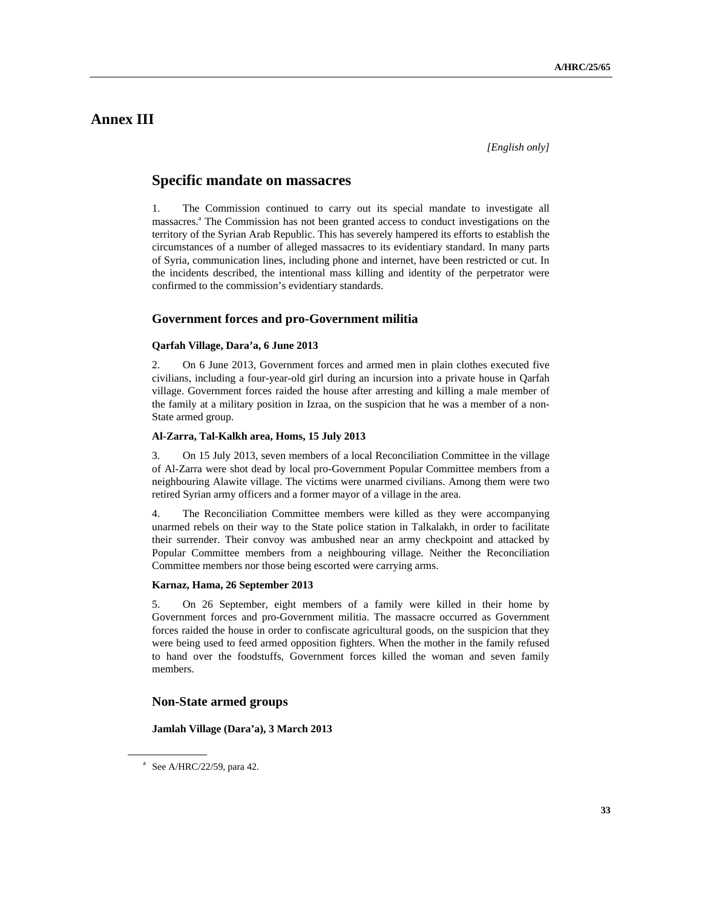# Annex III

*[English only]*

## Specific mandate on massacres

1. The Commission continued to carry out its special mandate to investigate all massacres.[a] The Commission has not been granted access to conduct investigations on the territory of the Syrian Arab Republic. This has severely hampered its efforts to establish the circumstances of a number of alleged massacres to its evidentiary standard. In many parts of Syria, communication lines, including phone and internet, have been restricted or cut. In the incidents described, the intentional mass killing and identity of the perpetrator were confirmed to the commission's evidentiary standards.

### Government forces and pro-Government militia

#### Qarfah Village, Dara'a, 6 June 2013

2. On 6 June 2013, Government forces and armed men in plain clothes executed five civilians, including a four-year-old girl during an incursion into a private house in Qarfah village. Government forces raided the house after arresting and killing a male member of the family at a military position in Izraa, on the suspicion that he was a member of a non-State armed group.

#### Al-Zarra, Tal-Kalkh area, Homs, 15 July 2013

3. On 15 July 2013, seven members of a local Reconciliation Committee in the village of Al-Zarra were shot dead by local pro-Government Popular Committee members from a neighbouring Alawite village. The victims were unarmed civilians. Among them were two retired Syrian army officers and a former mayor of a village in the area.

4. The Reconciliation Committee members were killed as they were accompanying unarmed rebels on their way to the State police station in Talkalakh, in order to facilitate their surrender. Their convoy was ambushed near an army checkpoint and attacked by Popular Committee members from a neighbouring village. Neither the Reconciliation Committee members nor those being escorted were carrying arms.

#### Karnaz, Hama, 26 September 2013

5. On 26 September, eight members of a family were killed in their home by Government forces and pro-Government militia. The massacre occurred as Government forces raided the house in order to confiscate agricultural goods, on the suspicion that they were being used to feed armed opposition fighters. When the mother in the family refused to hand over the foodstuffs, Government forces killed the woman and seven family members.

### Non-State armed groups

#### Jamlah Village (Dara'a), 3 March 2013

[a] See A/HRC/22/59, para 42.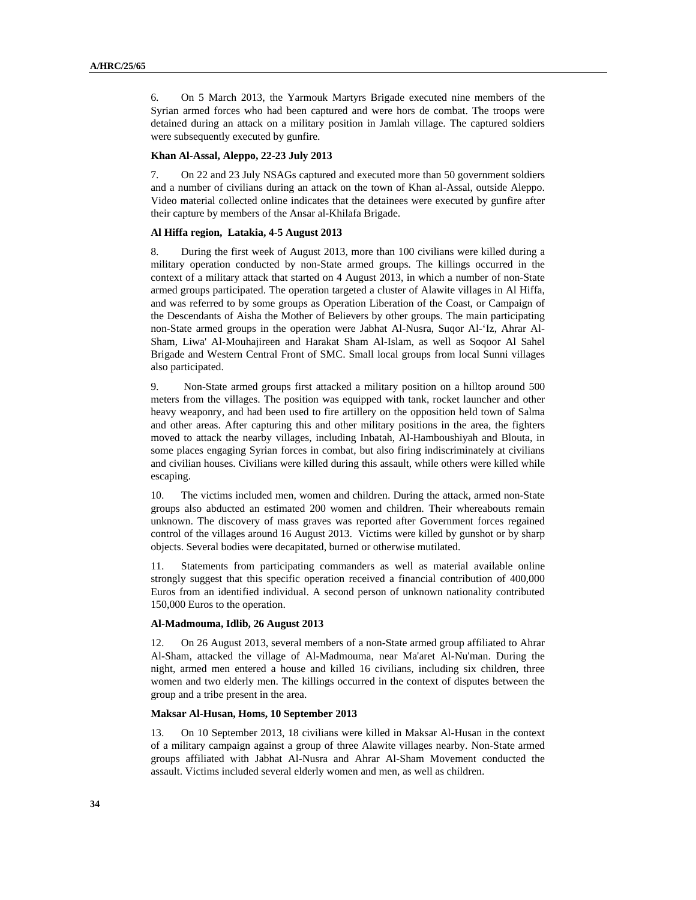6. On 5 March 2013, the Yarmouk Martyrs Brigade executed nine members of the Syrian armed forces who had been captured and were hors de combat. The troops were detained during an attack on a military position in Jamlah village. The captured soldiers were subsequently executed by gunfire.

**Khan Al-Assal, Aleppo, 22-23 July 2013**

7. On 22 and 23 July NSAGs captured and executed more than 50 government soldiers and a number of civilians during an attack on the town of Khan al-Assal, outside Aleppo. Video material collected online indicates that the detainees were executed by gunfire after their capture by members of the Ansar al-Khilafa Brigade.

**Al Hiffa region, Latakia, 4-5 August 2013**

8. During the first week of August 2013, more than 100 civilians were killed during a military operation conducted by non-State armed groups. The killings occurred in the context of a military attack that started on 4 August 2013, in which a number of non-State armed groups participated. The operation targeted a cluster of Alawite villages in Al Hiffa, and was referred to by some groups as Operation Liberation of the Coast, or Campaign of the Descendants of Aisha the Mother of Believers by other groups. The main participating non-State armed groups in the operation were Jabhat Al-Nusra, Suqor Al-'Iz, Ahrar Al-Sham, Liwa' Al-Mouhajireen and Harakat Sham Al-Islam, as well as Soqoor Al Sahel Brigade and Western Central Front of SMC. Small local groups from local Sunni villages also participated.

9. Non-State armed groups first attacked a military position on a hilltop around 500 meters from the villages. The position was equipped with tank, rocket launcher and other heavy weaponry, and had been used to fire artillery on the opposition held town of Salma and other areas. After capturing this and other military positions in the area, the fighters moved to attack the nearby villages, including Inbatah, Al-Hamboushiyah and Blouta, in some places engaging Syrian forces in combat, but also firing indiscriminately at civilians and civilian houses. Civilians were killed during this assault, while others were killed while escaping.

10. The victims included men, women and children. During the attack, armed non-State groups also abducted an estimated 200 women and children. Their whereabouts remain unknown. The discovery of mass graves was reported after Government forces regained control of the villages around 16 August 2013. Victims were killed by gunshot or by sharp objects. Several bodies were decapitated, burned or otherwise mutilated.

11. Statements from participating commanders as well as material available online strongly suggest that this specific operation received a financial contribution of 400,000 Euros from an identified individual. A second person of unknown nationality contributed 150,000 Euros to the operation.

**Al-Madmouma, Idlib, 26 August 2013**

12. On 26 August 2013, several members of a non-State armed group affiliated to Ahrar Al-Sham, attacked the village of Al-Madmouma, near Ma'aret Al-Nu'man. During the night, armed men entered a house and killed 16 civilians, including six children, three women and two elderly men. The killings occurred in the context of disputes between the group and a tribe present in the area.

**Maksar Al-Husan, Homs, 10 September 2013**

13. On 10 September 2013, 18 civilians were killed in Maksar Al-Husan in the context of a military campaign against a group of three Alawite villages nearby. Non-State armed groups affiliated with Jabhat Al-Nusra and Ahrar Al-Sham Movement conducted the assault. Victims included several elderly women and men, as well as children.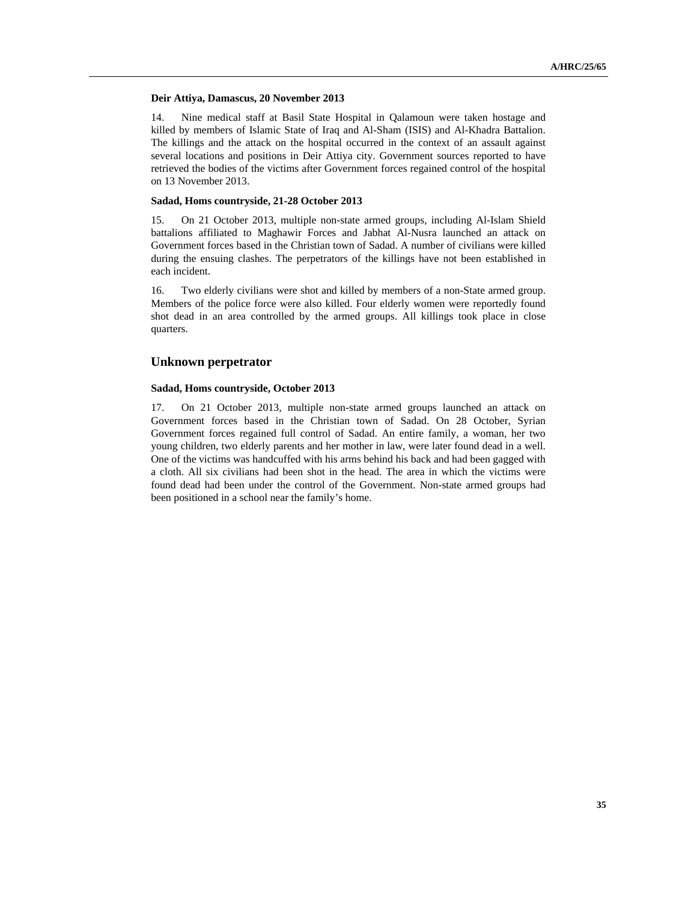#### Deir Attiya, Damascus, 20 November 2013

14. Nine medical staff at Basil State Hospital in Qalamoun were taken hostage and killed by members of Islamic State of Iraq and Al-Sham (ISIS) and Al-Khadra Battalion. The killings and the attack on the hospital occurred in the context of an assault against several locations and positions in Deir Attiya city. Government sources reported to have retrieved the bodies of the victims after Government forces regained control of the hospital on 13 November 2013.

#### Sadad, Homs countryside, 21-28 October 2013

15. On 21 October 2013, multiple non-state armed groups, including Al-Islam Shield battalions affiliated to Maghawir Forces and Jabhat Al-Nusra launched an attack on Government forces based in the Christian town of Sadad. A number of civilians were killed during the ensuing clashes. The perpetrators of the killings have not been established in each incident.

16. Two elderly civilians were shot and killed by members of a non-State armed group. Members of the police force were also killed. Four elderly women were reportedly found shot dead in an area controlled by the armed groups. All killings took place in close quarters.

### Unknown perpetrator

#### Sadad, Homs countryside, October 2013

17. On 21 October 2013, multiple non-state armed groups launched an attack on Government forces based in the Christian town of Sadad. On 28 October, Syrian Government forces regained full control of Sadad. An entire family, a woman, her two young children, two elderly parents and her mother in law, were later found dead in a well. One of the victims was handcuffed with his arms behind his back and had been gagged with a cloth. All six civilians had been shot in the head. The area in which the victims were found dead had been under the control of the Government. Non-state armed groups had been positioned in a school near the family's home.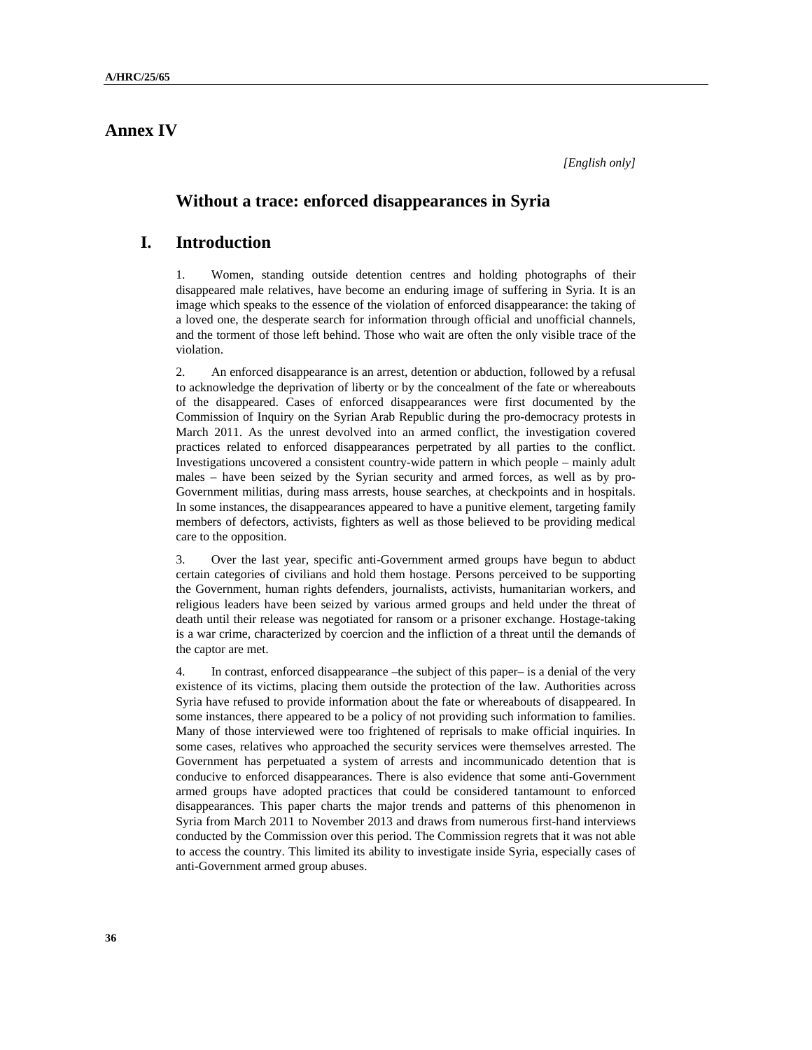# Annex IV

*[English only]*

## Without a trace: enforced disappearances in Syria

## I. Introduction

1. Women, standing outside detention centres and holding photographs of their disappeared male relatives, have become an enduring image of suffering in Syria. It is an image which speaks to the essence of the violation of enforced disappearance: the taking of a loved one, the desperate search for information through official and unofficial channels, and the torment of those left behind. Those who wait are often the only visible trace of the violation.

2. An enforced disappearance is an arrest, detention or abduction, followed by a refusal to acknowledge the deprivation of liberty or by the concealment of the fate or whereabouts of the disappeared. Cases of enforced disappearances were first documented by the Commission of Inquiry on the Syrian Arab Republic during the pro-democracy protests in March 2011. As the unrest devolved into an armed conflict, the investigation covered practices related to enforced disappearances perpetrated by all parties to the conflict. Investigations uncovered a consistent country-wide pattern in which people – mainly adult males – have been seized by the Syrian security and armed forces, as well as by pro-Government militias, during mass arrests, house searches, at checkpoints and in hospitals. In some instances, the disappearances appeared to have a punitive element, targeting family members of defectors, activists, fighters as well as those believed to be providing medical care to the opposition.

3. Over the last year, specific anti-Government armed groups have begun to abduct certain categories of civilians and hold them hostage. Persons perceived to be supporting the Government, human rights defenders, journalists, activists, humanitarian workers, and religious leaders have been seized by various armed groups and held under the threat of death until their release was negotiated for ransom or a prisoner exchange. Hostage-taking is a war crime, characterized by coercion and the infliction of a threat until the demands of the captor are met.

4. In contrast, enforced disappearance –the subject of this paper– is a denial of the very existence of its victims, placing them outside the protection of the law. Authorities across Syria have refused to provide information about the fate or whereabouts of disappeared. In some instances, there appeared to be a policy of not providing such information to families. Many of those interviewed were too frightened of reprisals to make official inquiries. In some cases, relatives who approached the security services were themselves arrested. The Government has perpetuated a system of arrests and incommunicado detention that is conducive to enforced disappearances. There is also evidence that some anti-Government armed groups have adopted practices that could be considered tantamount to enforced disappearances. This paper charts the major trends and patterns of this phenomenon in Syria from March 2011 to November 2013 and draws from numerous first-hand interviews conducted by the Commission over this period. The Commission regrets that it was not able to access the country. This limited its ability to investigate inside Syria, especially cases of anti-Government armed group abuses.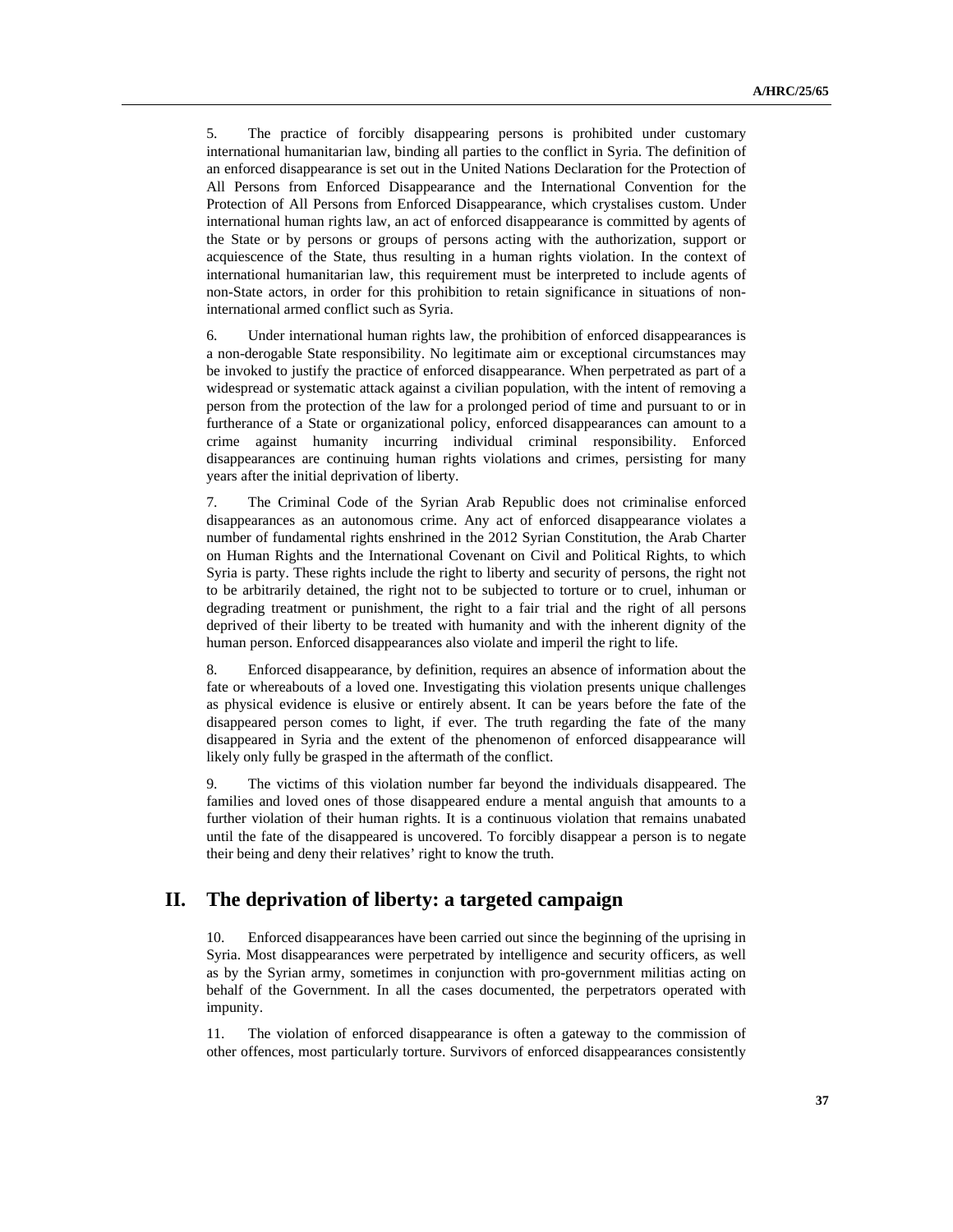5. The practice of forcibly disappearing persons is prohibited under customary international humanitarian law, binding all parties to the conflict in Syria. The definition of an enforced disappearance is set out in the United Nations Declaration for the Protection of All Persons from Enforced Disappearance and the International Convention for the Protection of All Persons from Enforced Disappearance, which crystalises custom. Under international human rights law, an act of enforced disappearance is committed by agents of the State or by persons or groups of persons acting with the authorization, support or acquiescence of the State, thus resulting in a human rights violation. In the context of international humanitarian law, this requirement must be interpreted to include agents of non-State actors, in order for this prohibition to retain significance in situations of non-international armed conflict such as Syria.

6. Under international human rights law, the prohibition of enforced disappearances is a non-derogable State responsibility. No legitimate aim or exceptional circumstances may be invoked to justify the practice of enforced disappearance. When perpetrated as part of a widespread or systematic attack against a civilian population, with the intent of removing a person from the protection of the law for a prolonged period of time and pursuant to or in furtherance of a State or organizational policy, enforced disappearances can amount to a crime against humanity incurring individual criminal responsibility. Enforced disappearances are continuing human rights violations and crimes, persisting for many years after the initial deprivation of liberty.

7. The Criminal Code of the Syrian Arab Republic does not criminalise enforced disappearances as an autonomous crime. Any act of enforced disappearance violates a number of fundamental rights enshrined in the 2012 Syrian Constitution, the Arab Charter on Human Rights and the International Covenant on Civil and Political Rights, to which Syria is party. These rights include the right to liberty and security of persons, the right not to be arbitrarily detained, the right not to be subjected to torture or to cruel, inhuman or degrading treatment or punishment, the right to a fair trial and the right of all persons deprived of their liberty to be treated with humanity and with the inherent dignity of the human person. Enforced disappearances also violate and imperil the right to life.

8. Enforced disappearance, by definition, requires an absence of information about the fate or whereabouts of a loved one. Investigating this violation presents unique challenges as physical evidence is elusive or entirely absent. It can be years before the fate of the disappeared person comes to light, if ever. The truth regarding the fate of the many disappeared in Syria and the extent of the phenomenon of enforced disappearance will likely only fully be grasped in the aftermath of the conflict.

9. The victims of this violation number far beyond the individuals disappeared. The families and loved ones of those disappeared endure a mental anguish that amounts to a further violation of their human rights. It is a continuous violation that remains unabated until the fate of the disappeared is uncovered. To forcibly disappear a person is to negate their being and deny their relatives' right to know the truth.

## II. The deprivation of liberty: a targeted campaign

10. Enforced disappearances have been carried out since the beginning of the uprising in Syria. Most disappearances were perpetrated by intelligence and security officers, as well as by the Syrian army, sometimes in conjunction with pro-government militias acting on behalf of the Government. In all the cases documented, the perpetrators operated with impunity.

11. The violation of enforced disappearance is often a gateway to the commission of other offences, most particularly torture. Survivors of enforced disappearances consistently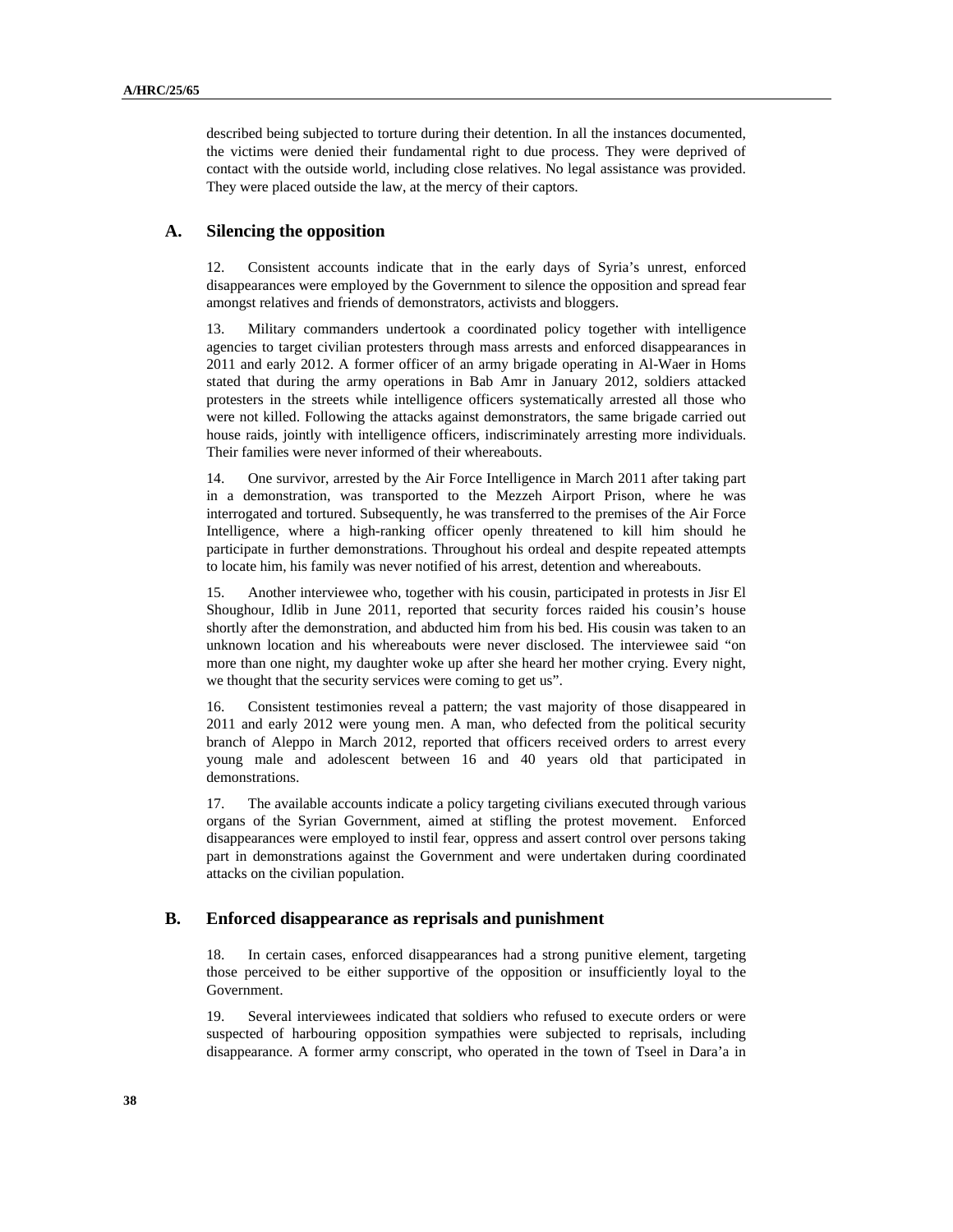described being subjected to torture during their detention. In all the instances documented, the victims were denied their fundamental right to due process. They were deprived of contact with the outside world, including close relatives. No legal assistance was provided. They were placed outside the law, at the mercy of their captors.

## A. Silencing the opposition

12. Consistent accounts indicate that in the early days of Syria's unrest, enforced disappearances were employed by the Government to silence the opposition and spread fear amongst relatives and friends of demonstrators, activists and bloggers.

13. Military commanders undertook a coordinated policy together with intelligence agencies to target civilian protesters through mass arrests and enforced disappearances in 2011 and early 2012. A former officer of an army brigade operating in Al-Waer in Homs stated that during the army operations in Bab Amr in January 2012, soldiers attacked protesters in the streets while intelligence officers systematically arrested all those who were not killed. Following the attacks against demonstrators, the same brigade carried out house raids, jointly with intelligence officers, indiscriminately arresting more individuals. Their families were never informed of their whereabouts.

14. One survivor, arrested by the Air Force Intelligence in March 2011 after taking part in a demonstration, was transported to the Mezzeh Airport Prison, where he was interrogated and tortured. Subsequently, he was transferred to the premises of the Air Force Intelligence, where a high-ranking officer openly threatened to kill him should he participate in further demonstrations. Throughout his ordeal and despite repeated attempts to locate him, his family was never notified of his arrest, detention and whereabouts.

15. Another interviewee who, together with his cousin, participated in protests in Jisr El Shoughour, Idlib in June 2011, reported that security forces raided his cousin's house shortly after the demonstration, and abducted him from his bed. His cousin was taken to an unknown location and his whereabouts were never disclosed. The interviewee said "on more than one night, my daughter woke up after she heard her mother crying. Every night, we thought that the security services were coming to get us".

16. Consistent testimonies reveal a pattern; the vast majority of those disappeared in 2011 and early 2012 were young men. A man, who defected from the political security branch of Aleppo in March 2012, reported that officers received orders to arrest every young male and adolescent between 16 and 40 years old that participated in demonstrations.

17. The available accounts indicate a policy targeting civilians executed through various organs of the Syrian Government, aimed at stifling the protest movement. Enforced disappearances were employed to instil fear, oppress and assert control over persons taking part in demonstrations against the Government and were undertaken during coordinated attacks on the civilian population.

## B. Enforced disappearance as reprisals and punishment

18. In certain cases, enforced disappearances had a strong punitive element, targeting those perceived to be either supportive of the opposition or insufficiently loyal to the Government.

19. Several interviewees indicated that soldiers who refused to execute orders or were suspected of harbouring opposition sympathies were subjected to reprisals, including disappearance. A former army conscript, who operated in the town of Tseel in Dara'a in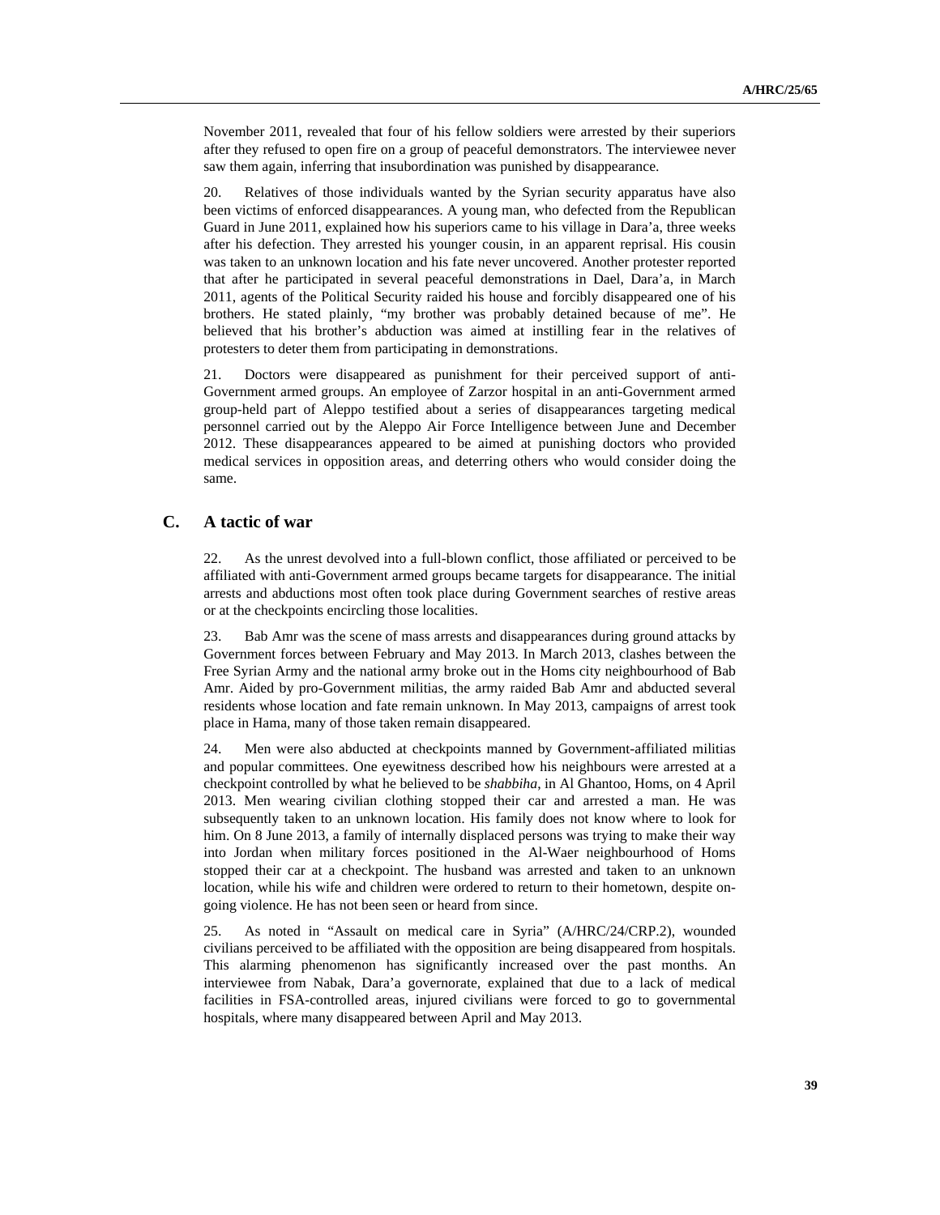November 2011, revealed that four of his fellow soldiers were arrested by their superiors after they refused to open fire on a group of peaceful demonstrators. The interviewee never saw them again, inferring that insubordination was punished by disappearance.

20. Relatives of those individuals wanted by the Syrian security apparatus have also been victims of enforced disappearances. A young man, who defected from the Republican Guard in June 2011, explained how his superiors came to his village in Dara'a, three weeks after his defection. They arrested his younger cousin, in an apparent reprisal. His cousin was taken to an unknown location and his fate never uncovered. Another protester reported that after he participated in several peaceful demonstrations in Dael, Dara'a, in March 2011, agents of the Political Security raided his house and forcibly disappeared one of his brothers. He stated plainly, "my brother was probably detained because of me". He believed that his brother's abduction was aimed at instilling fear in the relatives of protesters to deter them from participating in demonstrations.

21. Doctors were disappeared as punishment for their perceived support of anti-Government armed groups. An employee of Zarzor hospital in an anti-Government armed group-held part of Aleppo testified about a series of disappearances targeting medical personnel carried out by the Aleppo Air Force Intelligence between June and December 2012. These disappearances appeared to be aimed at punishing doctors who provided medical services in opposition areas, and deterring others who would consider doing the same.

## C. A tactic of war

22. As the unrest devolved into a full-blown conflict, those affiliated or perceived to be affiliated with anti-Government armed groups became targets for disappearance. The initial arrests and abductions most often took place during Government searches of restive areas or at the checkpoints encircling those localities.

23. Bab Amr was the scene of mass arrests and disappearances during ground attacks by Government forces between February and May 2013. In March 2013, clashes between the Free Syrian Army and the national army broke out in the Homs city neighbourhood of Bab Amr. Aided by pro-Government militias, the army raided Bab Amr and abducted several residents whose location and fate remain unknown. In May 2013, campaigns of arrest took place in Hama, many of those taken remain disappeared.

24. Men were also abducted at checkpoints manned by Government-affiliated militias and popular committees. One eyewitness described how his neighbours were arrested at a checkpoint controlled by what he believed to be *shabbiha*, in Al Ghantoo, Homs, on 4 April 2013. Men wearing civilian clothing stopped their car and arrested a man. He was subsequently taken to an unknown location. His family does not know where to look for him. On 8 June 2013, a family of internally displaced persons was trying to make their way into Jordan when military forces positioned in the Al-Waer neighbourhood of Homs stopped their car at a checkpoint. The husband was arrested and taken to an unknown location, while his wife and children were ordered to return to their hometown, despite on-going violence. He has not been seen or heard from since.

25. As noted in "Assault on medical care in Syria" (A/HRC/24/CRP.2), wounded civilians perceived to be affiliated with the opposition are being disappeared from hospitals. This alarming phenomenon has significantly increased over the past months. An interviewee from Nabak, Dara'a governorate, explained that due to a lack of medical facilities in FSA-controlled areas, injured civilians were forced to go to governmental hospitals, where many disappeared between April and May 2013.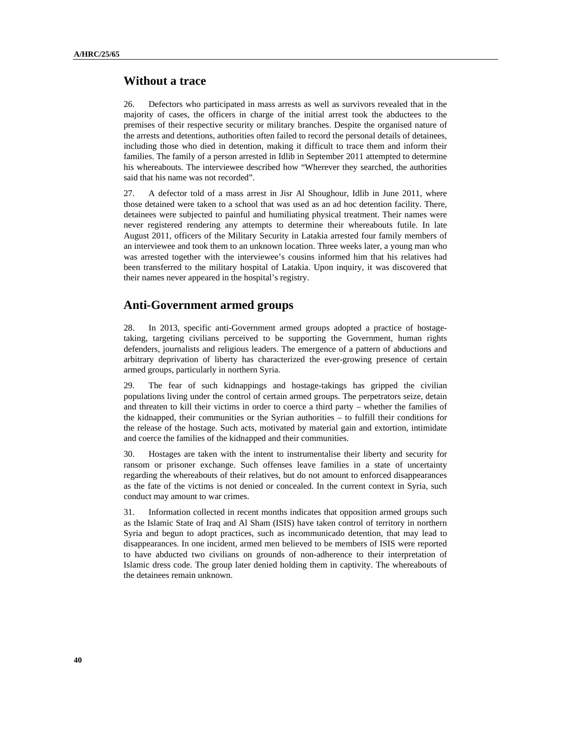## Without a trace

26. Defectors who participated in mass arrests as well as survivors revealed that in the majority of cases, the officers in charge of the initial arrest took the abductees to the premises of their respective security or military branches. Despite the organised nature of the arrests and detentions, authorities often failed to record the personal details of detainees, including those who died in detention, making it difficult to trace them and inform their families. The family of a person arrested in Idlib in September 2011 attempted to determine his whereabouts. The interviewee described how "Wherever they searched, the authorities said that his name was not recorded".

27. A defector told of a mass arrest in Jisr Al Shoughour, Idlib in June 2011, where those detained were taken to a school that was used as an ad hoc detention facility. There, detainees were subjected to painful and humiliating physical treatment. Their names were never registered rendering any attempts to determine their whereabouts futile. In late August 2011, officers of the Military Security in Latakia arrested four family members of an interviewee and took them to an unknown location. Three weeks later, a young man who was arrested together with the interviewee's cousins informed him that his relatives had been transferred to the military hospital of Latakia. Upon inquiry, it was discovered that their names never appeared in the hospital's registry.

## Anti-Government armed groups

28. In 2013, specific anti-Government armed groups adopted a practice of hostage-taking, targeting civilians perceived to be supporting the Government, human rights defenders, journalists and religious leaders. The emergence of a pattern of abductions and arbitrary deprivation of liberty has characterized the ever-growing presence of certain armed groups, particularly in northern Syria.

29. The fear of such kidnappings and hostage-takings has gripped the civilian populations living under the control of certain armed groups. The perpetrators seize, detain and threaten to kill their victims in order to coerce a third party – whether the families of the kidnapped, their communities or the Syrian authorities – to fulfill their conditions for the release of the hostage. Such acts, motivated by material gain and extortion, intimidate and coerce the families of the kidnapped and their communities.

30. Hostages are taken with the intent to instrumentalise their liberty and security for ransom or prisoner exchange. Such offenses leave families in a state of uncertainty regarding the whereabouts of their relatives, but do not amount to enforced disappearances as the fate of the victims is not denied or concealed. In the current context in Syria, such conduct may amount to war crimes.

31. Information collected in recent months indicates that opposition armed groups such as the Islamic State of Iraq and Al Sham (ISIS) have taken control of territory in northern Syria and begun to adopt practices, such as incommunicado detention, that may lead to disappearances. In one incident, armed men believed to be members of ISIS were reported to have abducted two civilians on grounds of non-adherence to their interpretation of Islamic dress code. The group later denied holding them in captivity. The whereabouts of the detainees remain unknown.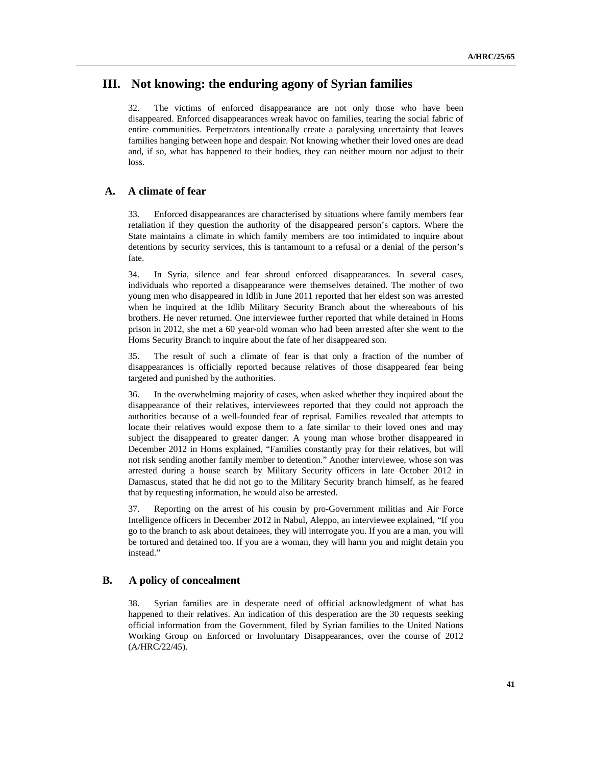## III. Not knowing: the enduring agony of Syrian families

32. The victims of enforced disappearance are not only those who have been disappeared. Enforced disappearances wreak havoc on families, tearing the social fabric of entire communities. Perpetrators intentionally create a paralysing uncertainty that leaves families hanging between hope and despair. Not knowing whether their loved ones are dead and, if so, what has happened to their bodies, they can neither mourn nor adjust to their loss.

### A. A climate of fear

33. Enforced disappearances are characterised by situations where family members fear retaliation if they question the authority of the disappeared person's captors. Where the State maintains a climate in which family members are too intimidated to inquire about detentions by security services, this is tantamount to a refusal or a denial of the person's fate.

34. In Syria, silence and fear shroud enforced disappearances. In several cases, individuals who reported a disappearance were themselves detained. The mother of two young men who disappeared in Idlib in June 2011 reported that her eldest son was arrested when he inquired at the Idlib Military Security Branch about the whereabouts of his brothers. He never returned. One interviewee further reported that while detained in Homs prison in 2012, she met a 60 year-old woman who had been arrested after she went to the Homs Security Branch to inquire about the fate of her disappeared son.

35. The result of such a climate of fear is that only a fraction of the number of disappearances is officially reported because relatives of those disappeared fear being targeted and punished by the authorities.

36. In the overwhelming majority of cases, when asked whether they inquired about the disappearance of their relatives, interviewees reported that they could not approach the authorities because of a well-founded fear of reprisal. Families revealed that attempts to locate their relatives would expose them to a fate similar to their loved ones and may subject the disappeared to greater danger. A young man whose brother disappeared in December 2012 in Homs explained, "Families constantly pray for their relatives, but will not risk sending another family member to detention." Another interviewee, whose son was arrested during a house search by Military Security officers in late October 2012 in Damascus, stated that he did not go to the Military Security branch himself, as he feared that by requesting information, he would also be arrested.

37. Reporting on the arrest of his cousin by pro-Government militias and Air Force Intelligence officers in December 2012 in Nabul, Aleppo, an interviewee explained, "If you go to the branch to ask about detainees, they will interrogate you. If you are a man, you will be tortured and detained too. If you are a woman, they will harm you and might detain you instead."

### B. A policy of concealment

38. Syrian families are in desperate need of official acknowledgment of what has happened to their relatives. An indication of this desperation are the 30 requests seeking official information from the Government, filed by Syrian families to the United Nations Working Group on Enforced or Involuntary Disappearances, over the course of 2012 (A/HRC/22/45).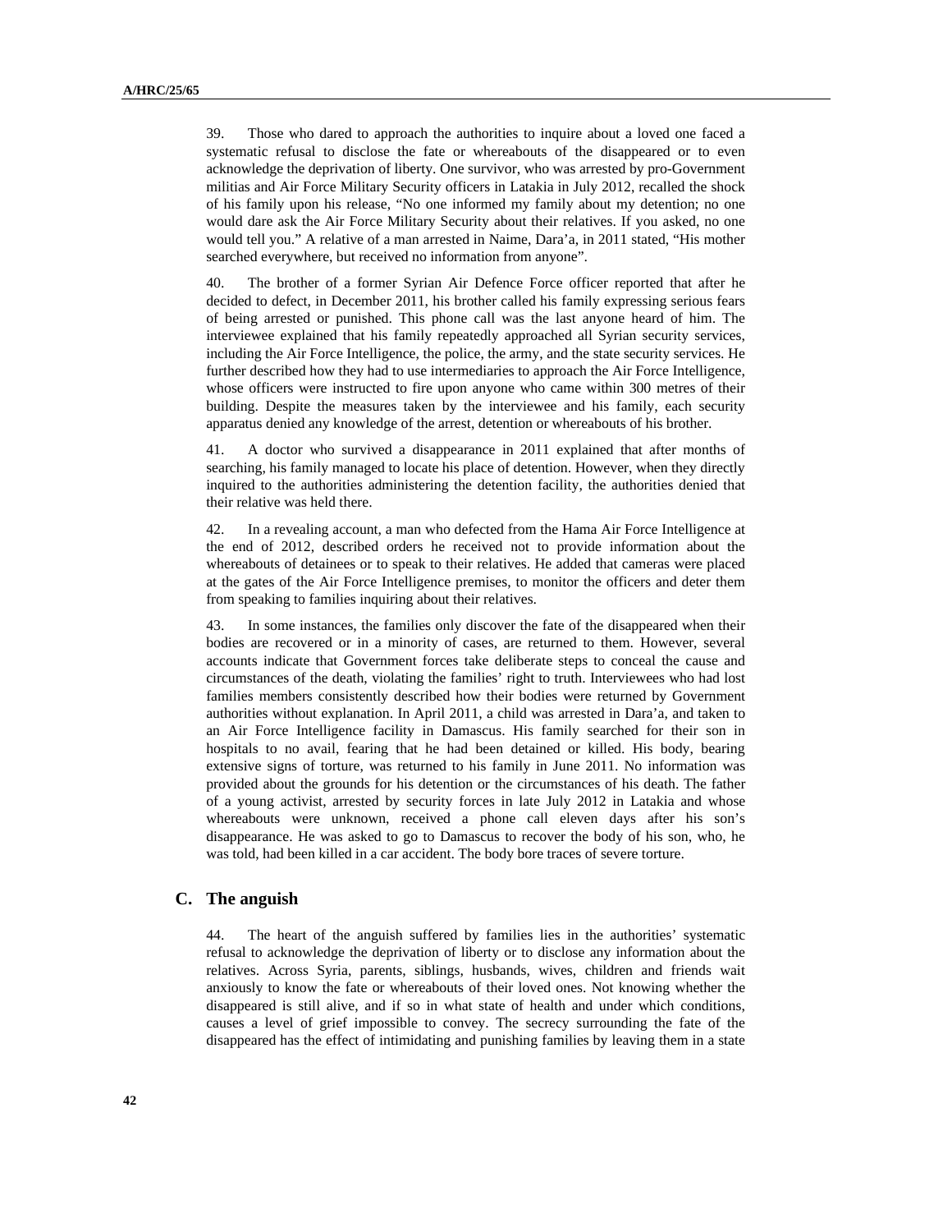39. Those who dared to approach the authorities to inquire about a loved one faced a systematic refusal to disclose the fate or whereabouts of the disappeared or to even acknowledge the deprivation of liberty. One survivor, who was arrested by pro-Government militias and Air Force Military Security officers in Latakia in July 2012, recalled the shock of his family upon his release, "No one informed my family about my detention; no one would dare ask the Air Force Military Security about their relatives. If you asked, no one would tell you." A relative of a man arrested in Naime, Dara'a, in 2011 stated, "His mother searched everywhere, but received no information from anyone".

40. The brother of a former Syrian Air Defence Force officer reported that after he decided to defect, in December 2011, his brother called his family expressing serious fears of being arrested or punished. This phone call was the last anyone heard of him. The interviewee explained that his family repeatedly approached all Syrian security services, including the Air Force Intelligence, the police, the army, and the state security services. He further described how they had to use intermediaries to approach the Air Force Intelligence, whose officers were instructed to fire upon anyone who came within 300 metres of their building. Despite the measures taken by the interviewee and his family, each security apparatus denied any knowledge of the arrest, detention or whereabouts of his brother.

41. A doctor who survived a disappearance in 2011 explained that after months of searching, his family managed to locate his place of detention. However, when they directly inquired to the authorities administering the detention facility, the authorities denied that their relative was held there.

42. In a revealing account, a man who defected from the Hama Air Force Intelligence at the end of 2012, described orders he received not to provide information about the whereabouts of detainees or to speak to their relatives. He added that cameras were placed at the gates of the Air Force Intelligence premises, to monitor the officers and deter them from speaking to families inquiring about their relatives.

43. In some instances, the families only discover the fate of the disappeared when their bodies are recovered or in a minority of cases, are returned to them. However, several accounts indicate that Government forces take deliberate steps to conceal the cause and circumstances of the death, violating the families' right to truth. Interviewees who had lost families members consistently described how their bodies were returned by Government authorities without explanation. In April 2011, a child was arrested in Dara'a, and taken to an Air Force Intelligence facility in Damascus. His family searched for their son in hospitals to no avail, fearing that he had been detained or killed. His body, bearing extensive signs of torture, was returned to his family in June 2011. No information was provided about the grounds for his detention or the circumstances of his death. The father of a young activist, arrested by security forces in late July 2012 in Latakia and whose whereabouts were unknown, received a phone call eleven days after his son's disappearance. He was asked to go to Damascus to recover the body of his son, who, he was told, had been killed in a car accident. The body bore traces of severe torture.

## C. The anguish

44. The heart of the anguish suffered by families lies in the authorities' systematic refusal to acknowledge the deprivation of liberty or to disclose any information about the relatives. Across Syria, parents, siblings, husbands, wives, children and friends wait anxiously to know the fate or whereabouts of their loved ones. Not knowing whether the disappeared is still alive, and if so in what state of health and under which conditions, causes a level of grief impossible to convey. The secrecy surrounding the fate of the disappeared has the effect of intimidating and punishing families by leaving them in a state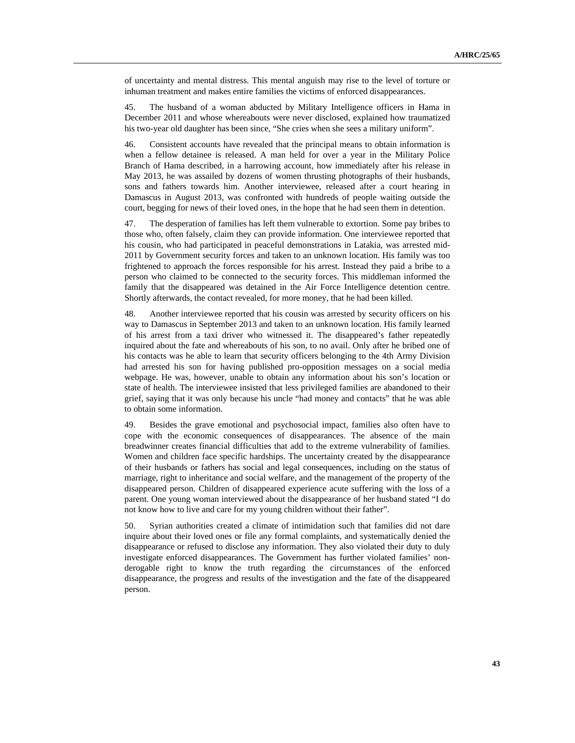of uncertainty and mental distress. This mental anguish may rise to the level of torture or inhuman treatment and makes entire families the victims of enforced disappearances.

45. The husband of a woman abducted by Military Intelligence officers in Hama in December 2011 and whose whereabouts were never disclosed, explained how traumatized his two-year old daughter has been since, "She cries when she sees a military uniform".

46. Consistent accounts have revealed that the principal means to obtain information is when a fellow detainee is released. A man held for over a year in the Military Police Branch of Hama described, in a harrowing account, how immediately after his release in May 2013, he was assailed by dozens of women thrusting photographs of their husbands, sons and fathers towards him. Another interviewee, released after a court hearing in Damascus in August 2013, was confronted with hundreds of people waiting outside the court, begging for news of their loved ones, in the hope that he had seen them in detention.

47. The desperation of families has left them vulnerable to extortion. Some pay bribes to those who, often falsely, claim they can provide information. One interviewee reported that his cousin, who had participated in peaceful demonstrations in Latakia, was arrested mid-2011 by Government security forces and taken to an unknown location. His family was too frightened to approach the forces responsible for his arrest. Instead they paid a bribe to a person who claimed to be connected to the security forces. This middleman informed the family that the disappeared was detained in the Air Force Intelligence detention centre. Shortly afterwards, the contact revealed, for more money, that he had been killed.

48. Another interviewee reported that his cousin was arrested by security officers on his way to Damascus in September 2013 and taken to an unknown location. His family learned of his arrest from a taxi driver who witnessed it. The disappeared's father repeatedly inquired about the fate and whereabouts of his son, to no avail. Only after he bribed one of his contacts was he able to learn that security officers belonging to the 4th Army Division had arrested his son for having published pro-opposition messages on a social media webpage. He was, however, unable to obtain any information about his son's location or state of health. The interviewee insisted that less privileged families are abandoned to their grief, saying that it was only because his uncle "had money and contacts" that he was able to obtain some information.

49. Besides the grave emotional and psychosocial impact, families also often have to cope with the economic consequences of disappearances. The absence of the main breadwinner creates financial difficulties that add to the extreme vulnerability of families. Women and children face specific hardships. The uncertainty created by the disappearance of their husbands or fathers has social and legal consequences, including on the status of marriage, right to inheritance and social welfare, and the management of the property of the disappeared person. Children of disappeared experience acute suffering with the loss of a parent. One young woman interviewed about the disappearance of her husband stated "I do not know how to live and care for my young children without their father".

50. Syrian authorities created a climate of intimidation such that families did not dare inquire about their loved ones or file any formal complaints, and systematically denied the disappearance or refused to disclose any information. They also violated their duty to duly investigate enforced disappearances. The Government has further violated families' non-derogable right to know the truth regarding the circumstances of the enforced disappearance, the progress and results of the investigation and the fate of the disappeared person.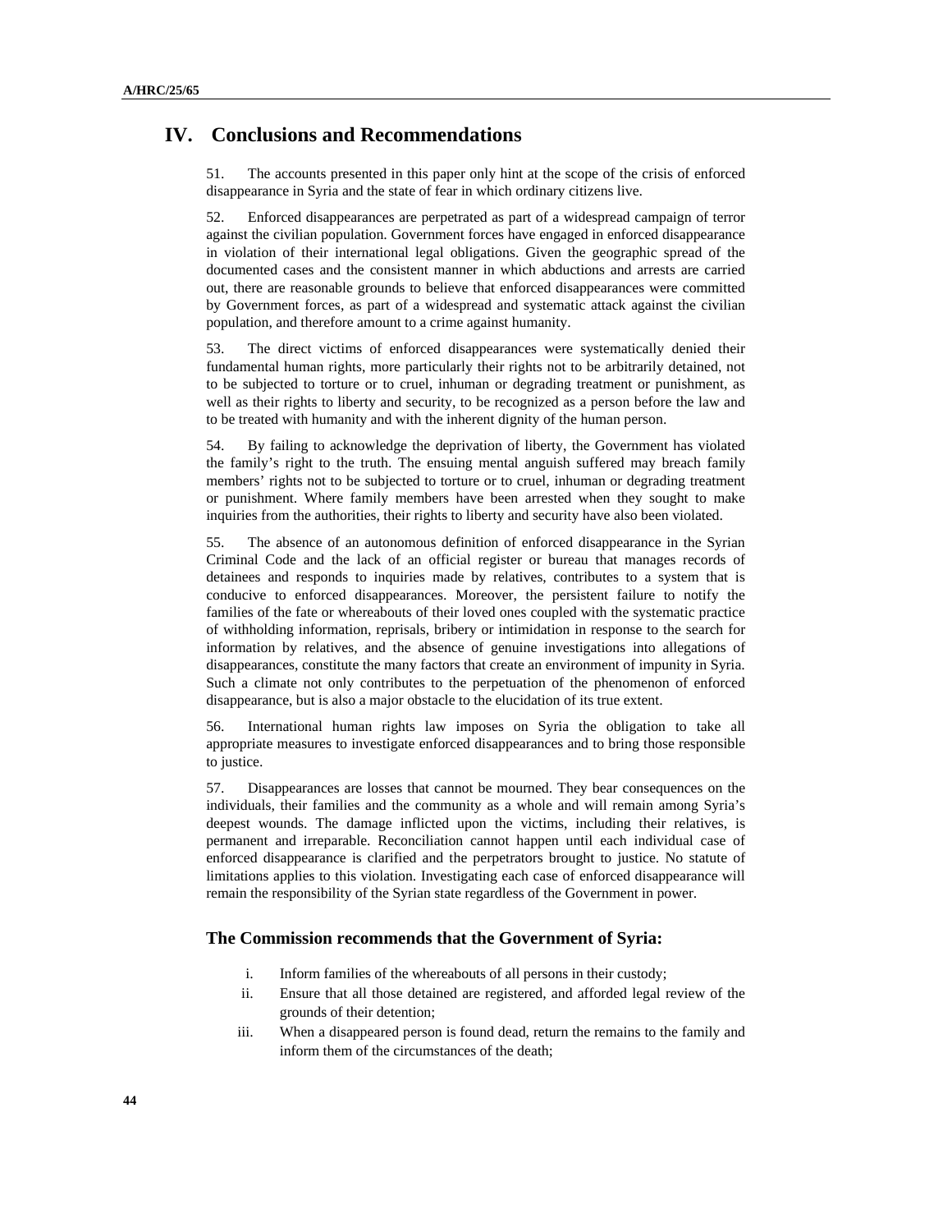# IV. Conclusions and Recommendations

51. The accounts presented in this paper only hint at the scope of the crisis of enforced disappearance in Syria and the state of fear in which ordinary citizens live.

52. Enforced disappearances are perpetrated as part of a widespread campaign of terror against the civilian population. Government forces have engaged in enforced disappearance in violation of their international legal obligations. Given the geographic spread of the documented cases and the consistent manner in which abductions and arrests are carried out, there are reasonable grounds to believe that enforced disappearances were committed by Government forces, as part of a widespread and systematic attack against the civilian population, and therefore amount to a crime against humanity.

53. The direct victims of enforced disappearances were systematically denied their fundamental human rights, more particularly their rights not to be arbitrarily detained, not to be subjected to torture or to cruel, inhuman or degrading treatment or punishment, as well as their rights to liberty and security, to be recognized as a person before the law and to be treated with humanity and with the inherent dignity of the human person.

54. By failing to acknowledge the deprivation of liberty, the Government has violated the family's right to the truth. The ensuing mental anguish suffered may breach family members' rights not to be subjected to torture or to cruel, inhuman or degrading treatment or punishment. Where family members have been arrested when they sought to make inquiries from the authorities, their rights to liberty and security have also been violated.

55. The absence of an autonomous definition of enforced disappearance in the Syrian Criminal Code and the lack of an official register or bureau that manages records of detainees and responds to inquiries made by relatives, contributes to a system that is conducive to enforced disappearances. Moreover, the persistent failure to notify the families of the fate or whereabouts of their loved ones coupled with the systematic practice of withholding information, reprisals, bribery or intimidation in response to the search for information by relatives, and the absence of genuine investigations into allegations of disappearances, constitute the many factors that create an environment of impunity in Syria. Such a climate not only contributes to the perpetuation of the phenomenon of enforced disappearance, but is also a major obstacle to the elucidation of its true extent.

56. International human rights law imposes on Syria the obligation to take all appropriate measures to investigate enforced disappearances and to bring those responsible to justice.

57. Disappearances are losses that cannot be mourned. They bear consequences on the individuals, their families and the community as a whole and will remain among Syria's deepest wounds. The damage inflicted upon the victims, including their relatives, is permanent and irreparable. Reconciliation cannot happen until each individual case of enforced disappearance is clarified and the perpetrators brought to justice. No statute of limitations applies to this violation. Investigating each case of enforced disappearance will remain the responsibility of the Syrian state regardless of the Government in power.

### The Commission recommends that the Government of Syria:

i. Inform families of the whereabouts of all persons in their custody;

ii. Ensure that all those detained are registered, and afforded legal review of the grounds of their detention;

iii. When a disappeared person is found dead, return the remains to the family and inform them of the circumstances of the death;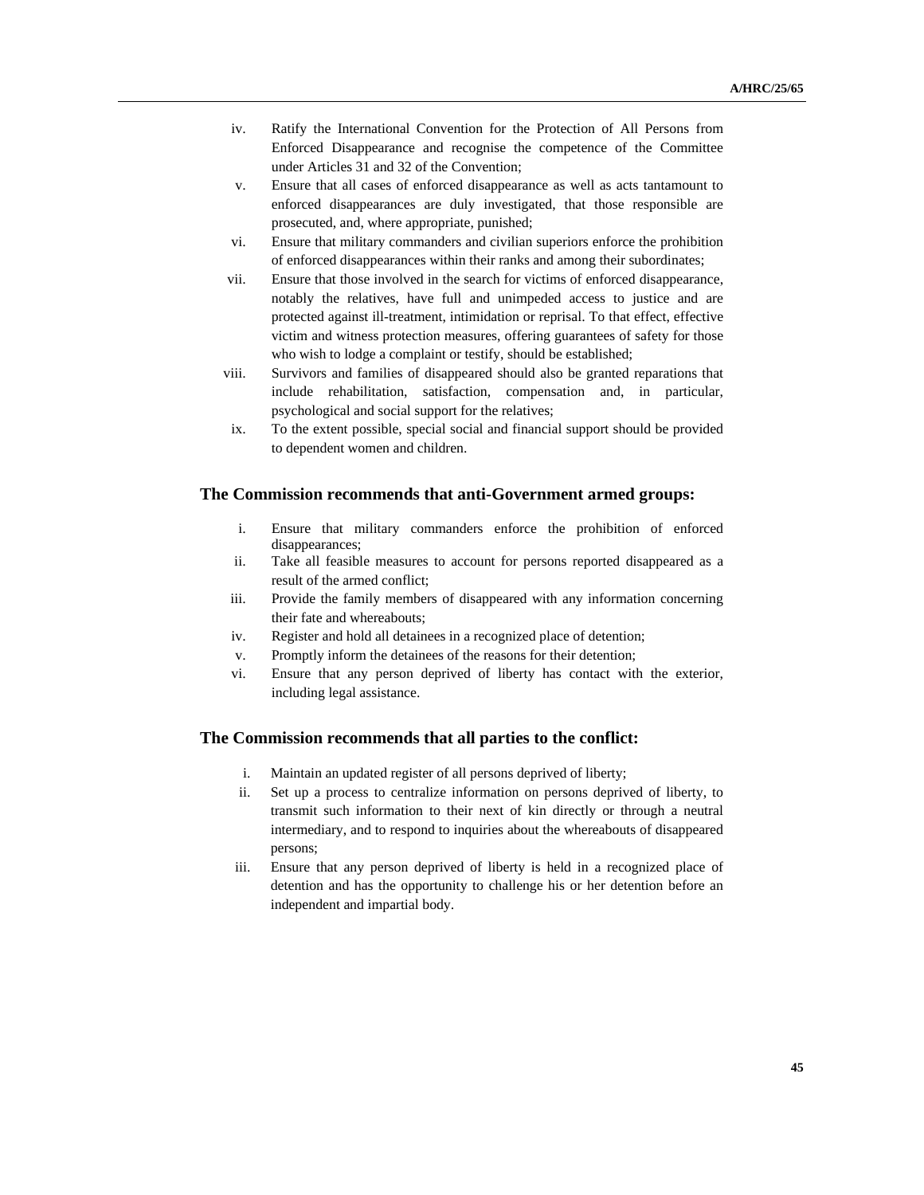iv. Ratify the International Convention for the Protection of All Persons from Enforced Disappearance and recognise the competence of the Committee under Articles 31 and 32 of the Convention;

v. Ensure that all cases of enforced disappearance as well as acts tantamount to enforced disappearances are duly investigated, that those responsible are prosecuted, and, where appropriate, punished;

vi. Ensure that military commanders and civilian superiors enforce the prohibition of enforced disappearances within their ranks and among their subordinates;

vii. Ensure that those involved in the search for victims of enforced disappearance, notably the relatives, have full and unimpeded access to justice and are protected against ill-treatment, intimidation or reprisal. To that effect, effective victim and witness protection measures, offering guarantees of safety for those who wish to lodge a complaint or testify, should be established;

viii. Survivors and families of disappeared should also be granted reparations that include rehabilitation, satisfaction, compensation and, in particular, psychological and social support for the relatives;

ix. To the extent possible, special social and financial support should be provided to dependent women and children.

### The Commission recommends that anti-Government armed groups:

i. Ensure that military commanders enforce the prohibition of enforced disappearances;

ii. Take all feasible measures to account for persons reported disappeared as a result of the armed conflict;

iii. Provide the family members of disappeared with any information concerning their fate and whereabouts;

iv. Register and hold all detainees in a recognized place of detention;

v. Promptly inform the detainees of the reasons for their detention;

vi. Ensure that any person deprived of liberty has contact with the exterior, including legal assistance.

### The Commission recommends that all parties to the conflict:

i. Maintain an updated register of all persons deprived of liberty;

ii. Set up a process to centralize information on persons deprived of liberty, to transmit such information to their next of kin directly or through a neutral intermediary, and to respond to inquiries about the whereabouts of disappeared persons;

iii. Ensure that any person deprived of liberty is held in a recognized place of detention and has the opportunity to challenge his or her detention before an independent and impartial body.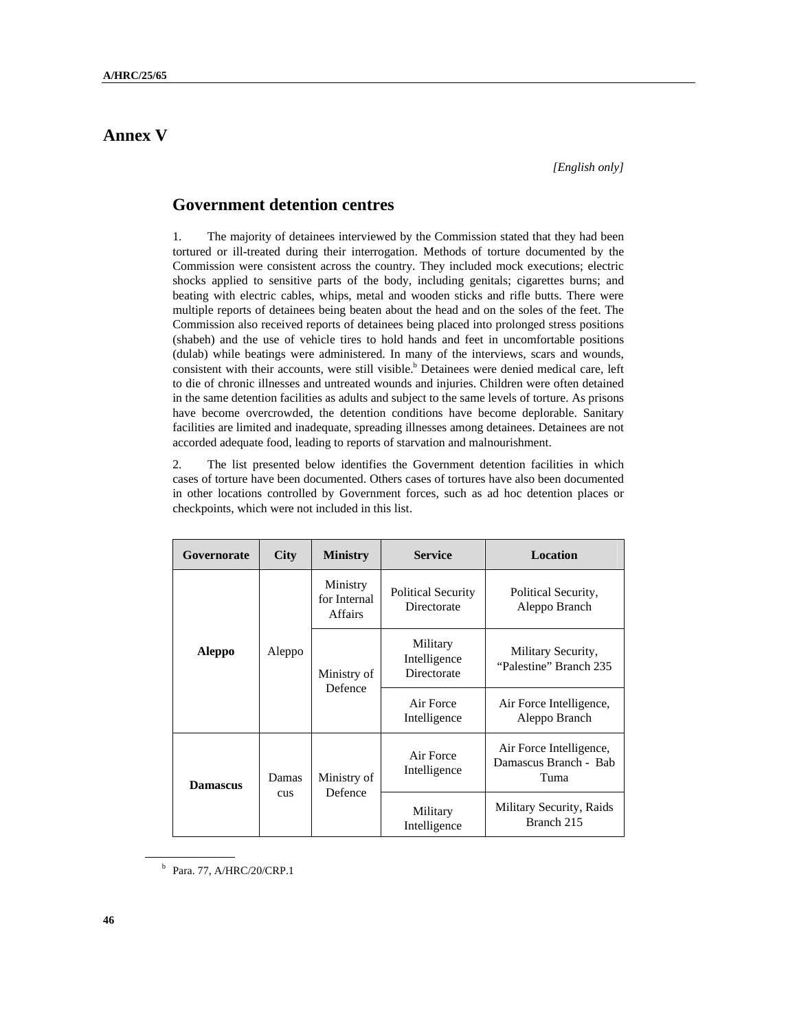# Annex V

*[English only]*

## Government detention centres

1. The majority of detainees interviewed by the Commission stated that they had been tortured or ill-treated during their interrogation. Methods of torture documented by the Commission were consistent across the country. They included mock executions; electric shocks applied to sensitive parts of the body, including genitals; cigarettes burns; and beating with electric cables, whips, metal and wooden sticks and rifle butts. There were multiple reports of detainees being beaten about the head and on the soles of the feet. The Commission also received reports of detainees being placed into prolonged stress positions (shabeh) and the use of vehicle tires to hold hands and feet in uncomfortable positions (dulab) while beatings were administered. In many of the interviews, scars and wounds, consistent with their accounts, were still visible.[b] Detainees were denied medical care, left to die of chronic illnesses and untreated wounds and injuries. Children were often detained in the same detention facilities as adults and subject to the same levels of torture. As prisons have become overcrowded, the detention conditions have become deplorable. Sanitary facilities are limited and inadequate, spreading illnesses among detainees. Detainees are not accorded adequate food, leading to reports of starvation and malnourishment.

2. The list presented below identifies the Government detention facilities in which cases of torture have been documented. Others cases of tortures have also been documented in other locations controlled by Government forces, such as ad hoc detention places or checkpoints, which were not included in this list.

| Governorate | City | Ministry | Service | Location |
|---|---|---|---|---|
| **Aleppo** | Aleppo | Ministry for Internal Affairs | Political Security Directorate | Political Security, Aleppo Branch |
| | | Ministry of Defence | Military Intelligence Directorate | Military Security, "Palestine" Branch 235 |
| | | | Air Force Intelligence | Air Force Intelligence, Aleppo Branch |
| **Damascus** | Damascus | Ministry of Defence | Air Force Intelligence | Air Force Intelligence, Damascus Branch - Bab Tuma |
| | | | Military Intelligence | Military Security, Raids Branch 215 |

[b] Para. 77, A/HRC/20/CRP.1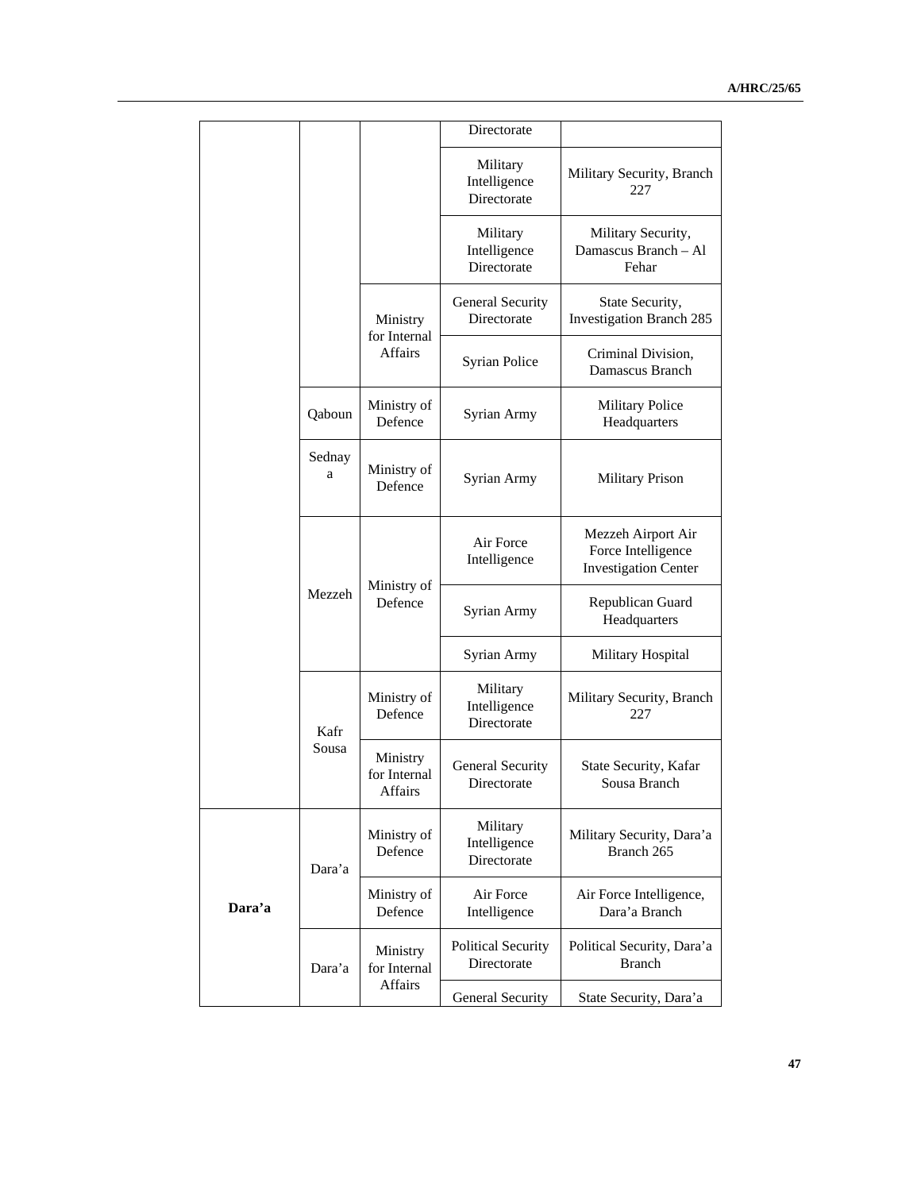| | | | | |
|---|---|---|---|---|
| | | | Directorate | |
| | | | Military Intelligence Directorate | Military Security, Branch 227 |
| | | | Military Intelligence Directorate | Military Security, Damascus Branch – Al Fehar |
| | | Ministry for Internal Affairs | General Security Directorate | State Security, Investigation Branch 285 |
| | | | Syrian Police | Criminal Division, Damascus Branch |
| | Qaboun | Ministry of Defence | Syrian Army | Military Police Headquarters |
| | Sednaya | Ministry of Defence | Syrian Army | Military Prison |
| | Mezzeh | Ministry of Defence | Air Force Intelligence | Mezzeh Airport Air Force Intelligence Investigation Center |
| | | | Syrian Army | Republican Guard Headquarters |
| | | | Syrian Army | Military Hospital |
| | Kafr Sousa | Ministry of Defence | Military Intelligence Directorate | Military Security, Branch 227 |
| | | Ministry for Internal Affairs | General Security Directorate | State Security, Kafar Sousa Branch |
| **Dara'a** | Dara'a | Ministry of Defence | Military Intelligence Directorate | Military Security, Dara'a Branch 265 |
| | | Ministry of Defence | Air Force Intelligence | Air Force Intelligence, Dara'a Branch |
| | Dara'a | Ministry for Internal Affairs | Political Security Directorate | Political Security, Dara'a Branch |
| | | | General Security | State Security, Dara'a |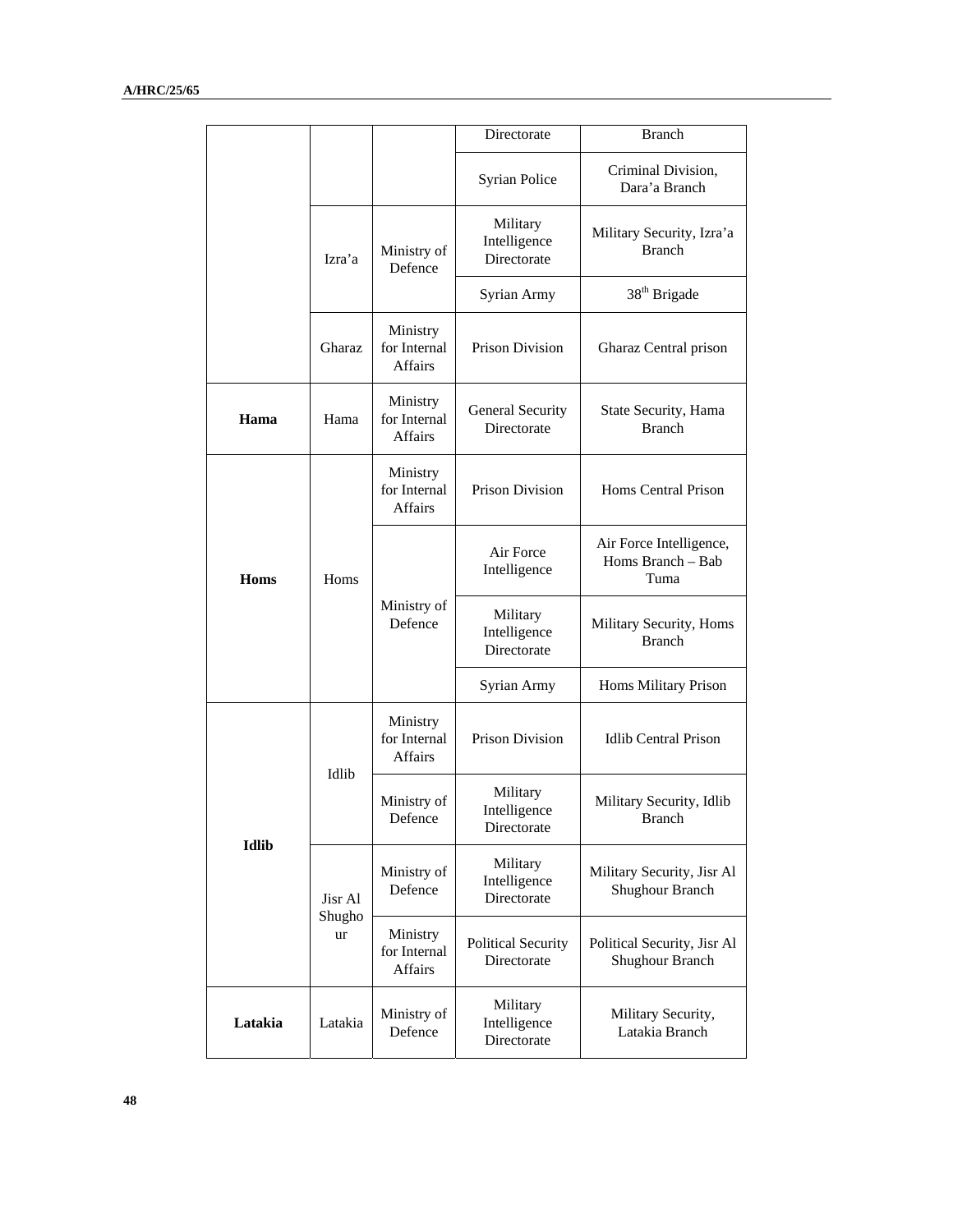| | | | | |
|---|---|---|---|---|
| | | | Directorate | Branch |
| | | | Syrian Police | Criminal Division, Dara'a Branch |
| | Izra'a | Ministry of Defence | Military Intelligence Directorate | Military Security, Izra'a Branch |
| | | | Syrian Army | 38th Brigade |
| | Gharaz | Ministry for Internal Affairs | Prison Division | Gharaz Central prison |
| **Hama** | Hama | Ministry for Internal Affairs | General Security Directorate | State Security, Hama Branch |
| **Homs** | Homs | Ministry for Internal Affairs | Prison Division | Homs Central Prison |
| | | Ministry of Defence | Air Force Intelligence | Air Force Intelligence, Homs Branch – Bab Tuma |
| | | | Military Intelligence Directorate | Military Security, Homs Branch |
| | | | Syrian Army | Homs Military Prison |
| **Idlib** | Idlib | Ministry for Internal Affairs | Prison Division | Idlib Central Prison |
| | | Ministry of Defence | Military Intelligence Directorate | Military Security, Idlib Branch |
| | Jisr Al Shughour | Ministry of Defence | Military Intelligence Directorate | Military Security, Jisr Al Shughour Branch |
| | | Ministry for Internal Affairs | Political Security Directorate | Political Security, Jisr Al Shughour Branch |
| **Latakia** | Latakia | Ministry of Defence | Military Intelligence Directorate | Military Security, Latakia Branch |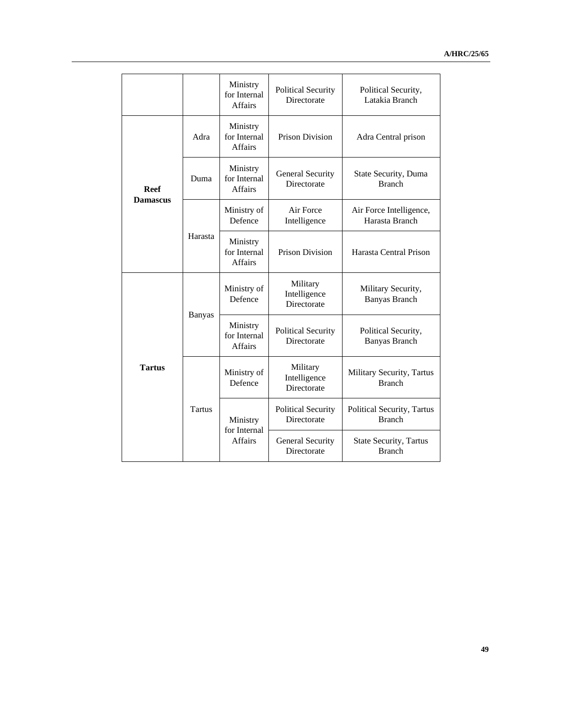| | | | | |
|---|---|---|---|---|
| | | Ministry for Internal Affairs | Political Security Directorate | Political Security, Latakia Branch |
| **Reef Damascus** | Adra | Ministry for Internal Affairs | Prison Division | Adra Central prison |
| | Duma | Ministry for Internal Affairs | General Security Directorate | State Security, Duma Branch |
| | Harasta | Ministry of Defence | Air Force Intelligence | Air Force Intelligence, Harasta Branch |
| | | Ministry for Internal Affairs | Prison Division | Harasta Central Prison |
| **Tartus** | Banyas | Ministry of Defence | Military Intelligence Directorate | Military Security, Banyas Branch |
| | | Ministry for Internal Affairs | Political Security Directorate | Political Security, Banyas Branch |
| | Tartus | Ministry of Defence | Military Intelligence Directorate | Military Security, Tartus Branch |
| | | Ministry for Internal Affairs | Political Security Directorate | Political Security, Tartus Branch |
| | | | General Security Directorate | State Security, Tartus Branch |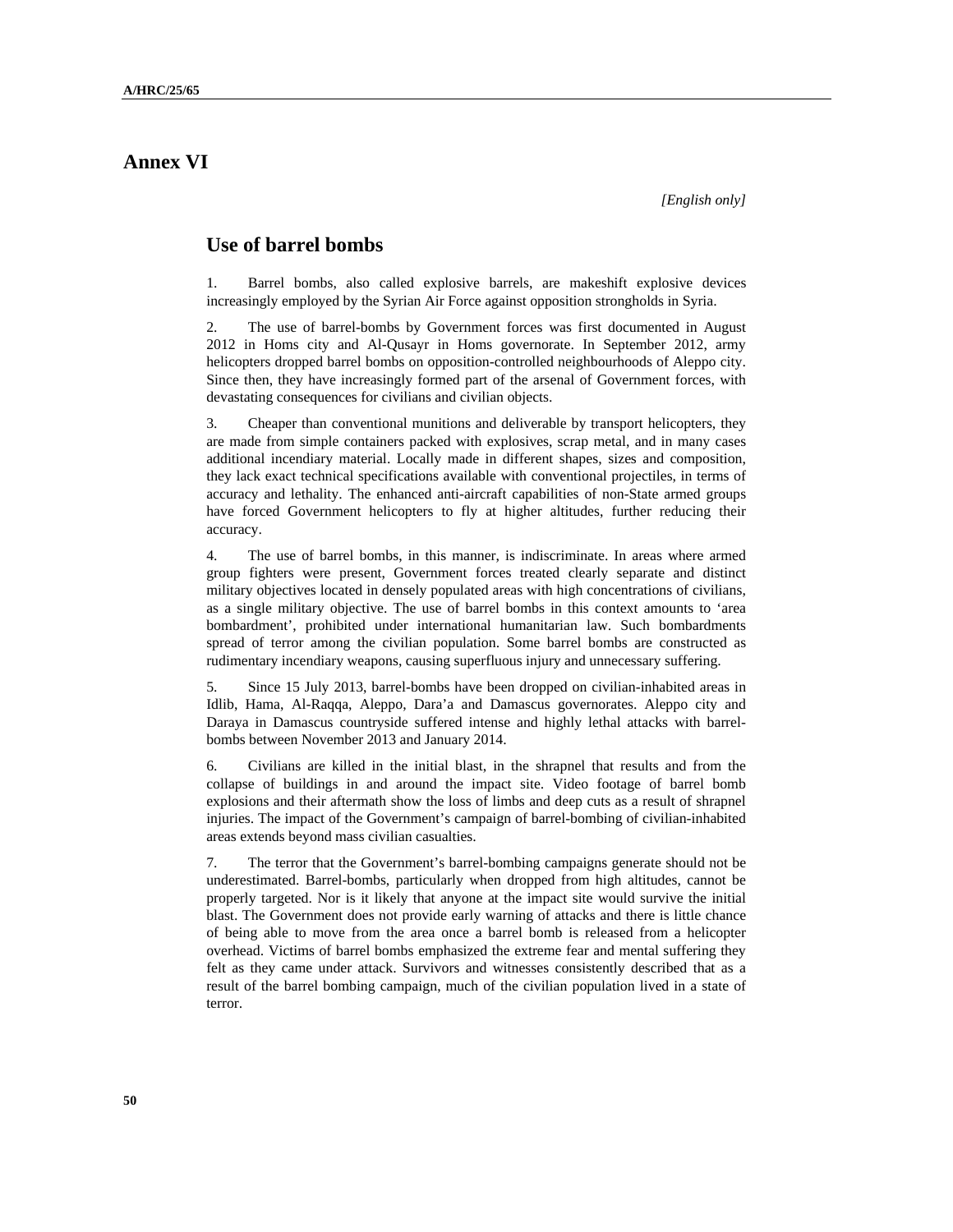# Annex VI

*[English only]*

## Use of barrel bombs

1. Barrel bombs, also called explosive barrels, are makeshift explosive devices increasingly employed by the Syrian Air Force against opposition strongholds in Syria.

2. The use of barrel-bombs by Government forces was first documented in August 2012 in Homs city and Al-Qusayr in Homs governorate. In September 2012, army helicopters dropped barrel bombs on opposition-controlled neighbourhoods of Aleppo city. Since then, they have increasingly formed part of the arsenal of Government forces, with devastating consequences for civilians and civilian objects.

3. Cheaper than conventional munitions and deliverable by transport helicopters, they are made from simple containers packed with explosives, scrap metal, and in many cases additional incendiary material. Locally made in different shapes, sizes and composition, they lack exact technical specifications available with conventional projectiles, in terms of accuracy and lethality. The enhanced anti-aircraft capabilities of non-State armed groups have forced Government helicopters to fly at higher altitudes, further reducing their accuracy.

4. The use of barrel bombs, in this manner, is indiscriminate. In areas where armed group fighters were present, Government forces treated clearly separate and distinct military objectives located in densely populated areas with high concentrations of civilians, as a single military objective. The use of barrel bombs in this context amounts to 'area bombardment', prohibited under international humanitarian law. Such bombardments spread of terror among the civilian population. Some barrel bombs are constructed as rudimentary incendiary weapons, causing superfluous injury and unnecessary suffering.

5. Since 15 July 2013, barrel-bombs have been dropped on civilian-inhabited areas in Idlib, Hama, Al-Raqqa, Aleppo, Dara'a and Damascus governorates. Aleppo city and Daraya in Damascus countryside suffered intense and highly lethal attacks with barrel-bombs between November 2013 and January 2014.

6. Civilians are killed in the initial blast, in the shrapnel that results and from the collapse of buildings in and around the impact site. Video footage of barrel bomb explosions and their aftermath show the loss of limbs and deep cuts as a result of shrapnel injuries. The impact of the Government's campaign of barrel-bombing of civilian-inhabited areas extends beyond mass civilian casualties.

7. The terror that the Government's barrel-bombing campaigns generate should not be underestimated. Barrel-bombs, particularly when dropped from high altitudes, cannot be properly targeted. Nor is it likely that anyone at the impact site would survive the initial blast. The Government does not provide early warning of attacks and there is little chance of being able to move from the area once a barrel bomb is released from a helicopter overhead. Victims of barrel bombs emphasized the extreme fear and mental suffering they felt as they came under attack. Survivors and witnesses consistently described that as a result of the barrel bombing campaign, much of the civilian population lived in a state of terror.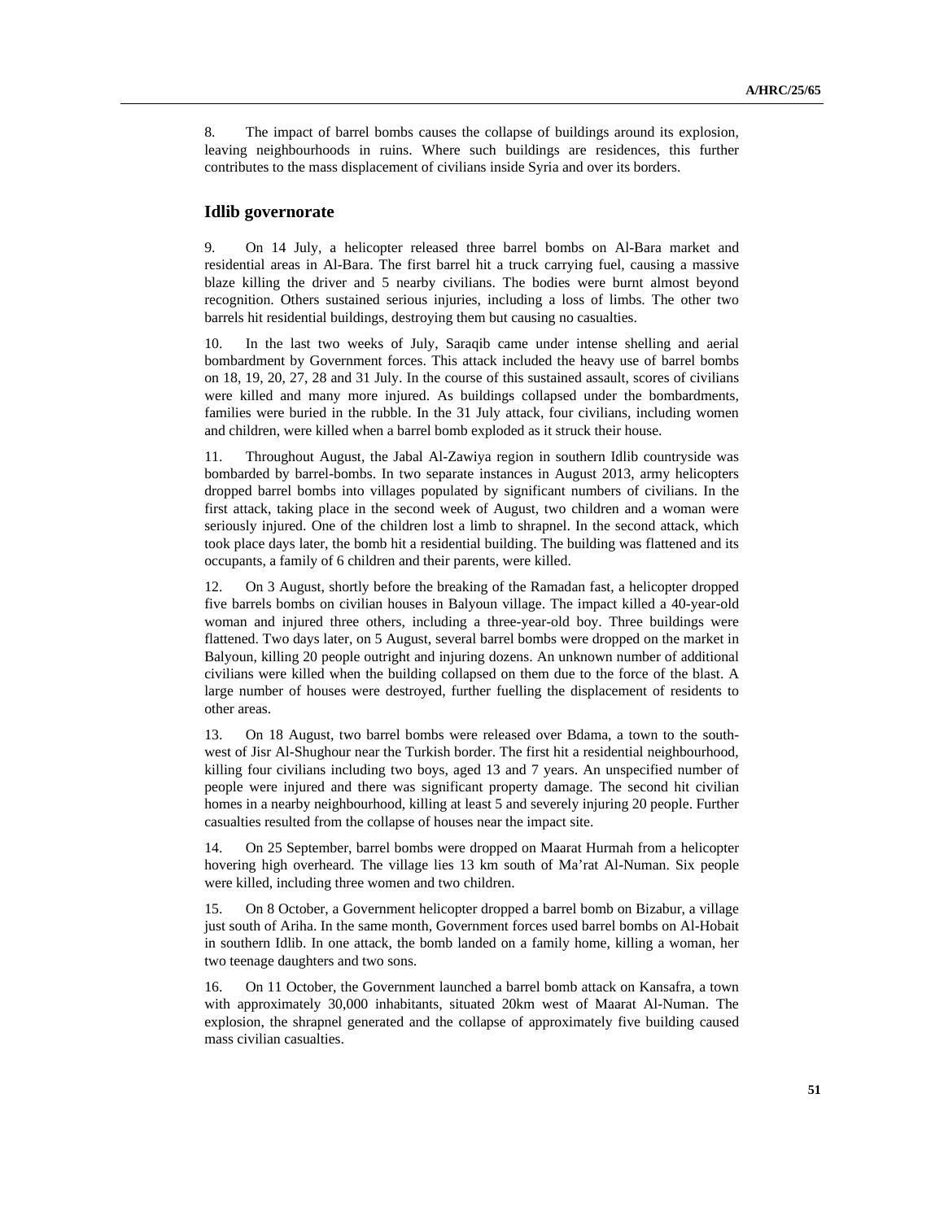8. The impact of barrel bombs causes the collapse of buildings around its explosion, leaving neighbourhoods in ruins. Where such buildings are residences, this further contributes to the mass displacement of civilians inside Syria and over its borders.

### Idlib governorate

9. On 14 July, a helicopter released three barrel bombs on Al-Bara market and residential areas in Al-Bara. The first barrel hit a truck carrying fuel, causing a massive blaze killing the driver and 5 nearby civilians. The bodies were burnt almost beyond recognition. Others sustained serious injuries, including a loss of limbs. The other two barrels hit residential buildings, destroying them but causing no casualties.

10. In the last two weeks of July, Saraqib came under intense shelling and aerial bombardment by Government forces. This attack included the heavy use of barrel bombs on 18, 19, 20, 27, 28 and 31 July. In the course of this sustained assault, scores of civilians were killed and many more injured. As buildings collapsed under the bombardments, families were buried in the rubble. In the 31 July attack, four civilians, including women and children, were killed when a barrel bomb exploded as it struck their house.

11. Throughout August, the Jabal Al-Zawiya region in southern Idlib countryside was bombarded by barrel-bombs. In two separate instances in August 2013, army helicopters dropped barrel bombs into villages populated by significant numbers of civilians. In the first attack, taking place in the second week of August, two children and a woman were seriously injured. One of the children lost a limb to shrapnel. In the second attack, which took place days later, the bomb hit a residential building. The building was flattened and its occupants, a family of 6 children and their parents, were killed.

12. On 3 August, shortly before the breaking of the Ramadan fast, a helicopter dropped five barrels bombs on civilian houses in Balyoun village. The impact killed a 40-year-old woman and injured three others, including a three-year-old boy. Three buildings were flattened. Two days later, on 5 August, several barrel bombs were dropped on the market in Balyoun, killing 20 people outright and injuring dozens. An unknown number of additional civilians were killed when the building collapsed on them due to the force of the blast. A large number of houses were destroyed, further fuelling the displacement of residents to other areas.

13. On 18 August, two barrel bombs were released over Bdama, a town to the south-west of Jisr Al-Shughour near the Turkish border. The first hit a residential neighbourhood, killing four civilians including two boys, aged 13 and 7 years. An unspecified number of people were injured and there was significant property damage. The second hit civilian homes in a nearby neighbourhood, killing at least 5 and severely injuring 20 people. Further casualties resulted from the collapse of houses near the impact site.

14. On 25 September, barrel bombs were dropped on Maarat Hurmah from a helicopter hovering high overheard. The village lies 13 km south of Ma'rat Al-Numan. Six people were killed, including three women and two children.

15. On 8 October, a Government helicopter dropped a barrel bomb on Bizabur, a village just south of Ariha. In the same month, Government forces used barrel bombs on Al-Hobait in southern Idlib. In one attack, the bomb landed on a family home, killing a woman, her two teenage daughters and two sons.

16. On 11 October, the Government launched a barrel bomb attack on Kansafra, a town with approximately 30,000 inhabitants, situated 20km west of Maarat Al-Numan. The explosion, the shrapnel generated and the collapse of approximately five building caused mass civilian casualties.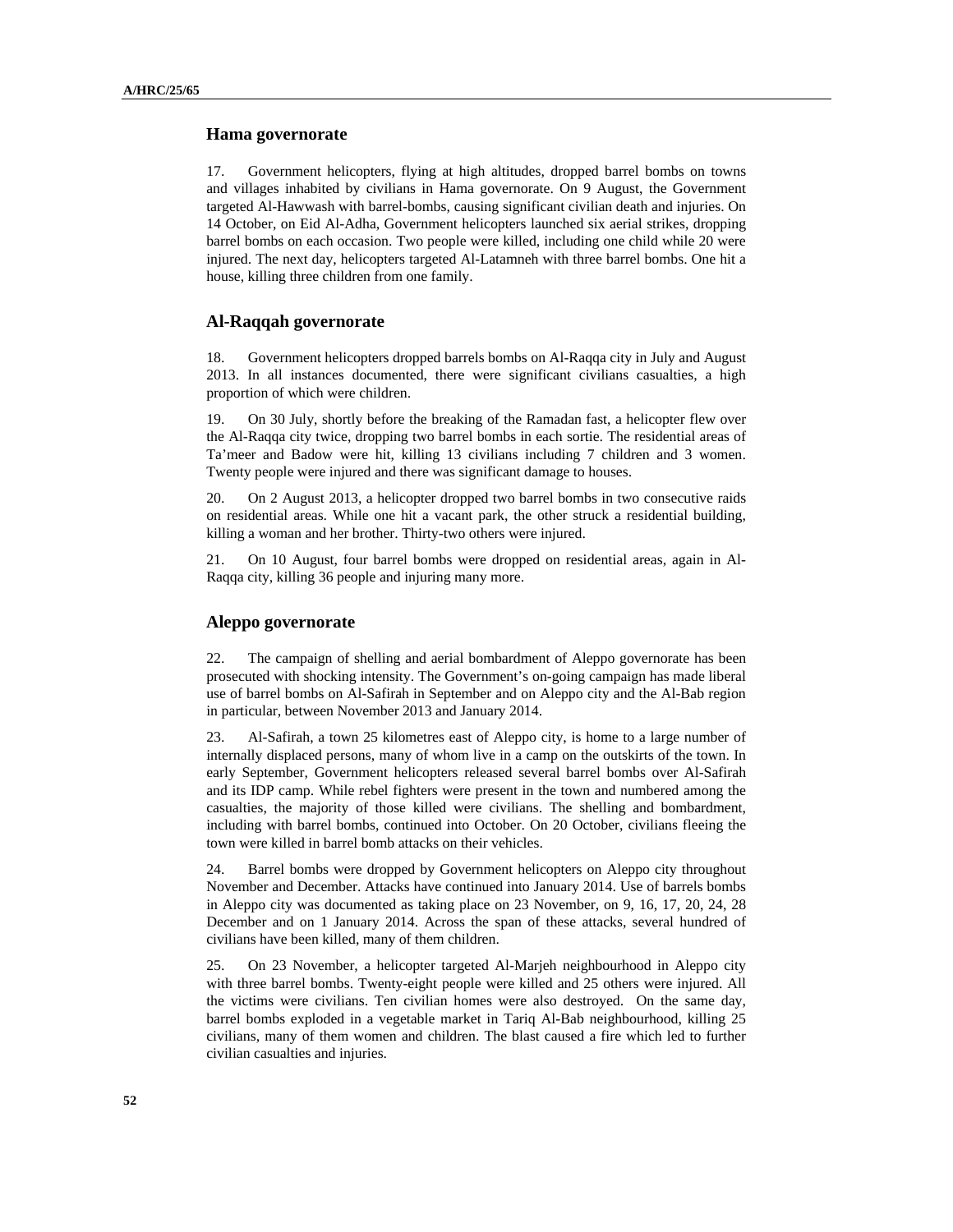### Hama governorate

17. Government helicopters, flying at high altitudes, dropped barrel bombs on towns and villages inhabited by civilians in Hama governorate. On 9 August, the Government targeted Al-Hawwash with barrel-bombs, causing significant civilian death and injuries. On 14 October, on Eid Al-Adha, Government helicopters launched six aerial strikes, dropping barrel bombs on each occasion. Two people were killed, including one child while 20 were injured. The next day, helicopters targeted Al-Latamneh with three barrel bombs. One hit a house, killing three children from one family.

### Al-Raqqah governorate

18. Government helicopters dropped barrels bombs on Al-Raqqa city in July and August 2013. In all instances documented, there were significant civilians casualties, a high proportion of which were children.

19. On 30 July, shortly before the breaking of the Ramadan fast, a helicopter flew over the Al-Raqqa city twice, dropping two barrel bombs in each sortie. The residential areas of Ta'meer and Badow were hit, killing 13 civilians including 7 children and 3 women. Twenty people were injured and there was significant damage to houses.

20. On 2 August 2013, a helicopter dropped two barrel bombs in two consecutive raids on residential areas. While one hit a vacant park, the other struck a residential building, killing a woman and her brother. Thirty-two others were injured.

21. On 10 August, four barrel bombs were dropped on residential areas, again in Al-Raqqa city, killing 36 people and injuring many more.

### Aleppo governorate

22. The campaign of shelling and aerial bombardment of Aleppo governorate has been prosecuted with shocking intensity. The Government's on-going campaign has made liberal use of barrel bombs on Al-Safirah in September and on Aleppo city and the Al-Bab region in particular, between November 2013 and January 2014.

23. Al-Safirah, a town 25 kilometres east of Aleppo city, is home to a large number of internally displaced persons, many of whom live in a camp on the outskirts of the town. In early September, Government helicopters released several barrel bombs over Al-Safirah and its IDP camp. While rebel fighters were present in the town and numbered among the casualties, the majority of those killed were civilians. The shelling and bombardment, including with barrel bombs, continued into October. On 20 October, civilians fleeing the town were killed in barrel bomb attacks on their vehicles.

24. Barrel bombs were dropped by Government helicopters on Aleppo city throughout November and December. Attacks have continued into January 2014. Use of barrels bombs in Aleppo city was documented as taking place on 23 November, on 9, 16, 17, 20, 24, 28 December and on 1 January 2014. Across the span of these attacks, several hundred of civilians have been killed, many of them children.

25. On 23 November, a helicopter targeted Al-Marjeh neighbourhood in Aleppo city with three barrel bombs. Twenty-eight people were killed and 25 others were injured. All the victims were civilians. Ten civilian homes were also destroyed. On the same day, barrel bombs exploded in a vegetable market in Tariq Al-Bab neighbourhood, killing 25 civilians, many of them women and children. The blast caused a fire which led to further civilian casualties and injuries.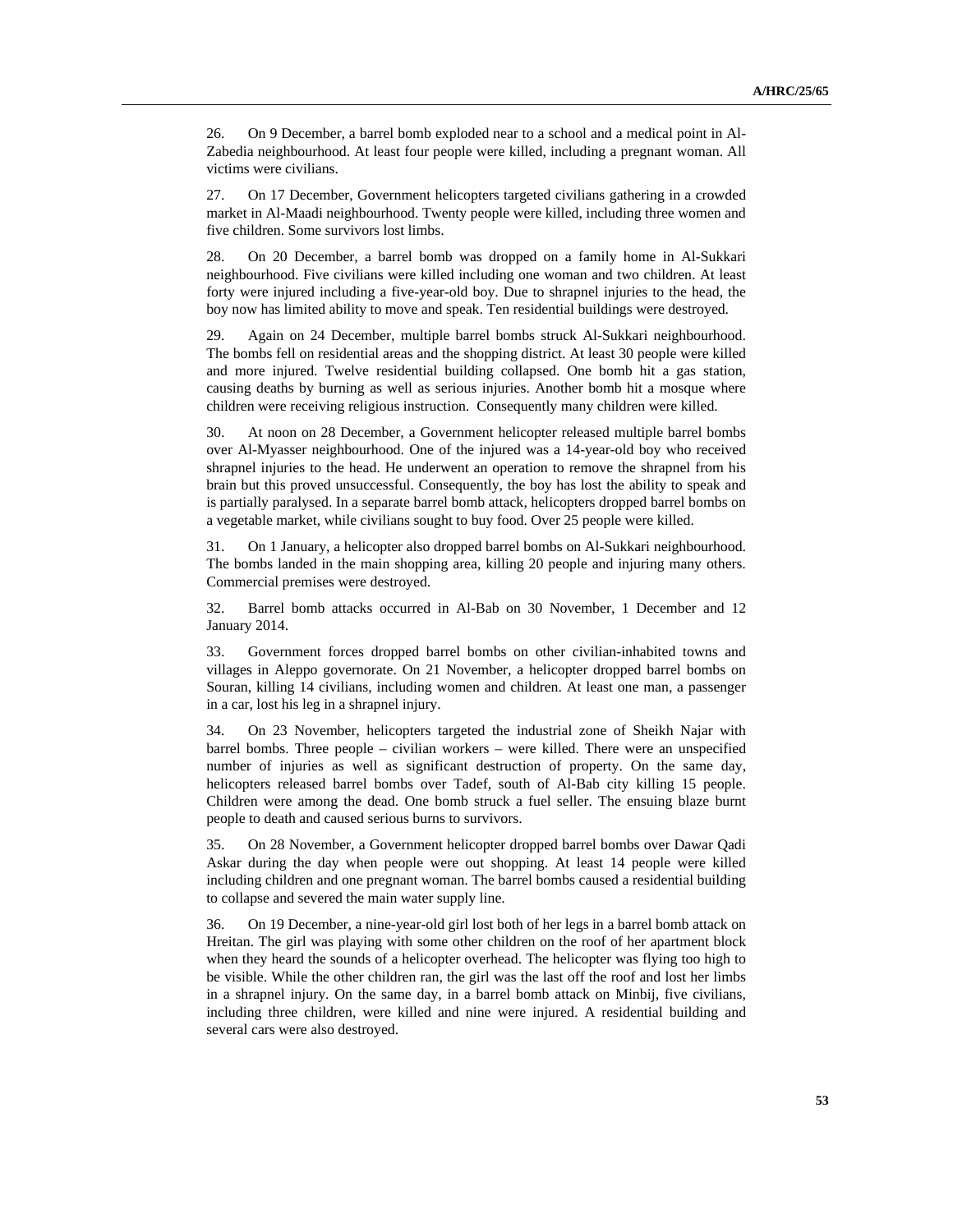26. On 9 December, a barrel bomb exploded near to a school and a medical point in Al-Zabedia neighbourhood. At least four people were killed, including a pregnant woman. All victims were civilians.

27. On 17 December, Government helicopters targeted civilians gathering in a crowded market in Al-Maadi neighbourhood. Twenty people were killed, including three women and five children. Some survivors lost limbs.

28. On 20 December, a barrel bomb was dropped on a family home in Al-Sukkari neighbourhood. Five civilians were killed including one woman and two children. At least forty were injured including a five-year-old boy. Due to shrapnel injuries to the head, the boy now has limited ability to move and speak. Ten residential buildings were destroyed.

29. Again on 24 December, multiple barrel bombs struck Al-Sukkari neighbourhood. The bombs fell on residential areas and the shopping district. At least 30 people were killed and more injured. Twelve residential building collapsed. One bomb hit a gas station, causing deaths by burning as well as serious injuries. Another bomb hit a mosque where children were receiving religious instruction. Consequently many children were killed.

30. At noon on 28 December, a Government helicopter released multiple barrel bombs over Al-Myasser neighbourhood. One of the injured was a 14-year-old boy who received shrapnel injuries to the head. He underwent an operation to remove the shrapnel from his brain but this proved unsuccessful. Consequently, the boy has lost the ability to speak and is partially paralysed. In a separate barrel bomb attack, helicopters dropped barrel bombs on a vegetable market, while civilians sought to buy food. Over 25 people were killed.

31. On 1 January, a helicopter also dropped barrel bombs on Al-Sukkari neighbourhood. The bombs landed in the main shopping area, killing 20 people and injuring many others. Commercial premises were destroyed.

32. Barrel bomb attacks occurred in Al-Bab on 30 November, 1 December and 12 January 2014.

33. Government forces dropped barrel bombs on other civilian-inhabited towns and villages in Aleppo governorate. On 21 November, a helicopter dropped barrel bombs on Souran, killing 14 civilians, including women and children. At least one man, a passenger in a car, lost his leg in a shrapnel injury.

34. On 23 November, helicopters targeted the industrial zone of Sheikh Najar with barrel bombs. Three people – civilian workers – were killed. There were an unspecified number of injuries as well as significant destruction of property. On the same day, helicopters released barrel bombs over Tadef, south of Al-Bab city killing 15 people. Children were among the dead. One bomb struck a fuel seller. The ensuing blaze burnt people to death and caused serious burns to survivors.

35. On 28 November, a Government helicopter dropped barrel bombs over Dawar Qadi Askar during the day when people were out shopping. At least 14 people were killed including children and one pregnant woman. The barrel bombs caused a residential building to collapse and severed the main water supply line.

36. On 19 December, a nine-year-old girl lost both of her legs in a barrel bomb attack on Hreitan. The girl was playing with some other children on the roof of her apartment block when they heard the sounds of a helicopter overhead. The helicopter was flying too high to be visible. While the other children ran, the girl was the last off the roof and lost her limbs in a shrapnel injury. On the same day, in a barrel bomb attack on Minbij, five civilians, including three children, were killed and nine were injured. A residential building and several cars were also destroyed.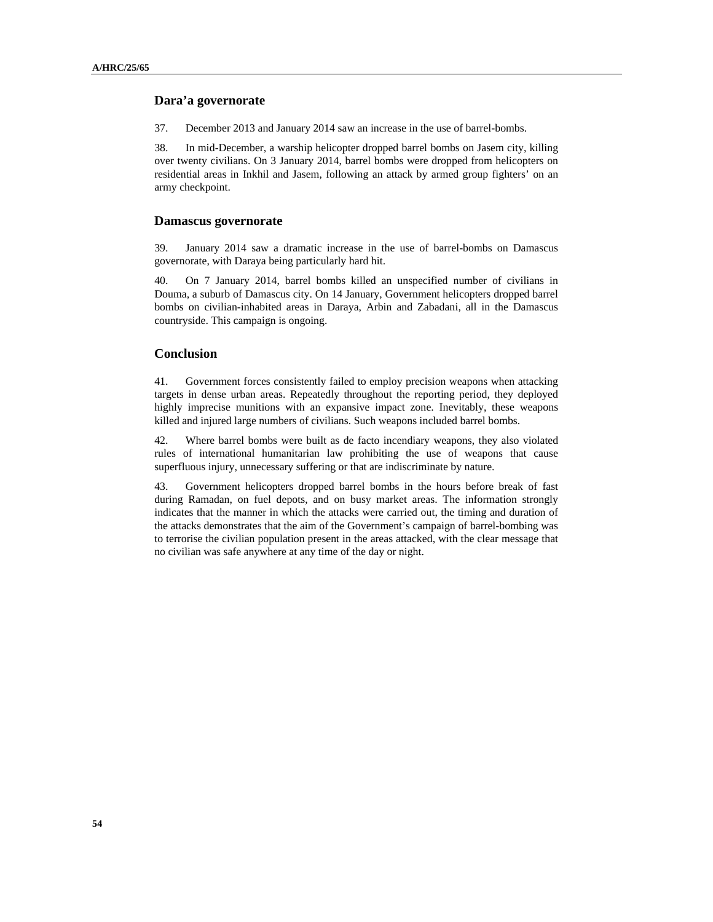### Dara'a governorate

37. December 2013 and January 2014 saw an increase in the use of barrel-bombs.

38. In mid-December, a warship helicopter dropped barrel bombs on Jasem city, killing over twenty civilians. On 3 January 2014, barrel bombs were dropped from helicopters on residential areas in Inkhil and Jasem, following an attack by armed group fighters' on an army checkpoint.

### Damascus governorate

39. January 2014 saw a dramatic increase in the use of barrel-bombs on Damascus governorate, with Daraya being particularly hard hit.

40. On 7 January 2014, barrel bombs killed an unspecified number of civilians in Douma, a suburb of Damascus city. On 14 January, Government helicopters dropped barrel bombs on civilian-inhabited areas in Daraya, Arbin and Zabadani, all in the Damascus countryside. This campaign is ongoing.

### Conclusion

41. Government forces consistently failed to employ precision weapons when attacking targets in dense urban areas. Repeatedly throughout the reporting period, they deployed highly imprecise munitions with an expansive impact zone. Inevitably, these weapons killed and injured large numbers of civilians. Such weapons included barrel bombs.

42. Where barrel bombs were built as de facto incendiary weapons, they also violated rules of international humanitarian law prohibiting the use of weapons that cause superfluous injury, unnecessary suffering or that are indiscriminate by nature.

43. Government helicopters dropped barrel bombs in the hours before break of fast during Ramadan, on fuel depots, and on busy market areas. The information strongly indicates that the manner in which the attacks were carried out, the timing and duration of the attacks demonstrates that the aim of the Government's campaign of barrel-bombing was to terrorise the civilian population present in the areas attacked, with the clear message that no civilian was safe anywhere at any time of the day or night.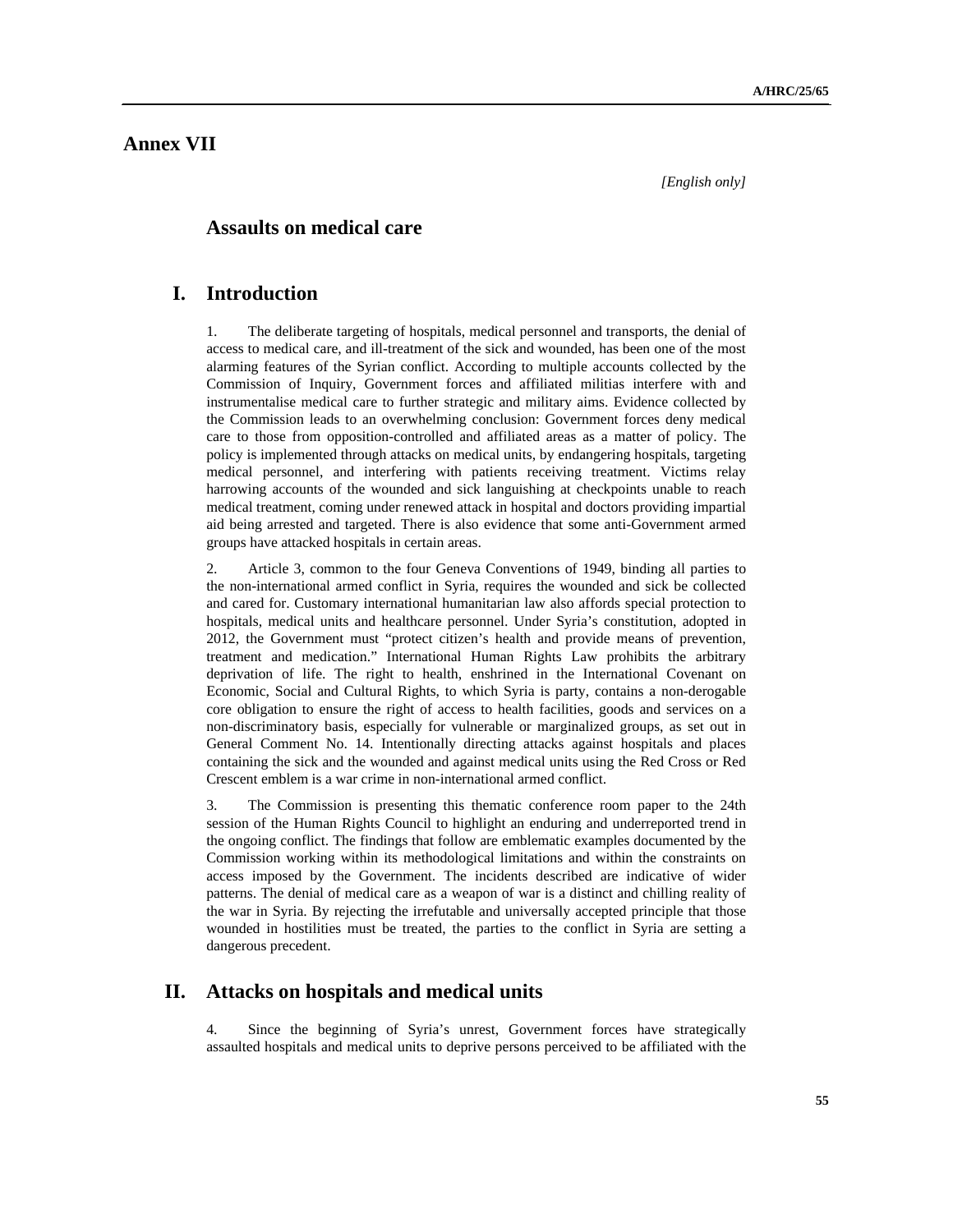# Annex VII

*[English only]*

## Assaults on medical care

## I. Introduction

1. The deliberate targeting of hospitals, medical personnel and transports, the denial of access to medical care, and ill-treatment of the sick and wounded, has been one of the most alarming features of the Syrian conflict. According to multiple accounts collected by the Commission of Inquiry, Government forces and affiliated militias interfere with and instrumentalise medical care to further strategic and military aims. Evidence collected by the Commission leads to an overwhelming conclusion: Government forces deny medical care to those from opposition-controlled and affiliated areas as a matter of policy. The policy is implemented through attacks on medical units, by endangering hospitals, targeting medical personnel, and interfering with patients receiving treatment. Victims relay harrowing accounts of the wounded and sick languishing at checkpoints unable to reach medical treatment, coming under renewed attack in hospital and doctors providing impartial aid being arrested and targeted. There is also evidence that some anti-Government armed groups have attacked hospitals in certain areas.

2. Article 3, common to the four Geneva Conventions of 1949, binding all parties to the non-international armed conflict in Syria, requires the wounded and sick be collected and cared for. Customary international humanitarian law also affords special protection to hospitals, medical units and healthcare personnel. Under Syria's constitution, adopted in 2012, the Government must "protect citizen's health and provide means of prevention, treatment and medication." International Human Rights Law prohibits the arbitrary deprivation of life. The right to health, enshrined in the International Covenant on Economic, Social and Cultural Rights, to which Syria is party, contains a non-derogable core obligation to ensure the right of access to health facilities, goods and services on a non-discriminatory basis, especially for vulnerable or marginalized groups, as set out in General Comment No. 14. Intentionally directing attacks against hospitals and places containing the sick and the wounded and against medical units using the Red Cross or Red Crescent emblem is a war crime in non-international armed conflict.

3. The Commission is presenting this thematic conference room paper to the 24th session of the Human Rights Council to highlight an enduring and underreported trend in the ongoing conflict. The findings that follow are emblematic examples documented by the Commission working within its methodological limitations and within the constraints on access imposed by the Government. The incidents described are indicative of wider patterns. The denial of medical care as a weapon of war is a distinct and chilling reality of the war in Syria. By rejecting the irrefutable and universally accepted principle that those wounded in hostilities must be treated, the parties to the conflict in Syria are setting a dangerous precedent.

## II. Attacks on hospitals and medical units

4. Since the beginning of Syria's unrest, Government forces have strategically assaulted hospitals and medical units to deprive persons perceived to be affiliated with the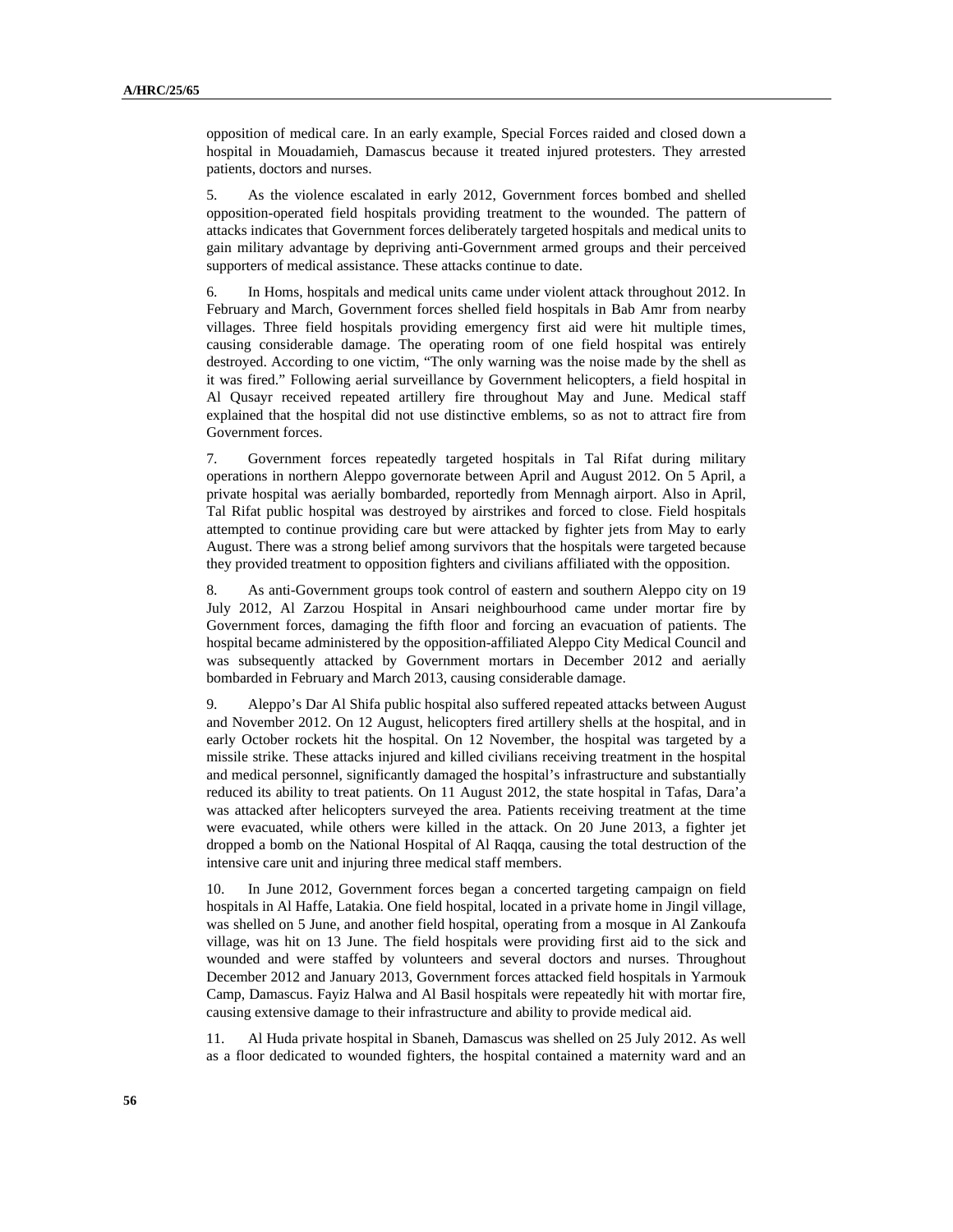opposition of medical care. In an early example, Special Forces raided and closed down a hospital in Mouadamieh, Damascus because it treated injured protesters. They arrested patients, doctors and nurses.

5. As the violence escalated in early 2012, Government forces bombed and shelled opposition-operated field hospitals providing treatment to the wounded. The pattern of attacks indicates that Government forces deliberately targeted hospitals and medical units to gain military advantage by depriving anti-Government armed groups and their perceived supporters of medical assistance. These attacks continue to date.

6. In Homs, hospitals and medical units came under violent attack throughout 2012. In February and March, Government forces shelled field hospitals in Bab Amr from nearby villages. Three field hospitals providing emergency first aid were hit multiple times, causing considerable damage. The operating room of one field hospital was entirely destroyed. According to one victim, "The only warning was the noise made by the shell as it was fired." Following aerial surveillance by Government helicopters, a field hospital in Al Qusayr received repeated artillery fire throughout May and June. Medical staff explained that the hospital did not use distinctive emblems, so as not to attract fire from Government forces.

7. Government forces repeatedly targeted hospitals in Tal Rifat during military operations in northern Aleppo governorate between April and August 2012. On 5 April, a private hospital was aerially bombarded, reportedly from Mennagh airport. Also in April, Tal Rifat public hospital was destroyed by airstrikes and forced to close. Field hospitals attempted to continue providing care but were attacked by fighter jets from May to early August. There was a strong belief among survivors that the hospitals were targeted because they provided treatment to opposition fighters and civilians affiliated with the opposition.

8. As anti-Government groups took control of eastern and southern Aleppo city on 19 July 2012, Al Zarzou Hospital in Ansari neighbourhood came under mortar fire by Government forces, damaging the fifth floor and forcing an evacuation of patients. The hospital became administered by the opposition-affiliated Aleppo City Medical Council and was subsequently attacked by Government mortars in December 2012 and aerially bombarded in February and March 2013, causing considerable damage.

9. Aleppo's Dar Al Shifa public hospital also suffered repeated attacks between August and November 2012. On 12 August, helicopters fired artillery shells at the hospital, and in early October rockets hit the hospital. On 12 November, the hospital was targeted by a missile strike. These attacks injured and killed civilians receiving treatment in the hospital and medical personnel, significantly damaged the hospital's infrastructure and substantially reduced its ability to treat patients. On 11 August 2012, the state hospital in Tafas, Dara'a was attacked after helicopters surveyed the area. Patients receiving treatment at the time were evacuated, while others were killed in the attack. On 20 June 2013, a fighter jet dropped a bomb on the National Hospital of Al Raqqa, causing the total destruction of the intensive care unit and injuring three medical staff members.

10. In June 2012, Government forces began a concerted targeting campaign on field hospitals in Al Haffe, Latakia. One field hospital, located in a private home in Jingil village, was shelled on 5 June, and another field hospital, operating from a mosque in Al Zankoufa village, was hit on 13 June. The field hospitals were providing first aid to the sick and wounded and were staffed by volunteers and several doctors and nurses. Throughout December 2012 and January 2013, Government forces attacked field hospitals in Yarmouk Camp, Damascus. Fayiz Halwa and Al Basil hospitals were repeatedly hit with mortar fire, causing extensive damage to their infrastructure and ability to provide medical aid.

11. Al Huda private hospital in Sbaneh, Damascus was shelled on 25 July 2012. As well as a floor dedicated to wounded fighters, the hospital contained a maternity ward and an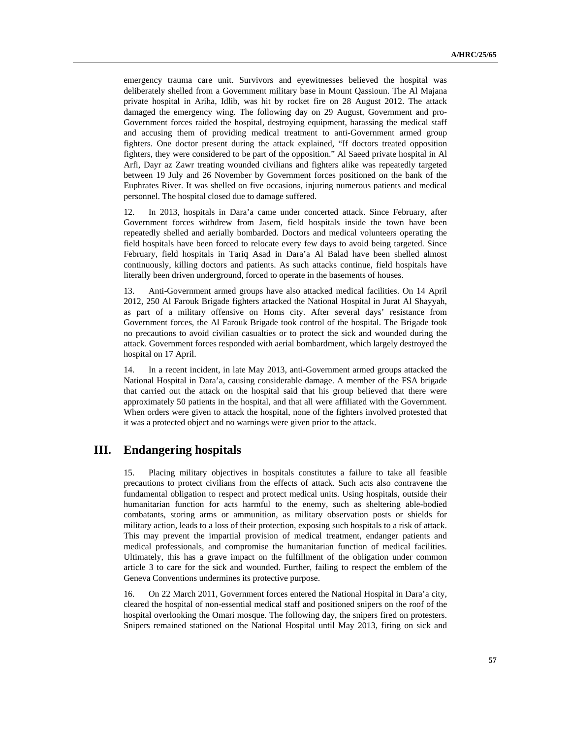emergency trauma care unit. Survivors and eyewitnesses believed the hospital was deliberately shelled from a Government military base in Mount Qassioun. The Al Majana private hospital in Ariha, Idlib, was hit by rocket fire on 28 August 2012. The attack damaged the emergency wing. The following day on 29 August, Government and pro-Government forces raided the hospital, destroying equipment, harassing the medical staff and accusing them of providing medical treatment to anti-Government armed group fighters. One doctor present during the attack explained, "If doctors treated opposition fighters, they were considered to be part of the opposition." Al Saeed private hospital in Al Arfi, Dayr az Zawr treating wounded civilians and fighters alike was repeatedly targeted between 19 July and 26 November by Government forces positioned on the bank of the Euphrates River. It was shelled on five occasions, injuring numerous patients and medical personnel. The hospital closed due to damage suffered.

12. In 2013, hospitals in Dara'a came under concerted attack. Since February, after Government forces withdrew from Jasem, field hospitals inside the town have been repeatedly shelled and aerially bombarded. Doctors and medical volunteers operating the field hospitals have been forced to relocate every few days to avoid being targeted. Since February, field hospitals in Tariq Asad in Dara'a Al Balad have been shelled almost continuously, killing doctors and patients. As such attacks continue, field hospitals have literally been driven underground, forced to operate in the basements of houses.

13. Anti-Government armed groups have also attacked medical facilities. On 14 April 2012, 250 Al Farouk Brigade fighters attacked the National Hospital in Jurat Al Shayyah, as part of a military offensive on Homs city. After several days' resistance from Government forces, the Al Farouk Brigade took control of the hospital. The Brigade took no precautions to avoid civilian casualties or to protect the sick and wounded during the attack. Government forces responded with aerial bombardment, which largely destroyed the hospital on 17 April.

14. In a recent incident, in late May 2013, anti-Government armed groups attacked the National Hospital in Dara'a, causing considerable damage. A member of the FSA brigade that carried out the attack on the hospital said that his group believed that there were approximately 50 patients in the hospital, and that all were affiliated with the Government. When orders were given to attack the hospital, none of the fighters involved protested that it was a protected object and no warnings were given prior to the attack.

## III. Endangering hospitals

15. Placing military objectives in hospitals constitutes a failure to take all feasible precautions to protect civilians from the effects of attack. Such acts also contravene the fundamental obligation to respect and protect medical units. Using hospitals, outside their humanitarian function for acts harmful to the enemy, such as sheltering able-bodied combatants, storing arms or ammunition, as military observation posts or shields for military action, leads to a loss of their protection, exposing such hospitals to a risk of attack. This may prevent the impartial provision of medical treatment, endanger patients and medical professionals, and compromise the humanitarian function of medical facilities. Ultimately, this has a grave impact on the fulfillment of the obligation under common article 3 to care for the sick and wounded. Further, failing to respect the emblem of the Geneva Conventions undermines its protective purpose.

16. On 22 March 2011, Government forces entered the National Hospital in Dara'a city, cleared the hospital of non-essential medical staff and positioned snipers on the roof of the hospital overlooking the Omari mosque. The following day, the snipers fired on protesters. Snipers remained stationed on the National Hospital until May 2013, firing on sick and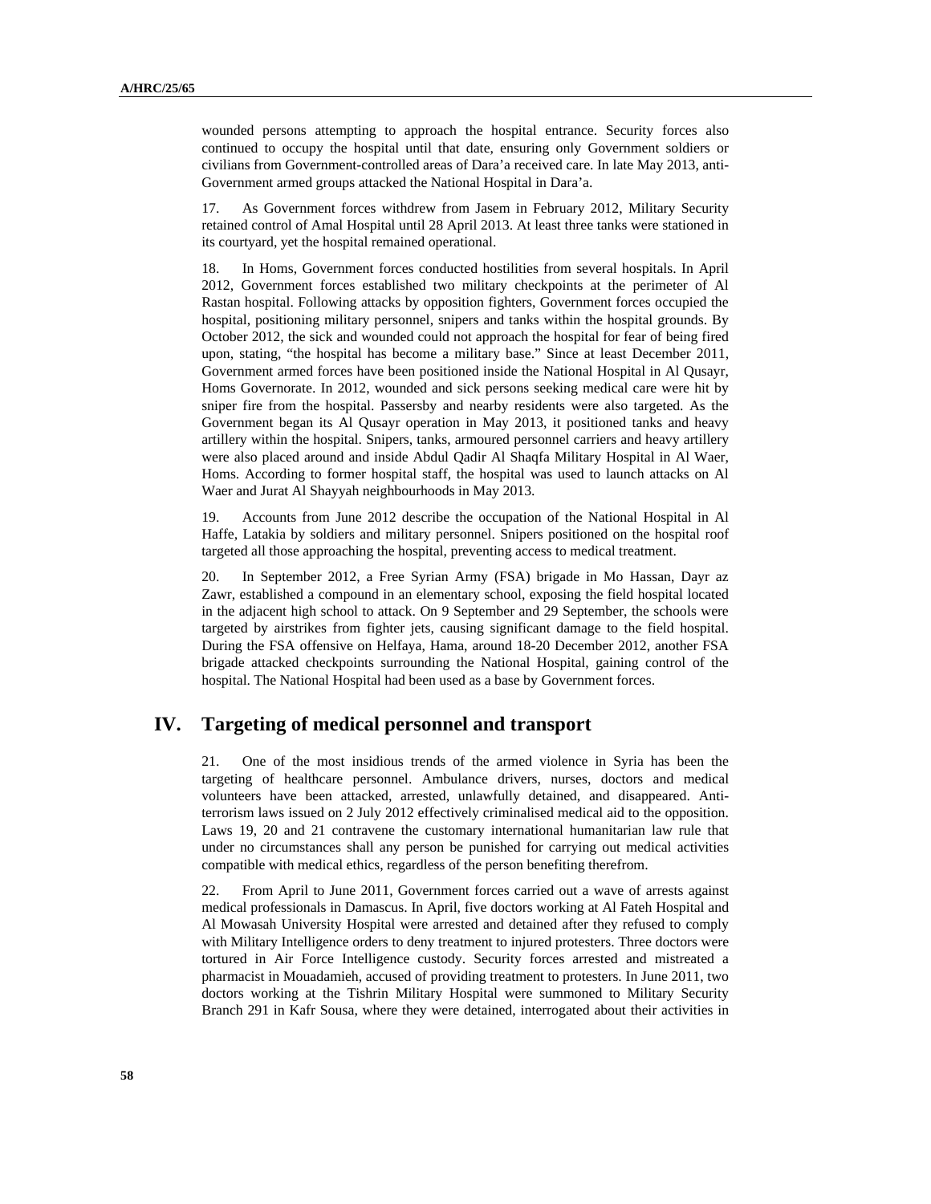wounded persons attempting to approach the hospital entrance. Security forces also continued to occupy the hospital until that date, ensuring only Government soldiers or civilians from Government-controlled areas of Dara'a received care. In late May 2013, anti-Government armed groups attacked the National Hospital in Dara'a.

17. As Government forces withdrew from Jasem in February 2012, Military Security retained control of Amal Hospital until 28 April 2013. At least three tanks were stationed in its courtyard, yet the hospital remained operational.

18. In Homs, Government forces conducted hostilities from several hospitals. In April 2012, Government forces established two military checkpoints at the perimeter of Al Rastan hospital. Following attacks by opposition fighters, Government forces occupied the hospital, positioning military personnel, snipers and tanks within the hospital grounds. By October 2012, the sick and wounded could not approach the hospital for fear of being fired upon, stating, "the hospital has become a military base." Since at least December 2011, Government armed forces have been positioned inside the National Hospital in Al Qusayr, Homs Governorate. In 2012, wounded and sick persons seeking medical care were hit by sniper fire from the hospital. Passersby and nearby residents were also targeted. As the Government began its Al Qusayr operation in May 2013, it positioned tanks and heavy artillery within the hospital. Snipers, tanks, armoured personnel carriers and heavy artillery were also placed around and inside Abdul Qadir Al Shaqfa Military Hospital in Al Waer, Homs. According to former hospital staff, the hospital was used to launch attacks on Al Waer and Jurat Al Shayyah neighbourhoods in May 2013.

19. Accounts from June 2012 describe the occupation of the National Hospital in Al Haffe, Latakia by soldiers and military personnel. Snipers positioned on the hospital roof targeted all those approaching the hospital, preventing access to medical treatment.

20. In September 2012, a Free Syrian Army (FSA) brigade in Mo Hassan, Dayr az Zawr, established a compound in an elementary school, exposing the field hospital located in the adjacent high school to attack. On 9 September and 29 September, the schools were targeted by airstrikes from fighter jets, causing significant damage to the field hospital. During the FSA offensive on Helfaya, Hama, around 18-20 December 2012, another FSA brigade attacked checkpoints surrounding the National Hospital, gaining control of the hospital. The National Hospital had been used as a base by Government forces.

## IV. Targeting of medical personnel and transport

21. One of the most insidious trends of the armed violence in Syria has been the targeting of healthcare personnel. Ambulance drivers, nurses, doctors and medical volunteers have been attacked, arrested, unlawfully detained, and disappeared. Anti-terrorism laws issued on 2 July 2012 effectively criminalised medical aid to the opposition. Laws 19, 20 and 21 contravene the customary international humanitarian law rule that under no circumstances shall any person be punished for carrying out medical activities compatible with medical ethics, regardless of the person benefiting therefrom.

22. From April to June 2011, Government forces carried out a wave of arrests against medical professionals in Damascus. In April, five doctors working at Al Fateh Hospital and Al Mowasah University Hospital were arrested and detained after they refused to comply with Military Intelligence orders to deny treatment to injured protesters. Three doctors were tortured in Air Force Intelligence custody. Security forces arrested and mistreated a pharmacist in Mouadamieh, accused of providing treatment to protesters. In June 2011, two doctors working at the Tishrin Military Hospital were summoned to Military Security Branch 291 in Kafr Sousa, where they were detained, interrogated about their activities in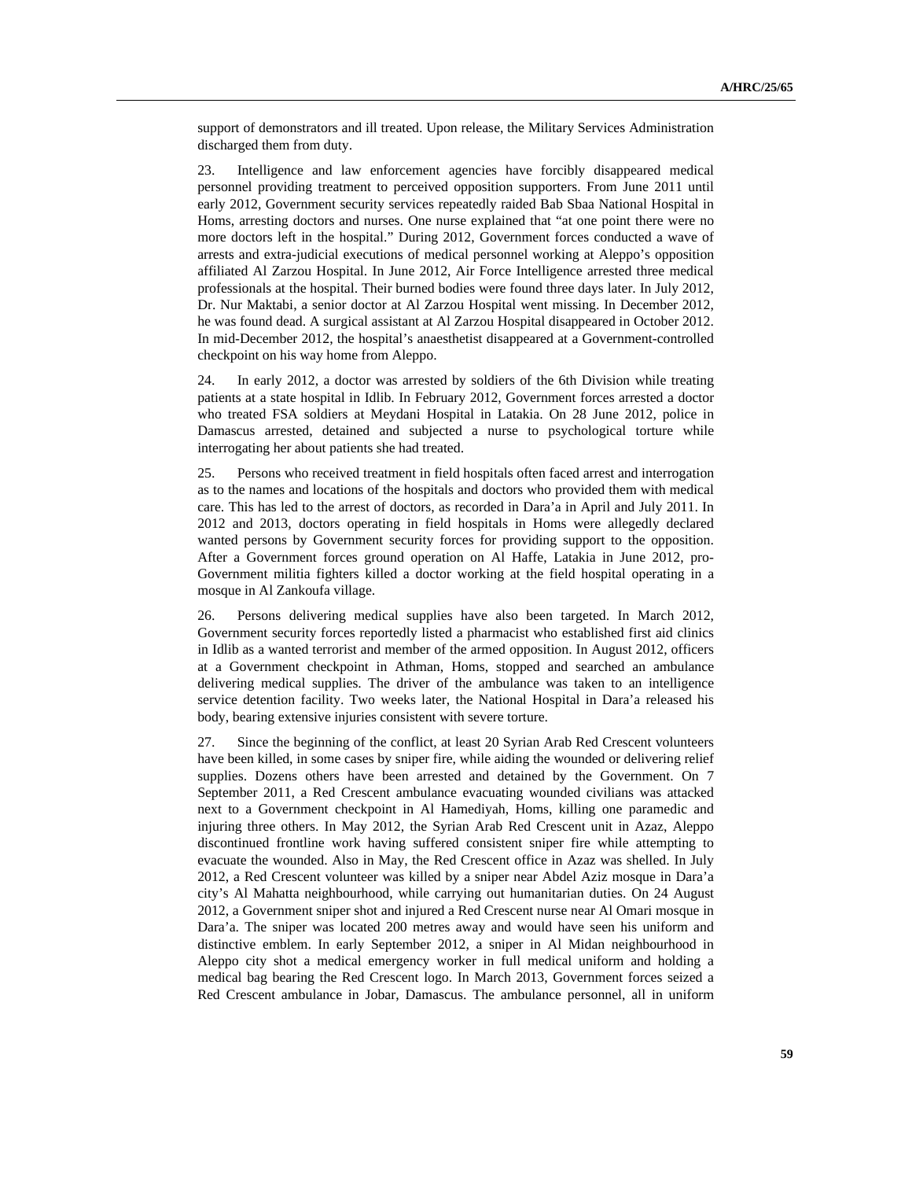support of demonstrators and ill treated. Upon release, the Military Services Administration discharged them from duty.

23. Intelligence and law enforcement agencies have forcibly disappeared medical personnel providing treatment to perceived opposition supporters. From June 2011 until early 2012, Government security services repeatedly raided Bab Sbaa National Hospital in Homs, arresting doctors and nurses. One nurse explained that "at one point there were no more doctors left in the hospital." During 2012, Government forces conducted a wave of arrests and extra-judicial executions of medical personnel working at Aleppo's opposition affiliated Al Zarzou Hospital. In June 2012, Air Force Intelligence arrested three medical professionals at the hospital. Their burned bodies were found three days later. In July 2012, Dr. Nur Maktabi, a senior doctor at Al Zarzou Hospital went missing. In December 2012, he was found dead. A surgical assistant at Al Zarzou Hospital disappeared in October 2012. In mid-December 2012, the hospital's anaesthetist disappeared at a Government-controlled checkpoint on his way home from Aleppo.

24. In early 2012, a doctor was arrested by soldiers of the 6th Division while treating patients at a state hospital in Idlib. In February 2012, Government forces arrested a doctor who treated FSA soldiers at Meydani Hospital in Latakia. On 28 June 2012, police in Damascus arrested, detained and subjected a nurse to psychological torture while interrogating her about patients she had treated.

25. Persons who received treatment in field hospitals often faced arrest and interrogation as to the names and locations of the hospitals and doctors who provided them with medical care. This has led to the arrest of doctors, as recorded in Dara'a in April and July 2011. In 2012 and 2013, doctors operating in field hospitals in Homs were allegedly declared wanted persons by Government security forces for providing support to the opposition. After a Government forces ground operation on Al Haffe, Latakia in June 2012, pro-Government militia fighters killed a doctor working at the field hospital operating in a mosque in Al Zankoufa village.

26. Persons delivering medical supplies have also been targeted. In March 2012, Government security forces reportedly listed a pharmacist who established first aid clinics in Idlib as a wanted terrorist and member of the armed opposition. In August 2012, officers at a Government checkpoint in Athman, Homs, stopped and searched an ambulance delivering medical supplies. The driver of the ambulance was taken to an intelligence service detention facility. Two weeks later, the National Hospital in Dara'a released his body, bearing extensive injuries consistent with severe torture.

27. Since the beginning of the conflict, at least 20 Syrian Arab Red Crescent volunteers have been killed, in some cases by sniper fire, while aiding the wounded or delivering relief supplies. Dozens others have been arrested and detained by the Government. On 7 September 2011, a Red Crescent ambulance evacuating wounded civilians was attacked next to a Government checkpoint in Al Hamediyah, Homs, killing one paramedic and injuring three others. In May 2012, the Syrian Arab Red Crescent unit in Azaz, Aleppo discontinued frontline work having suffered consistent sniper fire while attempting to evacuate the wounded. Also in May, the Red Crescent office in Azaz was shelled. In July 2012, a Red Crescent volunteer was killed by a sniper near Abdel Aziz mosque in Dara'a city's Al Mahatta neighbourhood, while carrying out humanitarian duties. On 24 August 2012, a Government sniper shot and injured a Red Crescent nurse near Al Omari mosque in Dara'a. The sniper was located 200 metres away and would have seen his uniform and distinctive emblem. In early September 2012, a sniper in Al Midan neighbourhood in Aleppo city shot a medical emergency worker in full medical uniform and holding a medical bag bearing the Red Crescent logo. In March 2013, Government forces seized a Red Crescent ambulance in Jobar, Damascus. The ambulance personnel, all in uniform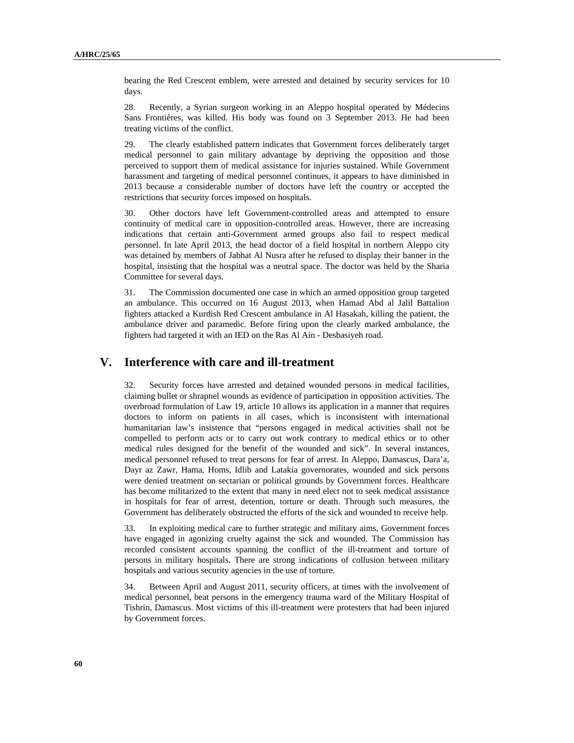bearing the Red Crescent emblem, were arrested and detained by security services for 10 days.

28. Recently, a Syrian surgeon working in an Aleppo hospital operated by Médecins Sans Frontières, was killed. His body was found on 3 September 2013. He had been treating victims of the conflict.

29. The clearly established pattern indicates that Government forces deliberately target medical personnel to gain military advantage by depriving the opposition and those perceived to support them of medical assistance for injuries sustained. While Government harassment and targeting of medical personnel continues, it appears to have diminished in 2013 because a considerable number of doctors have left the country or accepted the restrictions that security forces imposed on hospitals.

30. Other doctors have left Government-controlled areas and attempted to ensure continuity of medical care in opposition-controlled areas. However, there are increasing indications that certain anti-Government armed groups also fail to respect medical personnel. In late April 2013, the head doctor of a field hospital in northern Aleppo city was detained by members of Jabhat Al Nusra after he refused to display their banner in the hospital, insisting that the hospital was a neutral space. The doctor was held by the Sharia Committee for several days.

31. The Commission documented one case in which an armed opposition group targeted an ambulance. This occurred on 16 August 2013, when Hamad Abd al Jalil Battalion fighters attacked a Kurdish Red Crescent ambulance in Al Hasakah, killing the patient, the ambulance driver and paramedic. Before firing upon the clearly marked ambulance, the fighters had targeted it with an IED on the Ras Al Ain - Desbasiyeh road.

## V. Interference with care and ill-treatment

32. Security forces have arrested and detained wounded persons in medical facilities, claiming bullet or shrapnel wounds as evidence of participation in opposition activities. The overbroad formulation of Law 19, article 10 allows its application in a manner that requires doctors to inform on patients in all cases, which is inconsistent with international humanitarian law's insistence that "persons engaged in medical activities shall not be compelled to perform acts or to carry out work contrary to medical ethics or to other medical rules designed for the benefit of the wounded and sick". In several instances, medical personnel refused to treat persons for fear of arrest. In Aleppo, Damascus, Dara'a, Dayr az Zawr, Hama, Homs, Idlib and Latakia governorates, wounded and sick persons were denied treatment on sectarian or political grounds by Government forces. Healthcare has become militarized to the extent that many in need elect not to seek medical assistance in hospitals for fear of arrest, detention, torture or death. Through such measures, the Government has deliberately obstructed the efforts of the sick and wounded to receive help.

33. In exploiting medical care to further strategic and military aims, Government forces have engaged in agonizing cruelty against the sick and wounded. The Commission has recorded consistent accounts spanning the conflict of the ill-treatment and torture of persons in military hospitals. There are strong indications of collusion between military hospitals and various security agencies in the use of torture.

34. Between April and August 2011, security officers, at times with the involvement of medical personnel, beat persons in the emergency trauma ward of the Military Hospital of Tishrin, Damascus. Most victims of this ill-treatment were protesters that had been injured by Government forces.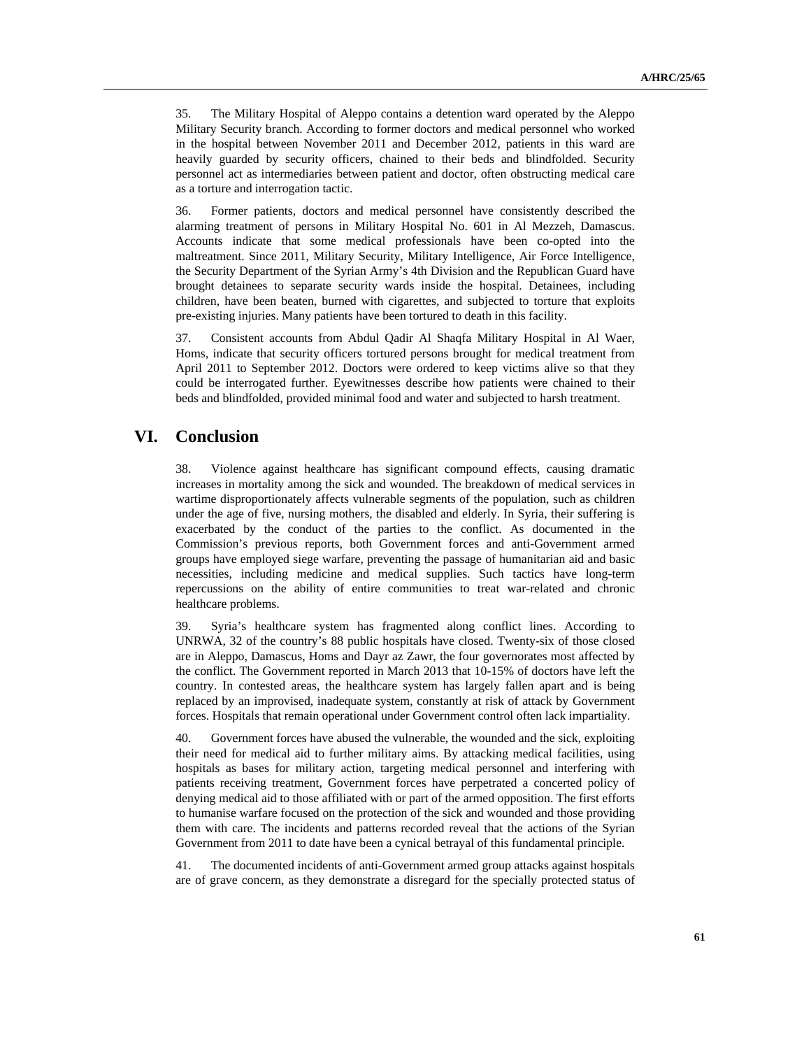35. The Military Hospital of Aleppo contains a detention ward operated by the Aleppo Military Security branch. According to former doctors and medical personnel who worked in the hospital between November 2011 and December 2012, patients in this ward are heavily guarded by security officers, chained to their beds and blindfolded. Security personnel act as intermediaries between patient and doctor, often obstructing medical care as a torture and interrogation tactic.

36. Former patients, doctors and medical personnel have consistently described the alarming treatment of persons in Military Hospital No. 601 in Al Mezzeh, Damascus. Accounts indicate that some medical professionals have been co-opted into the maltreatment. Since 2011, Military Security, Military Intelligence, Air Force Intelligence, the Security Department of the Syrian Army's 4th Division and the Republican Guard have brought detainees to separate security wards inside the hospital. Detainees, including children, have been beaten, burned with cigarettes, and subjected to torture that exploits pre-existing injuries. Many patients have been tortured to death in this facility.

37. Consistent accounts from Abdul Qadir Al Shaqfa Military Hospital in Al Waer, Homs, indicate that security officers tortured persons brought for medical treatment from April 2011 to September 2012. Doctors were ordered to keep victims alive so that they could be interrogated further. Eyewitnesses describe how patients were chained to their beds and blindfolded, provided minimal food and water and subjected to harsh treatment.

# VI. Conclusion

38. Violence against healthcare has significant compound effects, causing dramatic increases in mortality among the sick and wounded. The breakdown of medical services in wartime disproportionately affects vulnerable segments of the population, such as children under the age of five, nursing mothers, the disabled and elderly. In Syria, their suffering is exacerbated by the conduct of the parties to the conflict. As documented in the Commission's previous reports, both Government forces and anti-Government armed groups have employed siege warfare, preventing the passage of humanitarian aid and basic necessities, including medicine and medical supplies. Such tactics have long-term repercussions on the ability of entire communities to treat war-related and chronic healthcare problems.

39. Syria's healthcare system has fragmented along conflict lines. According to UNRWA, 32 of the country's 88 public hospitals have closed. Twenty-six of those closed are in Aleppo, Damascus, Homs and Dayr az Zawr, the four governorates most affected by the conflict. The Government reported in March 2013 that 10-15% of doctors have left the country. In contested areas, the healthcare system has largely fallen apart and is being replaced by an improvised, inadequate system, constantly at risk of attack by Government forces. Hospitals that remain operational under Government control often lack impartiality.

40. Government forces have abused the vulnerable, the wounded and the sick, exploiting their need for medical aid to further military aims. By attacking medical facilities, using hospitals as bases for military action, targeting medical personnel and interfering with patients receiving treatment, Government forces have perpetrated a concerted policy of denying medical aid to those affiliated with or part of the armed opposition. The first efforts to humanise warfare focused on the protection of the sick and wounded and those providing them with care. The incidents and patterns recorded reveal that the actions of the Syrian Government from 2011 to date have been a cynical betrayal of this fundamental principle.

41. The documented incidents of anti-Government armed group attacks against hospitals are of grave concern, as they demonstrate a disregard for the specially protected status of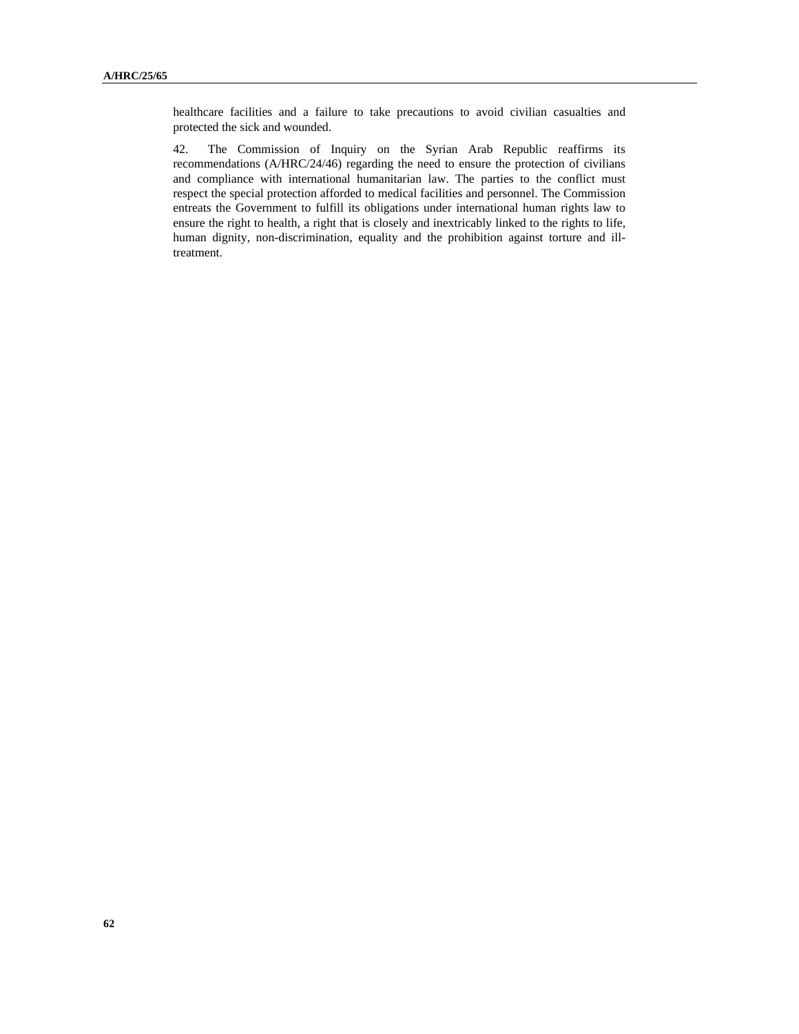healthcare facilities and a failure to take precautions to avoid civilian casualties and protected the sick and wounded.

42. The Commission of Inquiry on the Syrian Arab Republic reaffirms its recommendations (A/HRC/24/46) regarding the need to ensure the protection of civilians and compliance with international humanitarian law. The parties to the conflict must respect the special protection afforded to medical facilities and personnel. The Commission entreats the Government to fulfill its obligations under international human rights law to ensure the right to health, a right that is closely and inextricably linked to the rights to life, human dignity, non-discrimination, equality and the prohibition against torture and ill-treatment.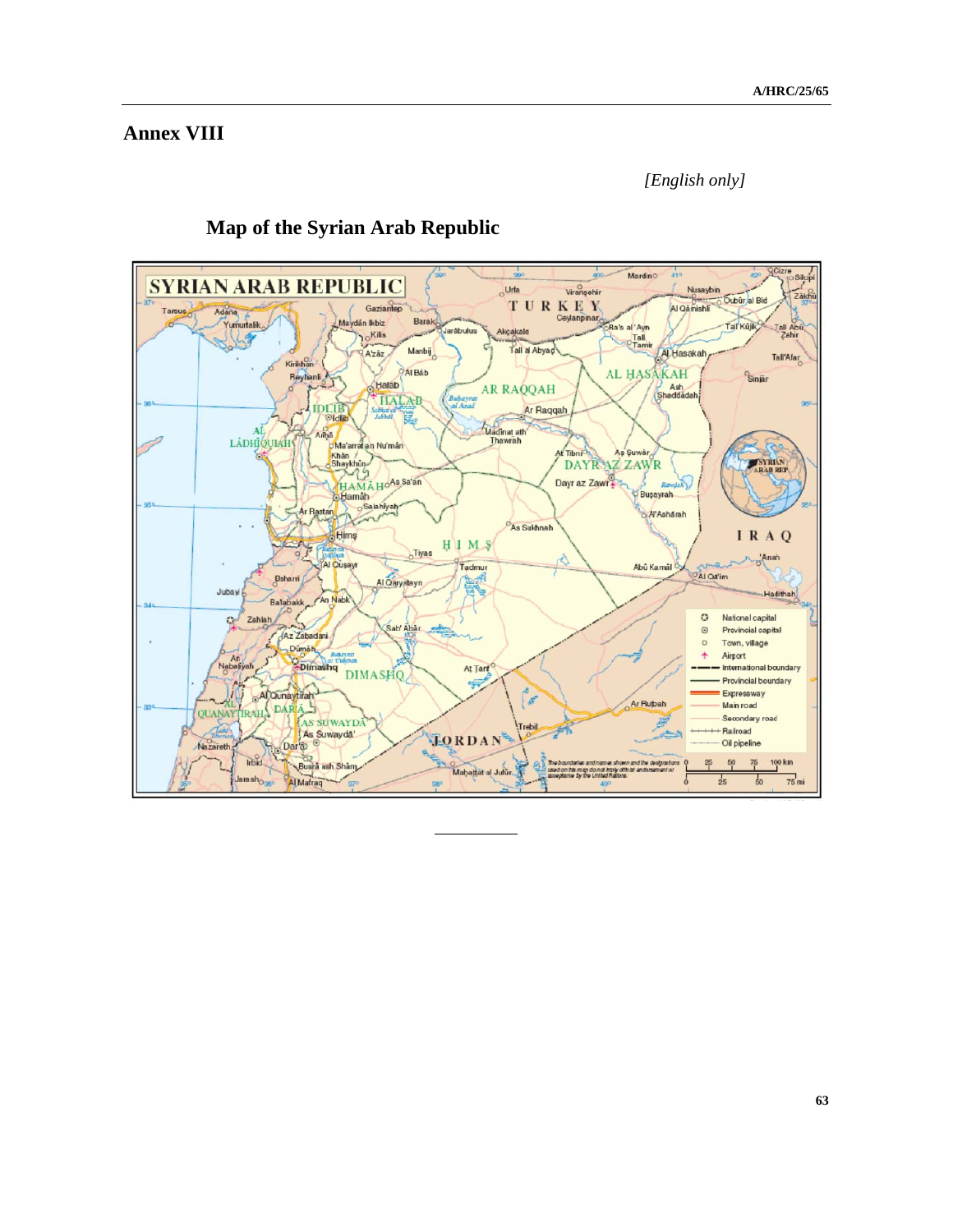# Annex VIII

*[English only]*

## Map of the Syrian Arab Republic